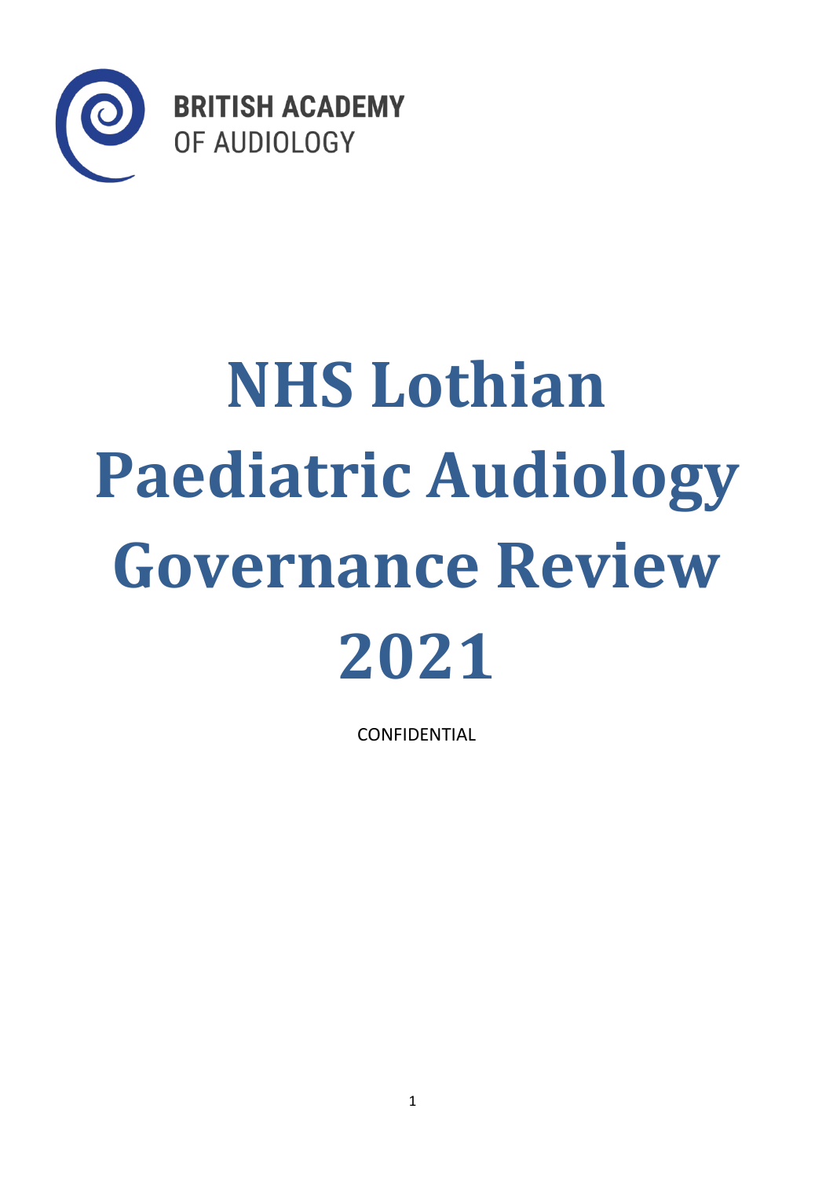BRITISH ACADEMY
OF AUDIOLOGY

# NHS Lothian Paediatric Audiology Governance Review 2021

CONFIDENTIAL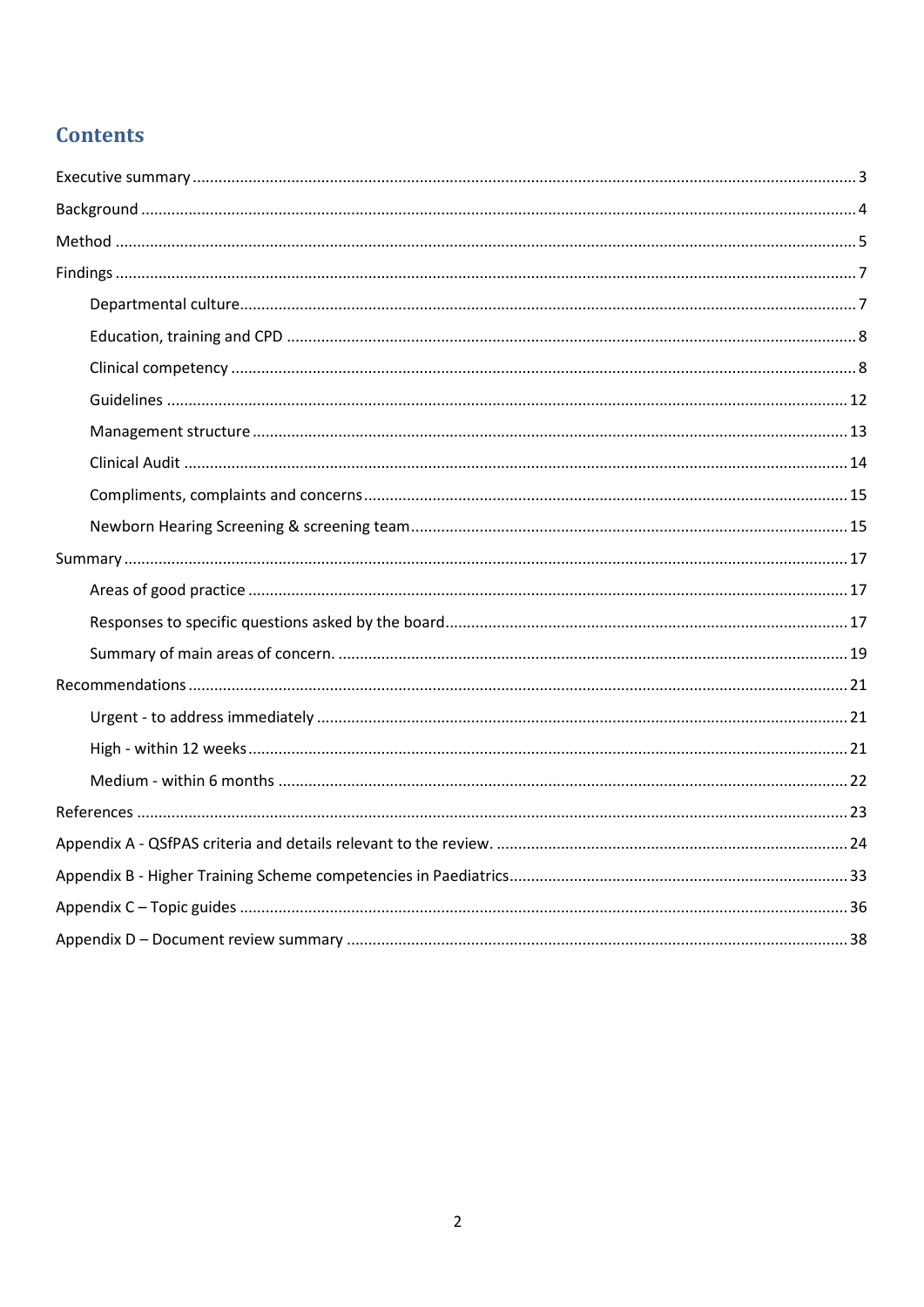# Contents

Executive summary ........................................................ 3

Background ........................................................ 4

Method ........................................................ 5

Findings ........................................................ 7

- Departmental culture ........................................................ 7
- Education, training and CPD ........................................................ 8
- Clinical competency ........................................................ 8
- Guidelines ........................................................ 12
- Management structure ........................................................ 13
- Clinical Audit ........................................................ 14
- Compliments, complaints and concerns ........................................................ 15
- Newborn Hearing Screening & screening team ........................................................ 15

Summary ........................................................ 17

- Areas of good practice ........................................................ 17
- Responses to specific questions asked by the board ........................................................ 17
- Summary of main areas of concern. ........................................................ 19

Recommendations ........................................................ 21

- Urgent - to address immediately ........................................................ 21
- High - within 12 weeks ........................................................ 21
- Medium - within 6 months ........................................................ 22

References ........................................................ 23

Appendix A - QSfPAS criteria and details relevant to the review. ........................................................ 24

Appendix B - Higher Training Scheme competencies in Paediatrics ........................................................ 33

Appendix C – Topic guides ........................................................ 36

Appendix D – Document review summary ........................................................ 38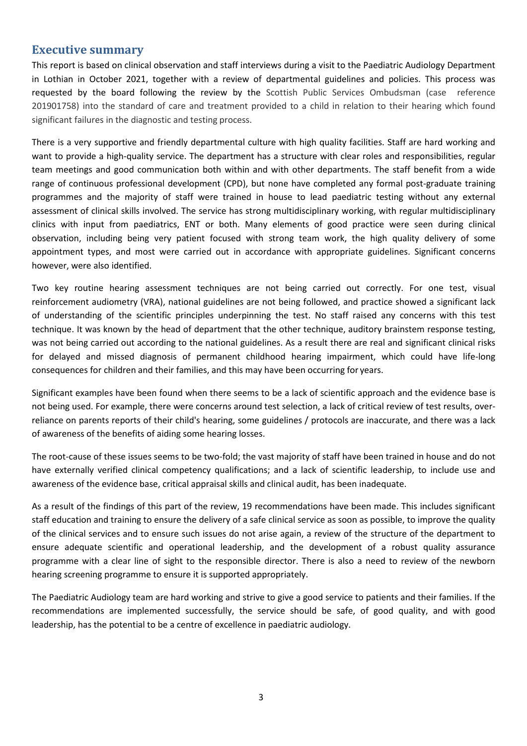## Executive summary

This report is based on clinical observation and staff interviews during a visit to the Paediatric Audiology Department in Lothian in October 2021, together with a review of departmental guidelines and policies. This process was requested by the board following the review by the Scottish Public Services Ombudsman (case reference 201901758) into the standard of care and treatment provided to a child in relation to their hearing which found significant failures in the diagnostic and testing process.

There is a very supportive and friendly departmental culture with high quality facilities. Staff are hard working and want to provide a high-quality service. The department has a structure with clear roles and responsibilities, regular team meetings and good communication both within and with other departments. The staff benefit from a wide range of continuous professional development (CPD), but none have completed any formal post-graduate training programmes and the majority of staff were trained in house to lead paediatric testing without any external assessment of clinical skills involved. The service has strong multidisciplinary working, with regular multidisciplinary clinics with input from paediatrics, ENT or both. Many elements of good practice were seen during clinical observation, including being very patient focused with strong team work, the high quality delivery of some appointment types, and most were carried out in accordance with appropriate guidelines. Significant concerns however, were also identified.

Two key routine hearing assessment techniques are not being carried out correctly. For one test, visual reinforcement audiometry (VRA), national guidelines are not being followed, and practice showed a significant lack of understanding of the scientific principles underpinning the test. No staff raised any concerns with this test technique. It was known by the head of department that the other technique, auditory brainstem response testing, was not being carried out according to the national guidelines. As a result there are real and significant clinical risks for delayed and missed diagnosis of permanent childhood hearing impairment, which could have life-long consequences for children and their families, and this may have been occurring for years.

Significant examples have been found when there seems to be a lack of scientific approach and the evidence base is not being used. For example, there were concerns around test selection, a lack of critical review of test results, over-reliance on parents reports of their child's hearing, some guidelines / protocols are inaccurate, and there was a lack of awareness of the benefits of aiding some hearing losses.

The root-cause of these issues seems to be two-fold; the vast majority of staff have been trained in house and do not have externally verified clinical competency qualifications; and a lack of scientific leadership, to include use and awareness of the evidence base, critical appraisal skills and clinical audit, has been inadequate.

As a result of the findings of this part of the review, 19 recommendations have been made. This includes significant staff education and training to ensure the delivery of a safe clinical service as soon as possible, to improve the quality of the clinical services and to ensure such issues do not arise again, a review of the structure of the department to ensure adequate scientific and operational leadership, and the development of a robust quality assurance programme with a clear line of sight to the responsible director. There is also a need to review of the newborn hearing screening programme to ensure it is supported appropriately.

The Paediatric Audiology team are hard working and strive to give a good service to patients and their families. If the recommendations are implemented successfully, the service should be safe, of good quality, and with good leadership, has the potential to be a centre of excellence in paediatric audiology.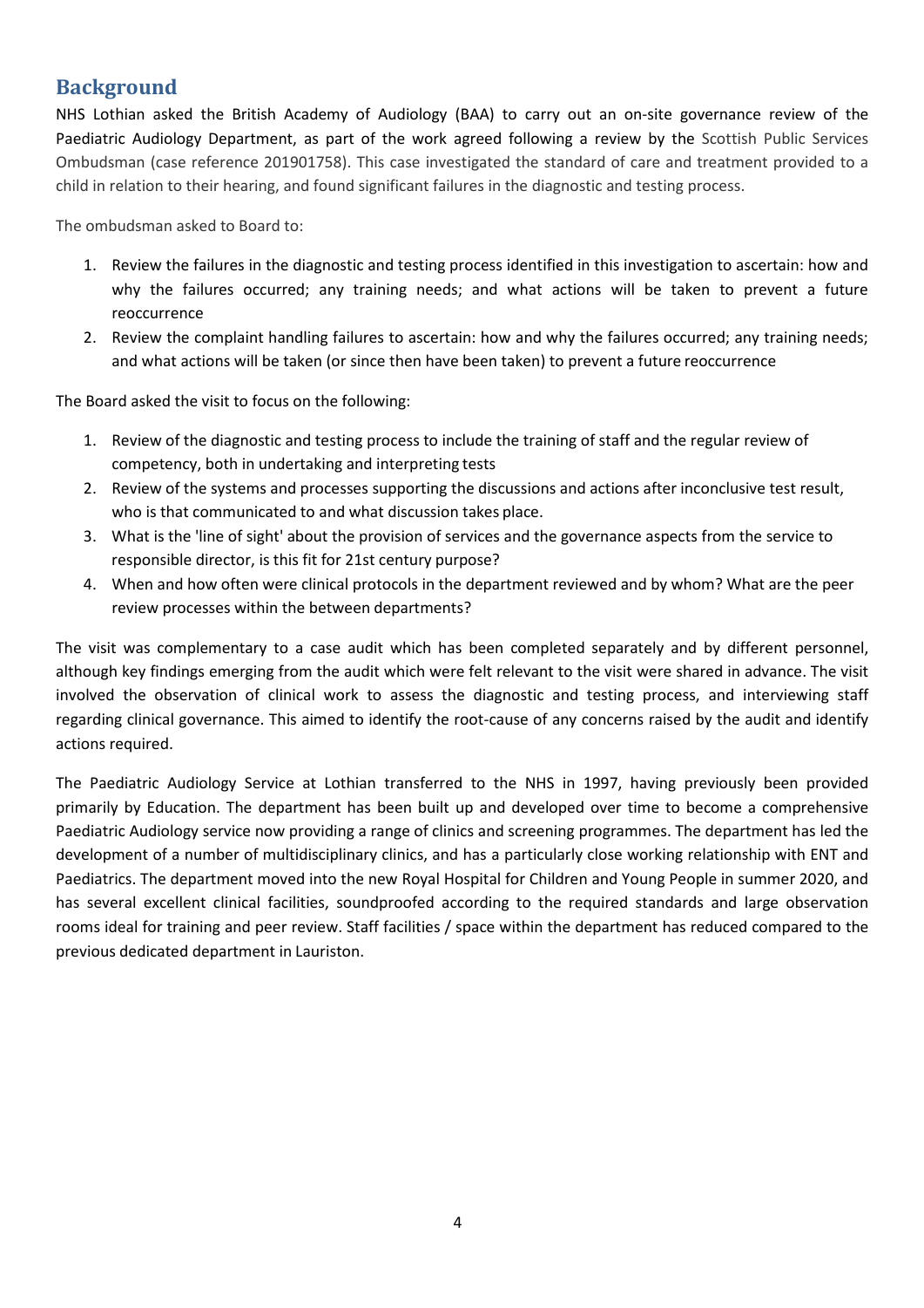## Background

NHS Lothian asked the British Academy of Audiology (BAA) to carry out an on-site governance review of the Paediatric Audiology Department, as part of the work agreed following a review by the Scottish Public Services Ombudsman (case reference 201901758). This case investigated the standard of care and treatment provided to a child in relation to their hearing, and found significant failures in the diagnostic and testing process.

The ombudsman asked to Board to:

1. Review the failures in the diagnostic and testing process identified in this investigation to ascertain: how and why the failures occurred; any training needs; and what actions will be taken to prevent a future reoccurrence
2. Review the complaint handling failures to ascertain: how and why the failures occurred; any training needs; and what actions will be taken (or since then have been taken) to prevent a future reoccurrence

The Board asked the visit to focus on the following:

1. Review of the diagnostic and testing process to include the training of staff and the regular review of competency, both in undertaking and interpreting tests
2. Review of the systems and processes supporting the discussions and actions after inconclusive test result, who is that communicated to and what discussion takes place.
3. What is the 'line of sight' about the provision of services and the governance aspects from the service to responsible director, is this fit for 21st century purpose?
4. When and how often were clinical protocols in the department reviewed and by whom? What are the peer review processes within the between departments?

The visit was complementary to a case audit which has been completed separately and by different personnel, although key findings emerging from the audit which were felt relevant to the visit were shared in advance. The visit involved the observation of clinical work to assess the diagnostic and testing process, and interviewing staff regarding clinical governance. This aimed to identify the root-cause of any concerns raised by the audit and identify actions required.

The Paediatric Audiology Service at Lothian transferred to the NHS in 1997, having previously been provided primarily by Education. The department has been built up and developed over time to become a comprehensive Paediatric Audiology service now providing a range of clinics and screening programmes. The department has led the development of a number of multidisciplinary clinics, and has a particularly close working relationship with ENT and Paediatrics. The department moved into the new Royal Hospital for Children and Young People in summer 2020, and has several excellent clinical facilities, soundproofed according to the required standards and large observation rooms ideal for training and peer review. Staff facilities / space within the department has reduced compared to the previous dedicated department in Lauriston.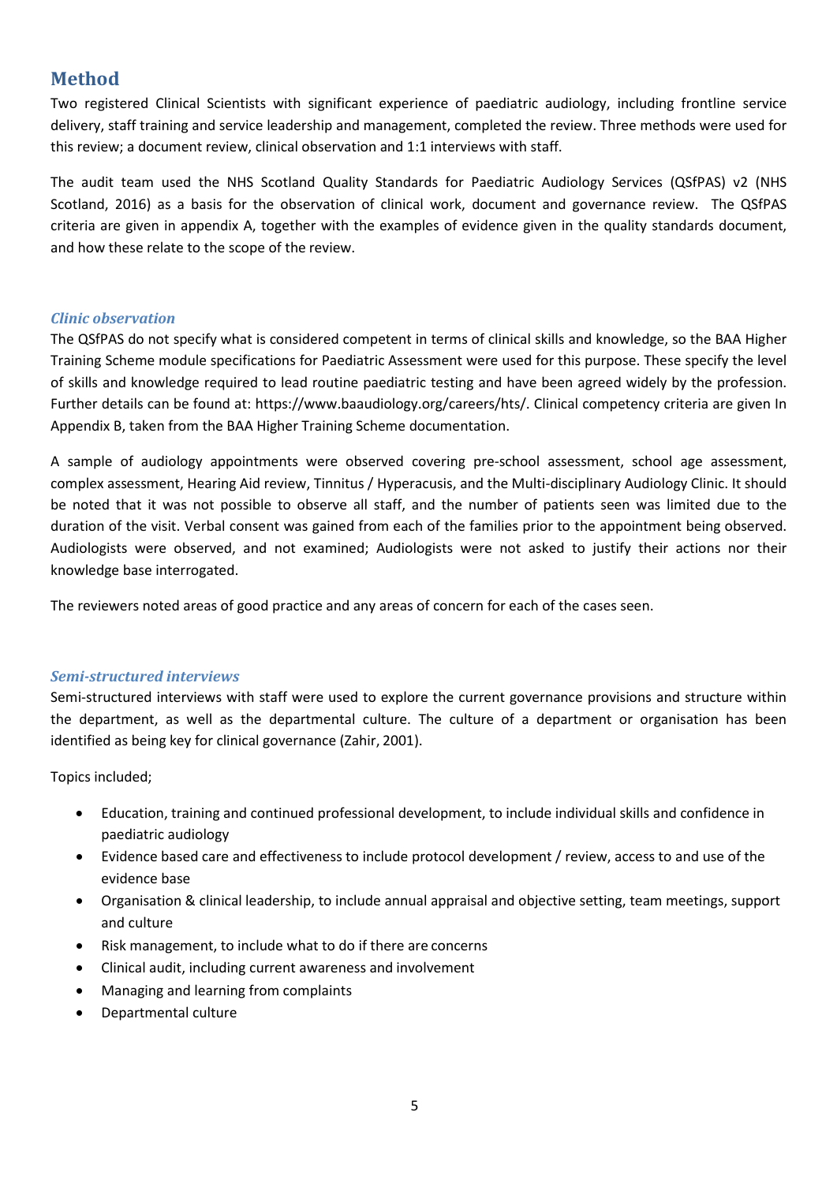## Method

Two registered Clinical Scientists with significant experience of paediatric audiology, including frontline service delivery, staff training and service leadership and management, completed the review. Three methods were used for this review; a document review, clinical observation and 1:1 interviews with staff.

The audit team used the NHS Scotland Quality Standards for Paediatric Audiology Services (QSfPAS) v2 (NHS Scotland, 2016) as a basis for the observation of clinical work, document and governance review. The QSfPAS criteria are given in appendix A, together with the examples of evidence given in the quality standards document, and how these relate to the scope of the review.

### *Clinic observation*

The QSfPAS do not specify what is considered competent in terms of clinical skills and knowledge, so the BAA Higher Training Scheme module specifications for Paediatric Assessment were used for this purpose. These specify the level of skills and knowledge required to lead routine paediatric testing and have been agreed widely by the profession. Further details can be found at: https://www.baaudiology.org/careers/hts/. Clinical competency criteria are given In Appendix B, taken from the BAA Higher Training Scheme documentation.

A sample of audiology appointments were observed covering pre-school assessment, school age assessment, complex assessment, Hearing Aid review, Tinnitus / Hyperacusis, and the Multi-disciplinary Audiology Clinic. It should be noted that it was not possible to observe all staff, and the number of patients seen was limited due to the duration of the visit. Verbal consent was gained from each of the families prior to the appointment being observed. Audiologists were observed, and not examined; Audiologists were not asked to justify their actions nor their knowledge base interrogated.

The reviewers noted areas of good practice and any areas of concern for each of the cases seen.

### *Semi-structured interviews*

Semi-structured interviews with staff were used to explore the current governance provisions and structure within the department, as well as the departmental culture. The culture of a department or organisation has been identified as being key for clinical governance (Zahir, 2001).

Topics included;

- Education, training and continued professional development, to include individual skills and confidence in paediatric audiology
- Evidence based care and effectiveness to include protocol development / review, access to and use of the evidence base
- Organisation & clinical leadership, to include annual appraisal and objective setting, team meetings, support and culture
- Risk management, to include what to do if there are concerns
- Clinical audit, including current awareness and involvement
- Managing and learning from complaints
- Departmental culture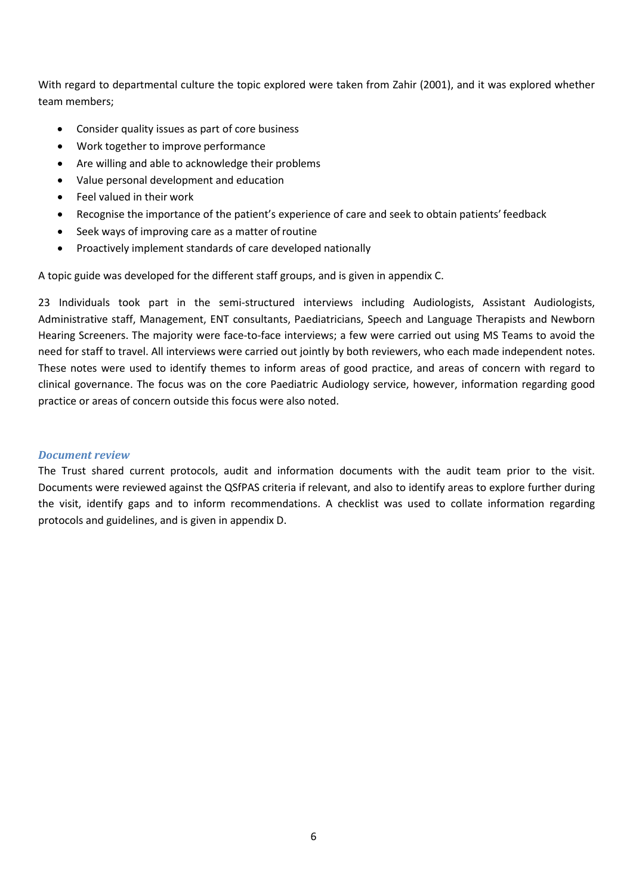With regard to departmental culture the topic explored were taken from Zahir (2001), and it was explored whether team members;

- Consider quality issues as part of core business
- Work together to improve performance
- Are willing and able to acknowledge their problems
- Value personal development and education
- Feel valued in their work
- Recognise the importance of the patient's experience of care and seek to obtain patients' feedback
- Seek ways of improving care as a matter of routine
- Proactively implement standards of care developed nationally

A topic guide was developed for the different staff groups, and is given in appendix C.

23 Individuals took part in the semi-structured interviews including Audiologists, Assistant Audiologists, Administrative staff, Management, ENT consultants, Paediatricians, Speech and Language Therapists and Newborn Hearing Screeners. The majority were face-to-face interviews; a few were carried out using MS Teams to avoid the need for staff to travel. All interviews were carried out jointly by both reviewers, who each made independent notes. These notes were used to identify themes to inform areas of good practice, and areas of concern with regard to clinical governance. The focus was on the core Paediatric Audiology service, however, information regarding good practice or areas of concern outside this focus were also noted.

### *Document review*

The Trust shared current protocols, audit and information documents with the audit team prior to the visit. Documents were reviewed against the QSfPAS criteria if relevant, and also to identify areas to explore further during the visit, identify gaps and to inform recommendations. A checklist was used to collate information regarding protocols and guidelines, and is given in appendix D.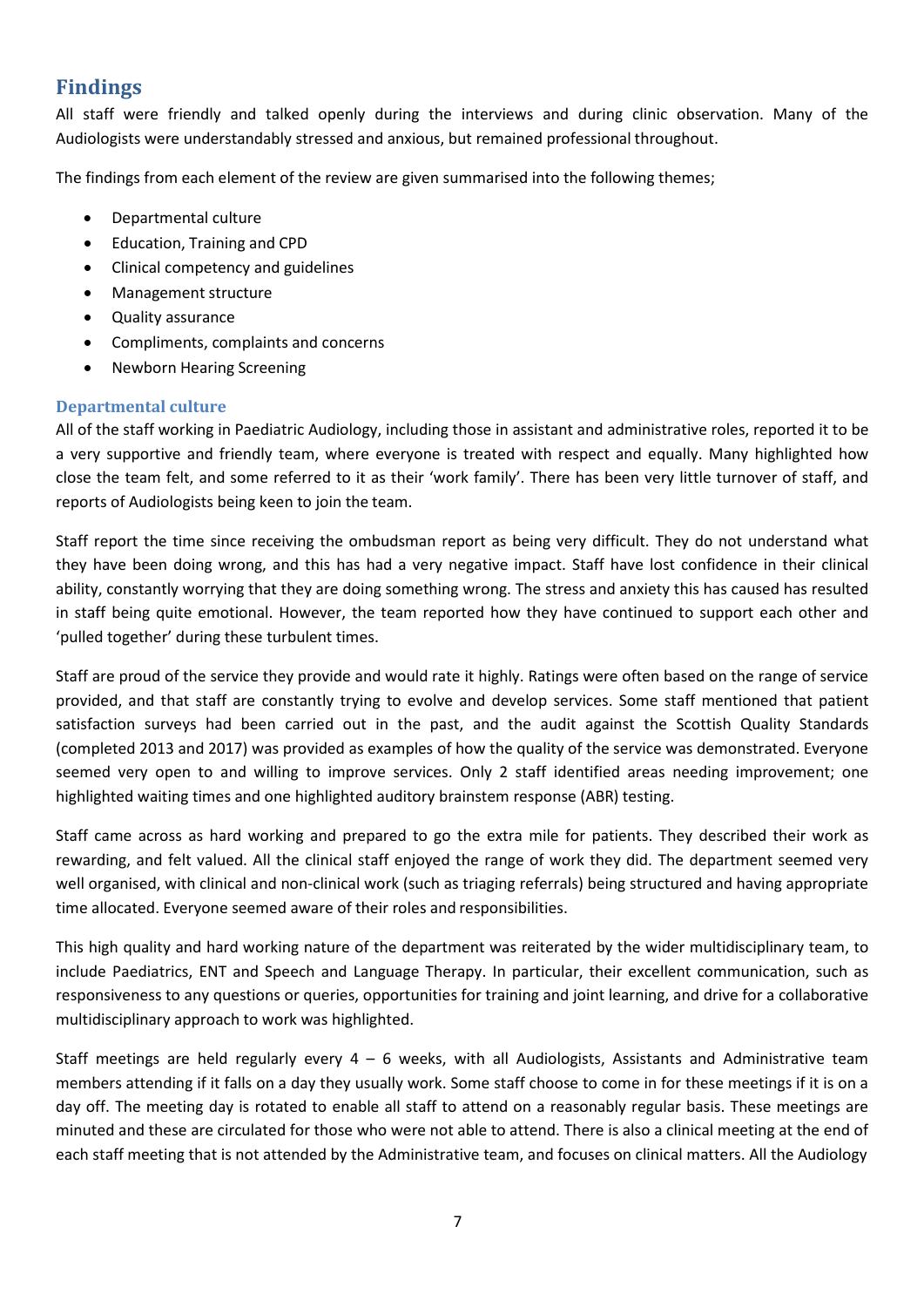## Findings

All staff were friendly and talked openly during the interviews and during clinic observation. Many of the Audiologists were understandably stressed and anxious, but remained professional throughout.

The findings from each element of the review are given summarised into the following themes;

- Departmental culture
- Education, Training and CPD
- Clinical competency and guidelines
- Management structure
- Quality assurance
- Compliments, complaints and concerns
- Newborn Hearing Screening

### Departmental culture

All of the staff working in Paediatric Audiology, including those in assistant and administrative roles, reported it to be a very supportive and friendly team, where everyone is treated with respect and equally. Many highlighted how close the team felt, and some referred to it as their 'work family'. There has been very little turnover of staff, and reports of Audiologists being keen to join the team.

Staff report the time since receiving the ombudsman report as being very difficult. They do not understand what they have been doing wrong, and this has had a very negative impact. Staff have lost confidence in their clinical ability, constantly worrying that they are doing something wrong. The stress and anxiety this has caused has resulted in staff being quite emotional. However, the team reported how they have continued to support each other and 'pulled together' during these turbulent times.

Staff are proud of the service they provide and would rate it highly. Ratings were often based on the range of service provided, and that staff are constantly trying to evolve and develop services. Some staff mentioned that patient satisfaction surveys had been carried out in the past, and the audit against the Scottish Quality Standards (completed 2013 and 2017) was provided as examples of how the quality of the service was demonstrated. Everyone seemed very open to and willing to improve services. Only 2 staff identified areas needing improvement; one highlighted waiting times and one highlighted auditory brainstem response (ABR) testing.

Staff came across as hard working and prepared to go the extra mile for patients. They described their work as rewarding, and felt valued. All the clinical staff enjoyed the range of work they did. The department seemed very well organised, with clinical and non-clinical work (such as triaging referrals) being structured and having appropriate time allocated. Everyone seemed aware of their roles and responsibilities.

This high quality and hard working nature of the department was reiterated by the wider multidisciplinary team, to include Paediatrics, ENT and Speech and Language Therapy. In particular, their excellent communication, such as responsiveness to any questions or queries, opportunities for training and joint learning, and drive for a collaborative multidisciplinary approach to work was highlighted.

Staff meetings are held regularly every 4 – 6 weeks, with all Audiologists, Assistants and Administrative team members attending if it falls on a day they usually work. Some staff choose to come in for these meetings if it is on a day off. The meeting day is rotated to enable all staff to attend on a reasonably regular basis. These meetings are minuted and these are circulated for those who were not able to attend. There is also a clinical meeting at the end of each staff meeting that is not attended by the Administrative team, and focuses on clinical matters. All the Audiology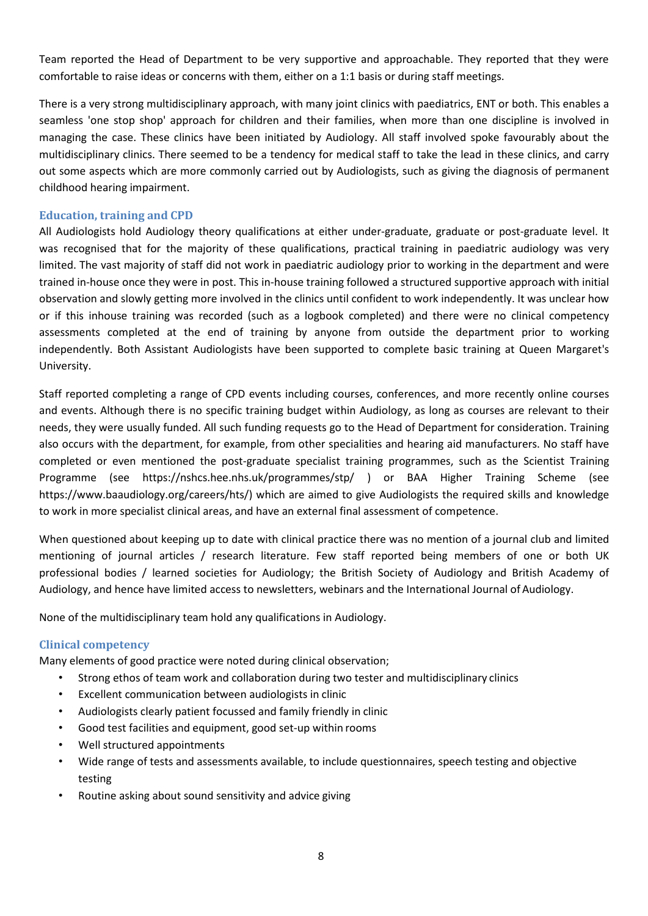Team reported the Head of Department to be very supportive and approachable. They reported that they were comfortable to raise ideas or concerns with them, either on a 1:1 basis or during staff meetings.

There is a very strong multidisciplinary approach, with many joint clinics with paediatrics, ENT or both. This enables a seamless 'one stop shop' approach for children and their families, when more than one discipline is involved in managing the case. These clinics have been initiated by Audiology. All staff involved spoke favourably about the multidisciplinary clinics. There seemed to be a tendency for medical staff to take the lead in these clinics, and carry out some aspects which are more commonly carried out by Audiologists, such as giving the diagnosis of permanent childhood hearing impairment.

### Education, training and CPD

All Audiologists hold Audiology theory qualifications at either under-graduate, graduate or post-graduate level. It was recognised that for the majority of these qualifications, practical training in paediatric audiology was very limited. The vast majority of staff did not work in paediatric audiology prior to working in the department and were trained in-house once they were in post. This in-house training followed a structured supportive approach with initial observation and slowly getting more involved in the clinics until confident to work independently. It was unclear how or if this inhouse training was recorded (such as a logbook completed) and there were no clinical competency assessments completed at the end of training by anyone from outside the department prior to working independently. Both Assistant Audiologists have been supported to complete basic training at Queen Margaret's University.

Staff reported completing a range of CPD events including courses, conferences, and more recently online courses and events. Although there is no specific training budget within Audiology, as long as courses are relevant to their needs, they were usually funded. All such funding requests go to the Head of Department for consideration. Training also occurs with the department, for example, from other specialities and hearing aid manufacturers. No staff have completed or even mentioned the post-graduate specialist training programmes, such as the Scientist Training Programme (see https://nshcs.hee.nhs.uk/programmes/stp/ ) or BAA Higher Training Scheme (see https://www.baaudiology.org/careers/hts/) which are aimed to give Audiologists the required skills and knowledge to work in more specialist clinical areas, and have an external final assessment of competence.

When questioned about keeping up to date with clinical practice there was no mention of a journal club and limited mentioning of journal articles / research literature. Few staff reported being members of one or both UK professional bodies / learned societies for Audiology; the British Society of Audiology and British Academy of Audiology, and hence have limited access to newsletters, webinars and the International Journal of Audiology.

None of the multidisciplinary team hold any qualifications in Audiology.

### Clinical competency

Many elements of good practice were noted during clinical observation;

- Strong ethos of team work and collaboration during two tester and multidisciplinary clinics
- Excellent communication between audiologists in clinic
- Audiologists clearly patient focussed and family friendly in clinic
- Good test facilities and equipment, good set-up within rooms
- Well structured appointments
- Wide range of tests and assessments available, to include questionnaires, speech testing and objective testing
- Routine asking about sound sensitivity and advice giving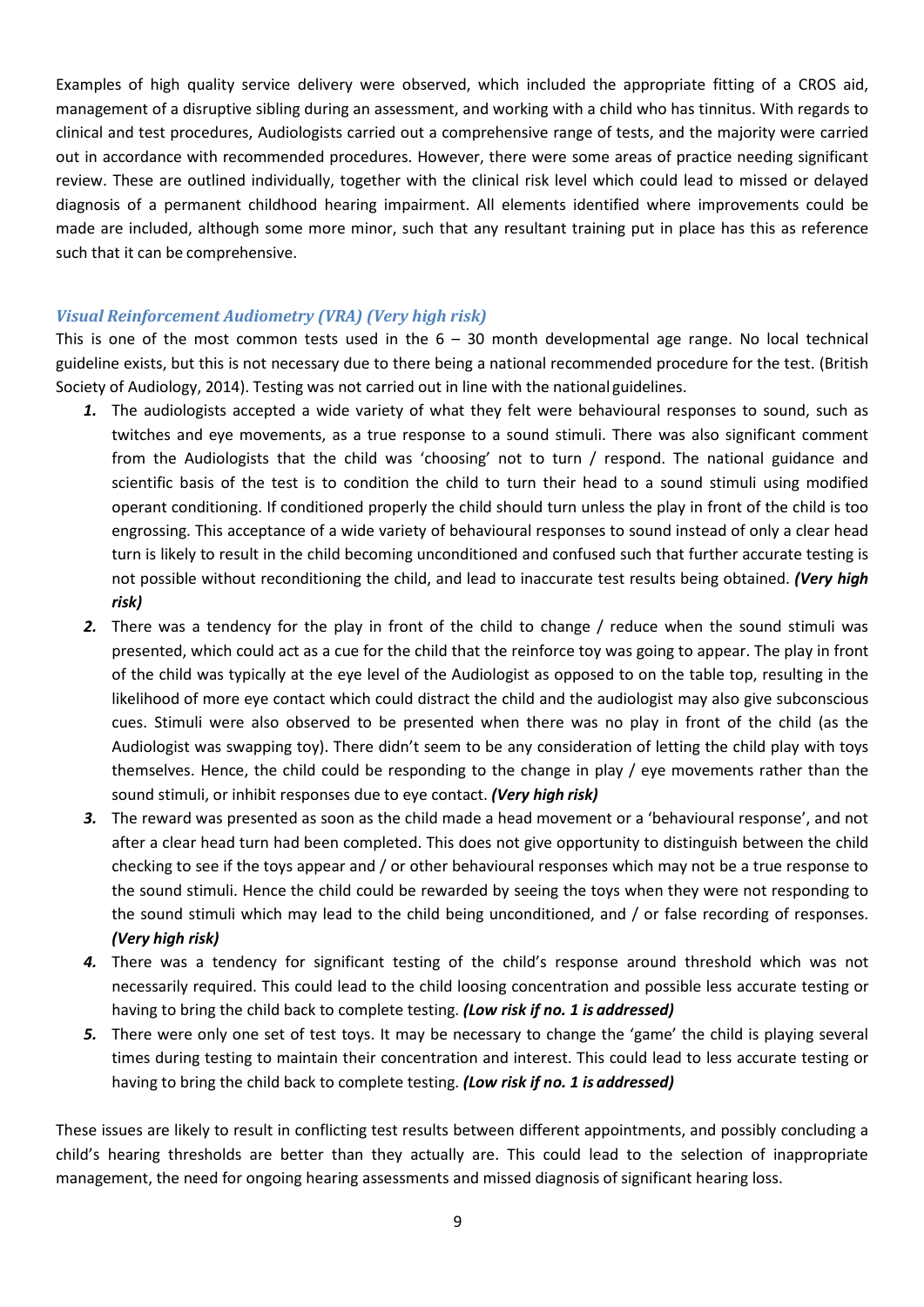Examples of high quality service delivery were observed, which included the appropriate fitting of a CROS aid, management of a disruptive sibling during an assessment, and working with a child who has tinnitus. With regards to clinical and test procedures, Audiologists carried out a comprehensive range of tests, and the majority were carried out in accordance with recommended procedures. However, there were some areas of practice needing significant review. These are outlined individually, together with the clinical risk level which could lead to missed or delayed diagnosis of a permanent childhood hearing impairment. All elements identified where improvements could be made are included, although some more minor, such that any resultant training put in place has this as reference such that it can be comprehensive.

### *Visual Reinforcement Audiometry (VRA) (Very high risk)*

This is one of the most common tests used in the 6 – 30 month developmental age range. No local technical guideline exists, but this is not necessary due to there being a national recommended procedure for the test. (British Society of Audiology, 2014). Testing was not carried out in line with the national guidelines.

1. The audiologists accepted a wide variety of what they felt were behavioural responses to sound, such as twitches and eye movements, as a true response to a sound stimuli. There was also significant comment from the Audiologists that the child was 'choosing' not to turn / respond. The national guidance and scientific basis of the test is to condition the child to turn their head to a sound stimuli using modified operant conditioning. If conditioned properly the child should turn unless the play in front of the child is too engrossing. This acceptance of a wide variety of behavioural responses to sound instead of only a clear head turn is likely to result in the child becoming unconditioned and confused such that further accurate testing is not possible without reconditioning the child, and lead to inaccurate test results being obtained. ***(Very high risk)***
2. There was a tendency for the play in front of the child to change / reduce when the sound stimuli was presented, which could act as a cue for the child that the reinforce toy was going to appear. The play in front of the child was typically at the eye level of the Audiologist as opposed to on the table top, resulting in the likelihood of more eye contact which could distract the child and the audiologist may also give subconscious cues. Stimuli were also observed to be presented when there was no play in front of the child (as the Audiologist was swapping toy). There didn't seem to be any consideration of letting the child play with toys themselves. Hence, the child could be responding to the change in play / eye movements rather than the sound stimuli, or inhibit responses due to eye contact. ***(Very high risk)***
3. The reward was presented as soon as the child made a head movement or a 'behavioural response', and not after a clear head turn had been completed. This does not give opportunity to distinguish between the child checking to see if the toys appear and / or other behavioural responses which may not be a true response to the sound stimuli. Hence the child could be rewarded by seeing the toys when they were not responding to the sound stimuli which may lead to the child being unconditioned, and / or false recording of responses. ***(Very high risk)***
4. There was a tendency for significant testing of the child's response around threshold which was not necessarily required. This could lead to the child loosing concentration and possible less accurate testing or having to bring the child back to complete testing. ***(Low risk if no. 1 is addressed)***
5. There were only one set of test toys. It may be necessary to change the 'game' the child is playing several times during testing to maintain their concentration and interest. This could lead to less accurate testing or having to bring the child back to complete testing. ***(Low risk if no. 1 is addressed)***

These issues are likely to result in conflicting test results between different appointments, and possibly concluding a child's hearing thresholds are better than they actually are. This could lead to the selection of inappropriate management, the need for ongoing hearing assessments and missed diagnosis of significant hearing loss.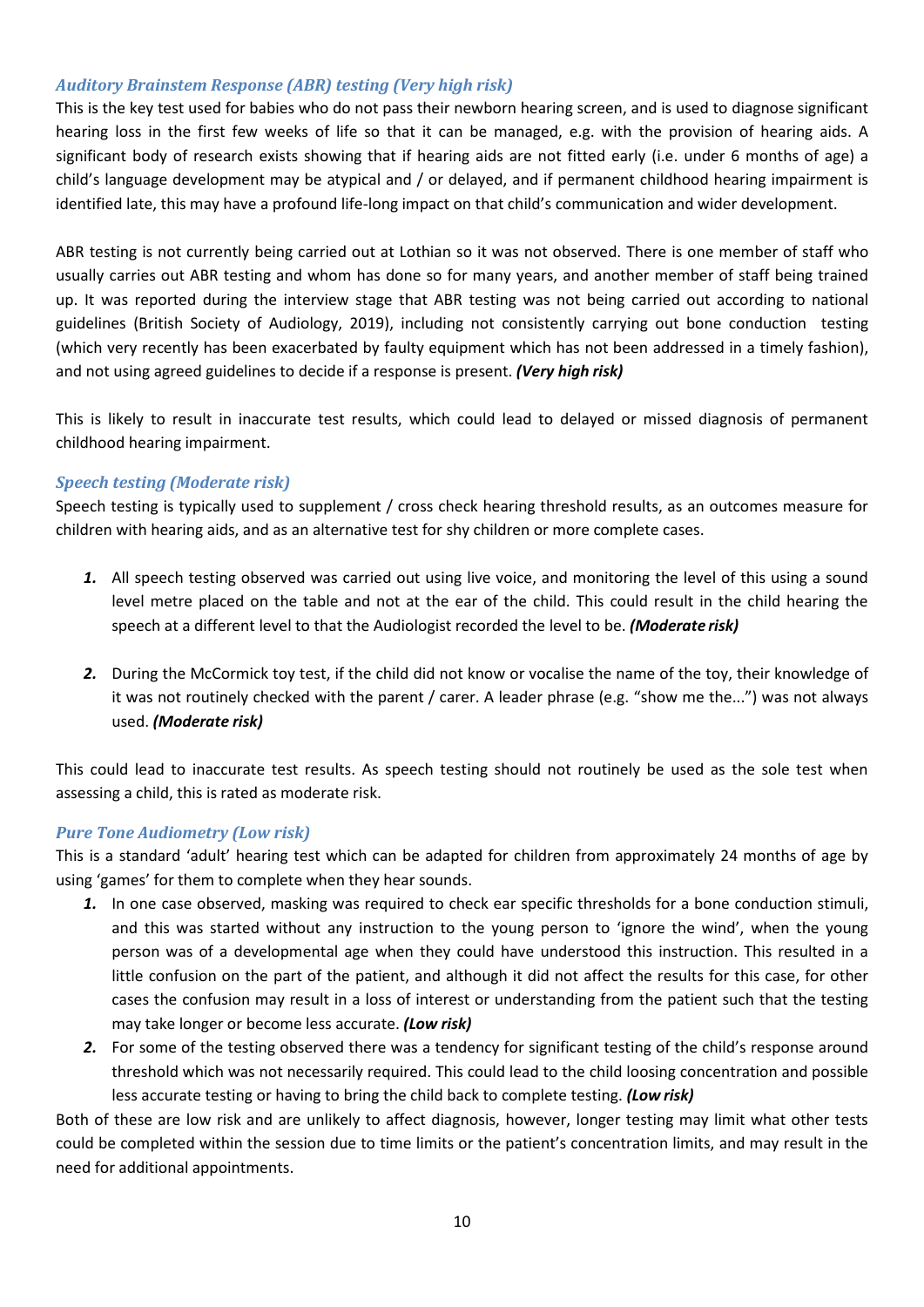### *Auditory Brainstem Response (ABR) testing (Very high risk)*

This is the key test used for babies who do not pass their newborn hearing screen, and is used to diagnose significant hearing loss in the first few weeks of life so that it can be managed, e.g. with the provision of hearing aids. A significant body of research exists showing that if hearing aids are not fitted early (i.e. under 6 months of age) a child's language development may be atypical and / or delayed, and if permanent childhood hearing impairment is identified late, this may have a profound life-long impact on that child's communication and wider development.

ABR testing is not currently being carried out at Lothian so it was not observed. There is one member of staff who usually carries out ABR testing and whom has done so for many years, and another member of staff being trained up. It was reported during the interview stage that ABR testing was not being carried out according to national guidelines (British Society of Audiology, 2019), including not consistently carrying out bone conduction testing (which very recently has been exacerbated by faulty equipment which has not been addressed in a timely fashion), and not using agreed guidelines to decide if a response is present. ***(Very high risk)***

This is likely to result in inaccurate test results, which could lead to delayed or missed diagnosis of permanent childhood hearing impairment.

### *Speech testing (Moderate risk)*

Speech testing is typically used to supplement / cross check hearing threshold results, as an outcomes measure for children with hearing aids, and as an alternative test for shy children or more complete cases.

1. All speech testing observed was carried out using live voice, and monitoring the level of this using a sound level metre placed on the table and not at the ear of the child. This could result in the child hearing the speech at a different level to that the Audiologist recorded the level to be. ***(Moderate risk)***

2. During the McCormick toy test, if the child did not know or vocalise the name of the toy, their knowledge of it was not routinely checked with the parent / carer. A leader phrase (e.g. "show me the...") was not always used. ***(Moderate risk)***

This could lead to inaccurate test results. As speech testing should not routinely be used as the sole test when assessing a child, this is rated as moderate risk.

### *Pure Tone Audiometry (Low risk)*

This is a standard 'adult' hearing test which can be adapted for children from approximately 24 months of age by using 'games' for them to complete when they hear sounds.

1. In one case observed, masking was required to check ear specific thresholds for a bone conduction stimuli, and this was started without any instruction to the young person to 'ignore the wind', when the young person was of a developmental age when they could have understood this instruction. This resulted in a little confusion on the part of the patient, and although it did not affect the results for this case, for other cases the confusion may result in a loss of interest or understanding from the patient such that the testing may take longer or become less accurate. ***(Low risk)***
2. For some of the testing observed there was a tendency for significant testing of the child's response around threshold which was not necessarily required. This could lead to the child loosing concentration and possible less accurate testing or having to bring the child back to complete testing. ***(Low risk)***

Both of these are low risk and are unlikely to affect diagnosis, however, longer testing may limit what other tests could be completed within the session due to time limits or the patient's concentration limits, and may result in the need for additional appointments.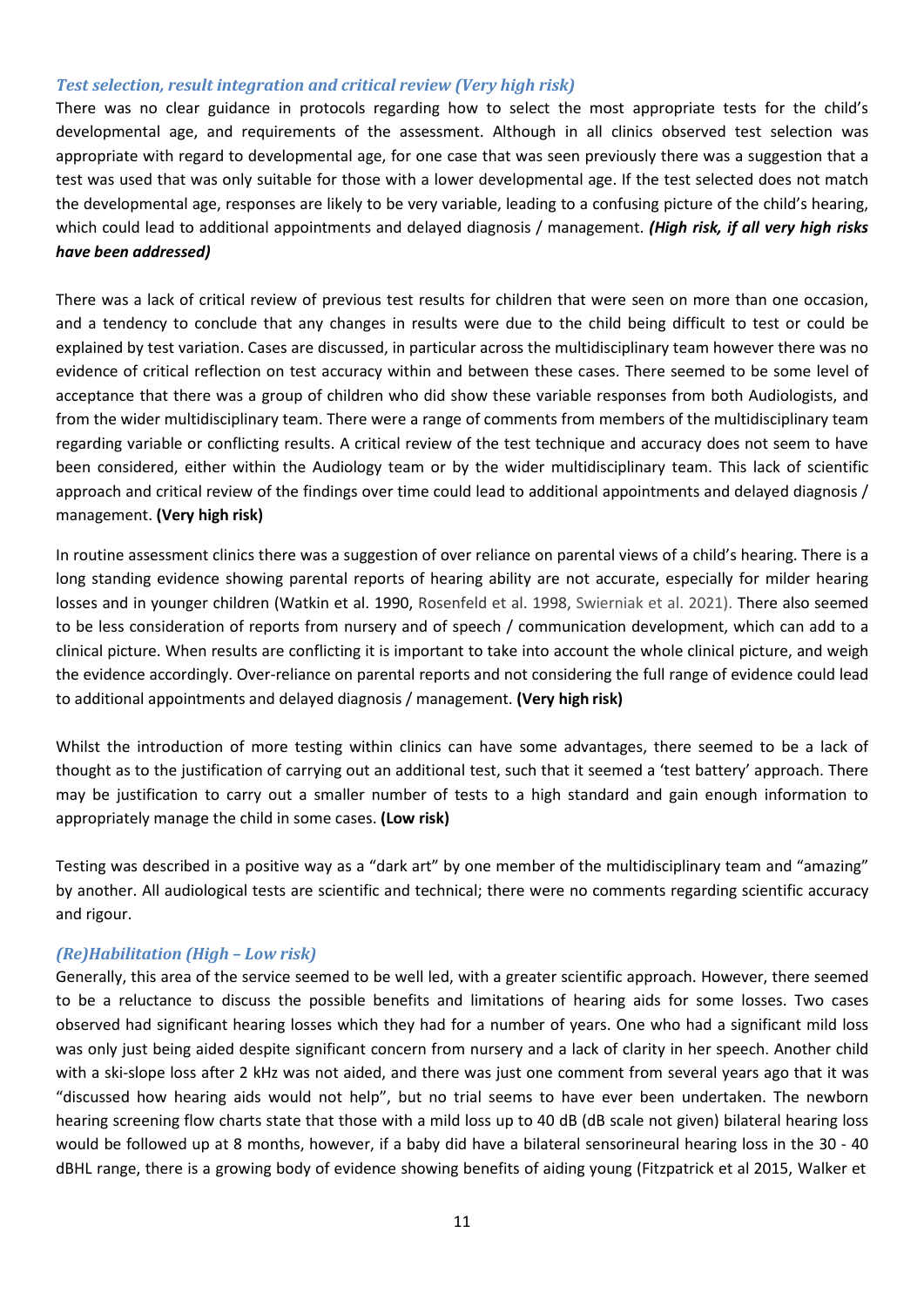### *Test selection, result integration and critical review (Very high risk)*

There was no clear guidance in protocols regarding how to select the most appropriate tests for the child's developmental age, and requirements of the assessment. Although in all clinics observed test selection was appropriate with regard to developmental age, for one case that was seen previously there was a suggestion that a test was used that was only suitable for those with a lower developmental age. If the test selected does not match the developmental age, responses are likely to be very variable, leading to a confusing picture of the child's hearing, which could lead to additional appointments and delayed diagnosis / management. ***(High risk, if all very high risks have been addressed)***

There was a lack of critical review of previous test results for children that were seen on more than one occasion, and a tendency to conclude that any changes in results were due to the child being difficult to test or could be explained by test variation. Cases are discussed, in particular across the multidisciplinary team however there was no evidence of critical reflection on test accuracy within and between these cases. There seemed to be some level of acceptance that there was a group of children who did show these variable responses from both Audiologists, and from the wider multidisciplinary team. There were a range of comments from members of the multidisciplinary team regarding variable or conflicting results. A critical review of the test technique and accuracy does not seem to have been considered, either within the Audiology team or by the wider multidisciplinary team. This lack of scientific approach and critical review of the findings over time could lead to additional appointments and delayed diagnosis / management. **(Very high risk)**

In routine assessment clinics there was a suggestion of over reliance on parental views of a child's hearing. There is a long standing evidence showing parental reports of hearing ability are not accurate, especially for milder hearing losses and in younger children (Watkin et al. 1990, Rosenfeld et al. 1998, Swierniak et al. 2021). There also seemed to be less consideration of reports from nursery and of speech / communication development, which can add to a clinical picture. When results are conflicting it is important to take into account the whole clinical picture, and weigh the evidence accordingly. Over-reliance on parental reports and not considering the full range of evidence could lead to additional appointments and delayed diagnosis / management. **(Very high risk)**

Whilst the introduction of more testing within clinics can have some advantages, there seemed to be a lack of thought as to the justification of carrying out an additional test, such that it seemed a 'test battery' approach. There may be justification to carry out a smaller number of tests to a high standard and gain enough information to appropriately manage the child in some cases. **(Low risk)**

Testing was described in a positive way as a "dark art" by one member of the multidisciplinary team and "amazing" by another. All audiological tests are scientific and technical; there were no comments regarding scientific accuracy and rigour.

### *(Re)Habilitation (High – Low risk)*

Generally, this area of the service seemed to be well led, with a greater scientific approach. However, there seemed to be a reluctance to discuss the possible benefits and limitations of hearing aids for some losses. Two cases observed had significant hearing losses which they had for a number of years. One who had a significant mild loss was only just being aided despite significant concern from nursery and a lack of clarity in her speech. Another child with a ski-slope loss after 2 kHz was not aided, and there was just one comment from several years ago that it was "discussed how hearing aids would not help", but no trial seems to have ever been undertaken. The newborn hearing screening flow charts state that those with a mild loss up to 40 dB (dB scale not given) bilateral hearing loss would be followed up at 8 months, however, if a baby did have a bilateral sensorineural hearing loss in the 30 - 40 dBHL range, there is a growing body of evidence showing benefits of aiding young (Fitzpatrick et al 2015, Walker et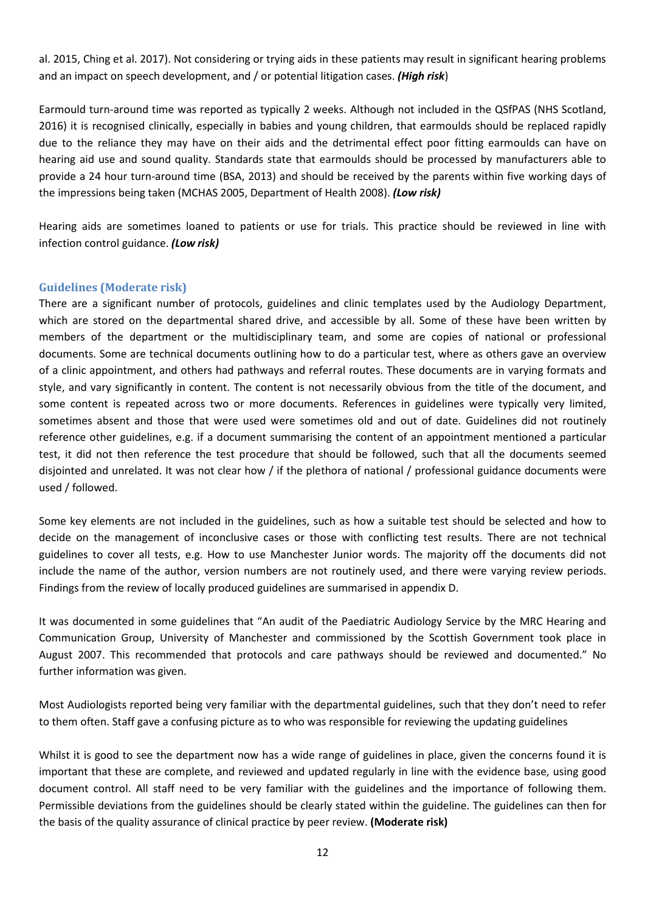al. 2015, Ching et al. 2017). Not considering or trying aids in these patients may result in significant hearing problems and an impact on speech development, and / or potential litigation cases. ***(High risk***)

Earmould turn-around time was reported as typically 2 weeks. Although not included in the QSfPAS (NHS Scotland, 2016) it is recognised clinically, especially in babies and young children, that earmoulds should be replaced rapidly due to the reliance they may have on their aids and the detrimental effect poor fitting earmoulds can have on hearing aid use and sound quality. Standards state that earmoulds should be processed by manufacturers able to provide a 24 hour turn-around time (BSA, 2013) and should be received by the parents within five working days of the impressions being taken (MCHAS 2005, Department of Health 2008). ***(Low risk)***

Hearing aids are sometimes loaned to patients or use for trials. This practice should be reviewed in line with infection control guidance. ***(Low risk)***

### Guidelines (Moderate risk)

There are a significant number of protocols, guidelines and clinic templates used by the Audiology Department, which are stored on the departmental shared drive, and accessible by all. Some of these have been written by members of the department or the multidisciplinary team, and some are copies of national or professional documents. Some are technical documents outlining how to do a particular test, where as others gave an overview of a clinic appointment, and others had pathways and referral routes. These documents are in varying formats and style, and vary significantly in content. The content is not necessarily obvious from the title of the document, and some content is repeated across two or more documents. References in guidelines were typically very limited, sometimes absent and those that were used were sometimes old and out of date. Guidelines did not routinely reference other guidelines, e.g. if a document summarising the content of an appointment mentioned a particular test, it did not then reference the test procedure that should be followed, such that all the documents seemed disjointed and unrelated. It was not clear how / if the plethora of national / professional guidance documents were used / followed.

Some key elements are not included in the guidelines, such as how a suitable test should be selected and how to decide on the management of inconclusive cases or those with conflicting test results. There are not technical guidelines to cover all tests, e.g. How to use Manchester Junior words. The majority off the documents did not include the name of the author, version numbers are not routinely used, and there were varying review periods. Findings from the review of locally produced guidelines are summarised in appendix D.

It was documented in some guidelines that "An audit of the Paediatric Audiology Service by the MRC Hearing and Communication Group, University of Manchester and commissioned by the Scottish Government took place in August 2007. This recommended that protocols and care pathways should be reviewed and documented." No further information was given.

Most Audiologists reported being very familiar with the departmental guidelines, such that they don't need to refer to them often. Staff gave a confusing picture as to who was responsible for reviewing the updating guidelines

Whilst it is good to see the department now has a wide range of guidelines in place, given the concerns found it is important that these are complete, and reviewed and updated regularly in line with the evidence base, using good document control. All staff need to be very familiar with the guidelines and the importance of following them. Permissible deviations from the guidelines should be clearly stated within the guideline. The guidelines can then for the basis of the quality assurance of clinical practice by peer review. **(Moderate risk)**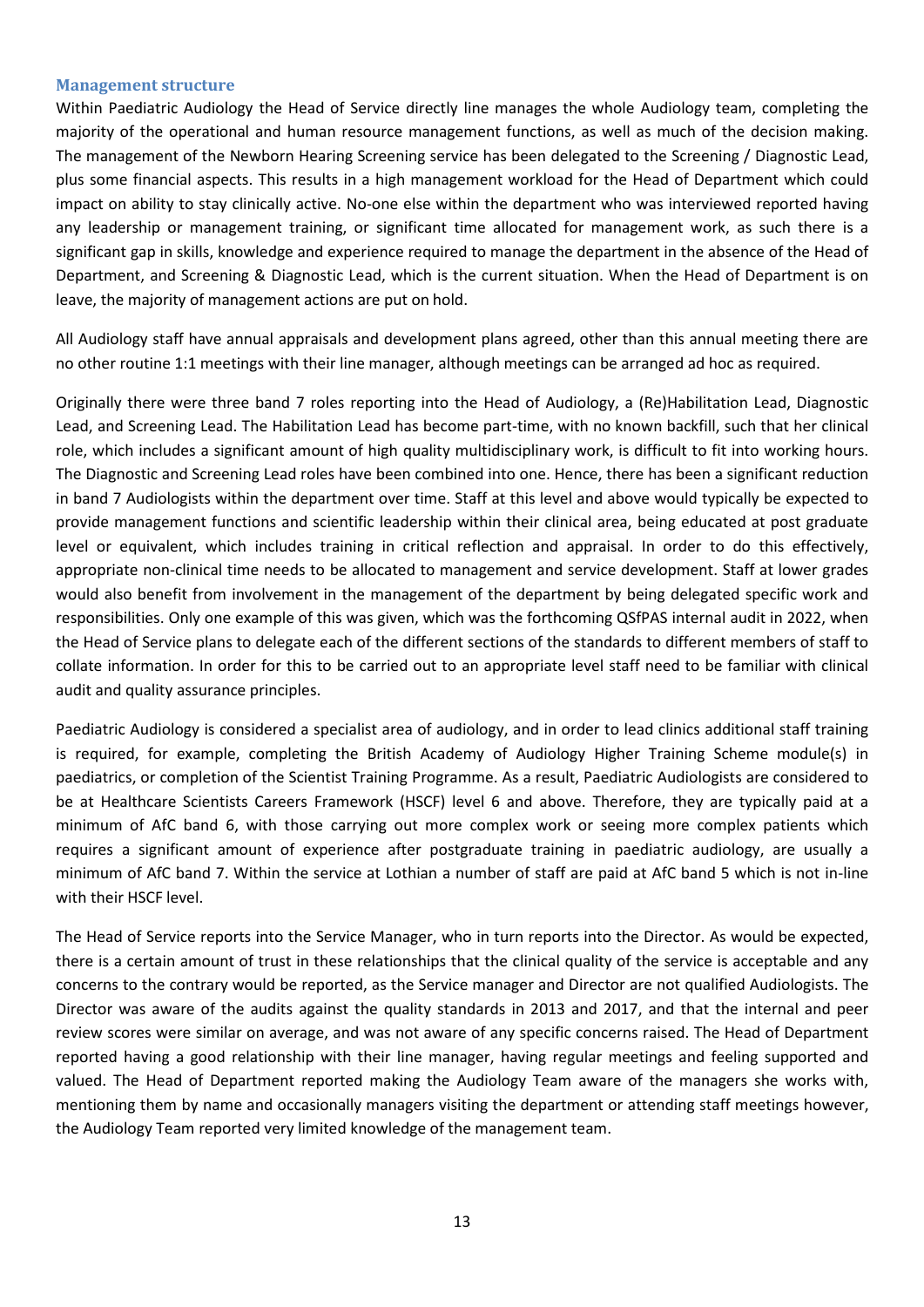### Management structure

Within Paediatric Audiology the Head of Service directly line manages the whole Audiology team, completing the majority of the operational and human resource management functions, as well as much of the decision making. The management of the Newborn Hearing Screening service has been delegated to the Screening / Diagnostic Lead, plus some financial aspects. This results in a high management workload for the Head of Department which could impact on ability to stay clinically active. No-one else within the department who was interviewed reported having any leadership or management training, or significant time allocated for management work, as such there is a significant gap in skills, knowledge and experience required to manage the department in the absence of the Head of Department, and Screening & Diagnostic Lead, which is the current situation. When the Head of Department is on leave, the majority of management actions are put on hold.

All Audiology staff have annual appraisals and development plans agreed, other than this annual meeting there are no other routine 1:1 meetings with their line manager, although meetings can be arranged ad hoc as required.

Originally there were three band 7 roles reporting into the Head of Audiology, a (Re)Habilitation Lead, Diagnostic Lead, and Screening Lead. The Habilitation Lead has become part-time, with no known backfill, such that her clinical role, which includes a significant amount of high quality multidisciplinary work, is difficult to fit into working hours. The Diagnostic and Screening Lead roles have been combined into one. Hence, there has been a significant reduction in band 7 Audiologists within the department over time. Staff at this level and above would typically be expected to provide management functions and scientific leadership within their clinical area, being educated at post graduate level or equivalent, which includes training in critical reflection and appraisal. In order to do this effectively, appropriate non-clinical time needs to be allocated to management and service development. Staff at lower grades would also benefit from involvement in the management of the department by being delegated specific work and responsibilities. Only one example of this was given, which was the forthcoming QSfPAS internal audit in 2022, when the Head of Service plans to delegate each of the different sections of the standards to different members of staff to collate information. In order for this to be carried out to an appropriate level staff need to be familiar with clinical audit and quality assurance principles.

Paediatric Audiology is considered a specialist area of audiology, and in order to lead clinics additional staff training is required, for example, completing the British Academy of Audiology Higher Training Scheme module(s) in paediatrics, or completion of the Scientist Training Programme. As a result, Paediatric Audiologists are considered to be at Healthcare Scientists Careers Framework (HSCF) level 6 and above. Therefore, they are typically paid at a minimum of AfC band 6, with those carrying out more complex work or seeing more complex patients which requires a significant amount of experience after postgraduate training in paediatric audiology, are usually a minimum of AfC band 7. Within the service at Lothian a number of staff are paid at AfC band 5 which is not in-line with their HSCF level.

The Head of Service reports into the Service Manager, who in turn reports into the Director. As would be expected, there is a certain amount of trust in these relationships that the clinical quality of the service is acceptable and any concerns to the contrary would be reported, as the Service manager and Director are not qualified Audiologists. The Director was aware of the audits against the quality standards in 2013 and 2017, and that the internal and peer review scores were similar on average, and was not aware of any specific concerns raised. The Head of Department reported having a good relationship with their line manager, having regular meetings and feeling supported and valued. The Head of Department reported making the Audiology Team aware of the managers she works with, mentioning them by name and occasionally managers visiting the department or attending staff meetings however, the Audiology Team reported very limited knowledge of the management team.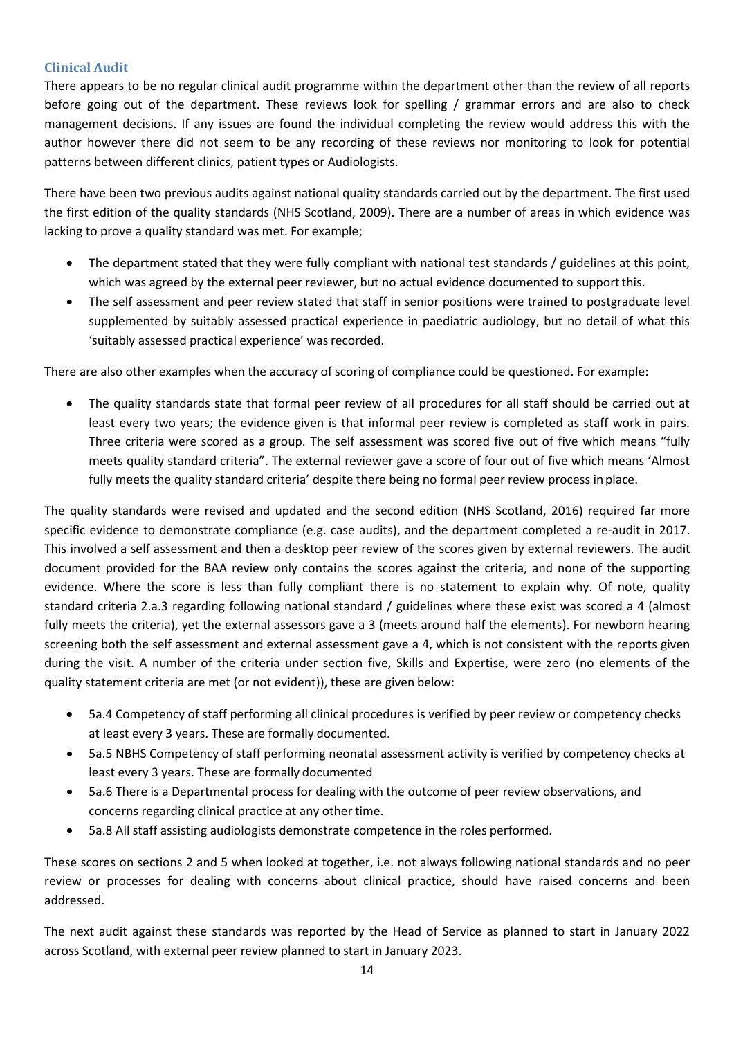### Clinical Audit

There appears to be no regular clinical audit programme within the department other than the review of all reports before going out of the department. These reviews look for spelling / grammar errors and are also to check management decisions. If any issues are found the individual completing the review would address this with the author however there did not seem to be any recording of these reviews nor monitoring to look for potential patterns between different clinics, patient types or Audiologists.

There have been two previous audits against national quality standards carried out by the department. The first used the first edition of the quality standards (NHS Scotland, 2009). There are a number of areas in which evidence was lacking to prove a quality standard was met. For example;

- The department stated that they were fully compliant with national test standards / guidelines at this point, which was agreed by the external peer reviewer, but no actual evidence documented to support this.
- The self assessment and peer review stated that staff in senior positions were trained to postgraduate level supplemented by suitably assessed practical experience in paediatric audiology, but no detail of what this 'suitably assessed practical experience' was recorded.

There are also other examples when the accuracy of scoring of compliance could be questioned. For example:

- The quality standards state that formal peer review of all procedures for all staff should be carried out at least every two years; the evidence given is that informal peer review is completed as staff work in pairs. Three criteria were scored as a group. The self assessment was scored five out of five which means "fully meets quality standard criteria". The external reviewer gave a score of four out of five which means 'Almost fully meets the quality standard criteria' despite there being no formal peer review process in place.

The quality standards were revised and updated and the second edition (NHS Scotland, 2016) required far more specific evidence to demonstrate compliance (e.g. case audits), and the department completed a re-audit in 2017. This involved a self assessment and then a desktop peer review of the scores given by external reviewers. The audit document provided for the BAA review only contains the scores against the criteria, and none of the supporting evidence. Where the score is less than fully compliant there is no statement to explain why. Of note, quality standard criteria 2.a.3 regarding following national standard / guidelines where these exist was scored a 4 (almost fully meets the criteria), yet the external assessors gave a 3 (meets around half the elements). For newborn hearing screening both the self assessment and external assessment gave a 4, which is not consistent with the reports given during the visit. A number of the criteria under section five, Skills and Expertise, were zero (no elements of the quality statement criteria are met (or not evident)), these are given below:

- 5a.4 Competency of staff performing all clinical procedures is verified by peer review or competency checks at least every 3 years. These are formally documented.
- 5a.5 NBHS Competency of staff performing neonatal assessment activity is verified by competency checks at least every 3 years. These are formally documented
- 5a.6 There is a Departmental process for dealing with the outcome of peer review observations, and concerns regarding clinical practice at any other time.
- 5a.8 All staff assisting audiologists demonstrate competence in the roles performed.

These scores on sections 2 and 5 when looked at together, i.e. not always following national standards and no peer review or processes for dealing with concerns about clinical practice, should have raised concerns and been addressed.

The next audit against these standards was reported by the Head of Service as planned to start in January 2022 across Scotland, with external peer review planned to start in January 2023.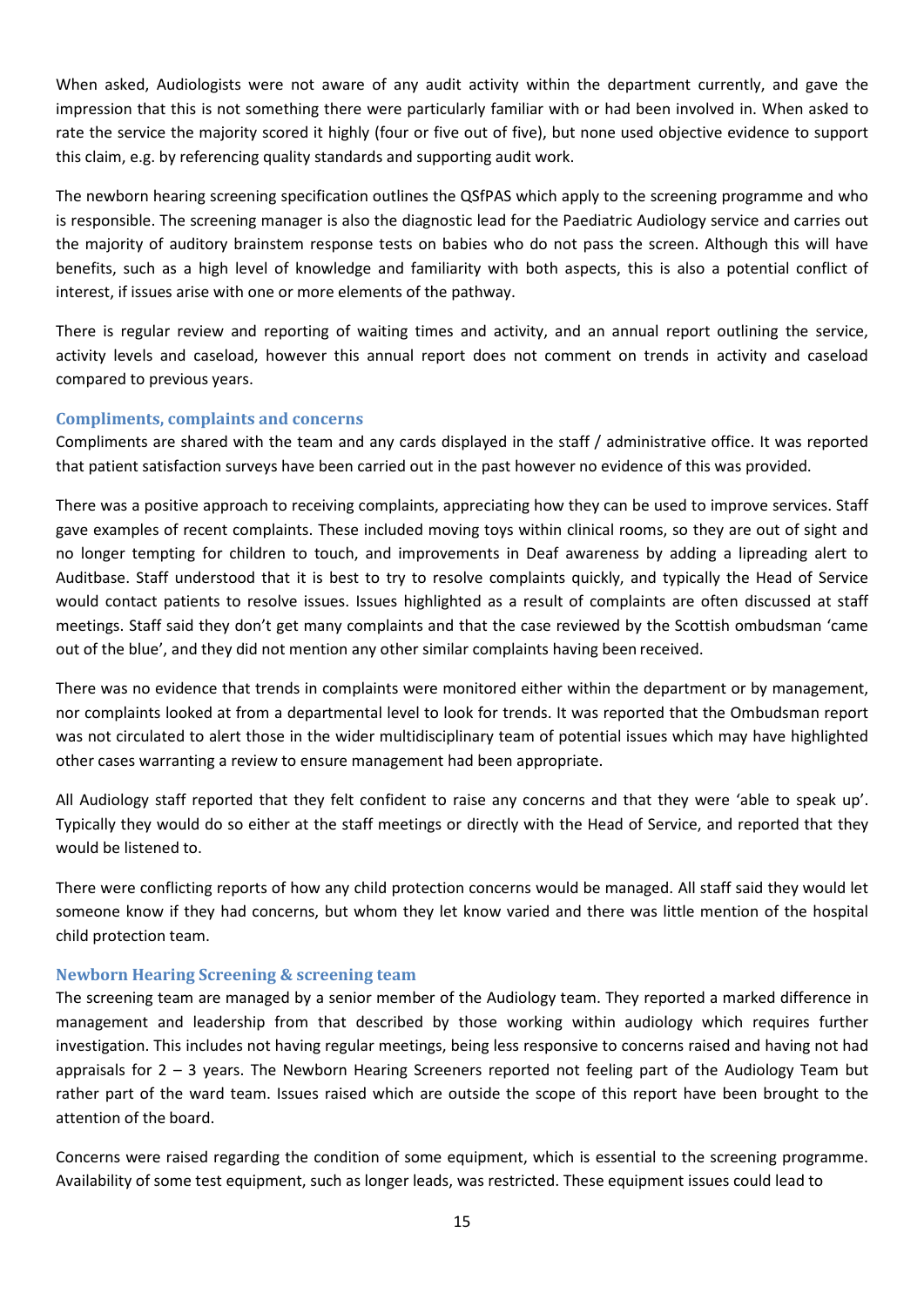When asked, Audiologists were not aware of any audit activity within the department currently, and gave the impression that this is not something there were particularly familiar with or had been involved in. When asked to rate the service the majority scored it highly (four or five out of five), but none used objective evidence to support this claim, e.g. by referencing quality standards and supporting audit work.

The newborn hearing screening specification outlines the QSfPAS which apply to the screening programme and who is responsible. The screening manager is also the diagnostic lead for the Paediatric Audiology service and carries out the majority of auditory brainstem response tests on babies who do not pass the screen. Although this will have benefits, such as a high level of knowledge and familiarity with both aspects, this is also a potential conflict of interest, if issues arise with one or more elements of the pathway.

There is regular review and reporting of waiting times and activity, and an annual report outlining the service, activity levels and caseload, however this annual report does not comment on trends in activity and caseload compared to previous years.

### Compliments, complaints and concerns

Compliments are shared with the team and any cards displayed in the staff / administrative office. It was reported that patient satisfaction surveys have been carried out in the past however no evidence of this was provided.

There was a positive approach to receiving complaints, appreciating how they can be used to improve services. Staff gave examples of recent complaints. These included moving toys within clinical rooms, so they are out of sight and no longer tempting for children to touch, and improvements in Deaf awareness by adding a lipreading alert to Auditbase. Staff understood that it is best to try to resolve complaints quickly, and typically the Head of Service would contact patients to resolve issues. Issues highlighted as a result of complaints are often discussed at staff meetings. Staff said they don't get many complaints and that the case reviewed by the Scottish ombudsman 'came out of the blue', and they did not mention any other similar complaints having been received.

There was no evidence that trends in complaints were monitored either within the department or by management, nor complaints looked at from a departmental level to look for trends. It was reported that the Ombudsman report was not circulated to alert those in the wider multidisciplinary team of potential issues which may have highlighted other cases warranting a review to ensure management had been appropriate.

All Audiology staff reported that they felt confident to raise any concerns and that they were 'able to speak up'. Typically they would do so either at the staff meetings or directly with the Head of Service, and reported that they would be listened to.

There were conflicting reports of how any child protection concerns would be managed. All staff said they would let someone know if they had concerns, but whom they let know varied and there was little mention of the hospital child protection team.

### Newborn Hearing Screening & screening team

The screening team are managed by a senior member of the Audiology team. They reported a marked difference in management and leadership from that described by those working within audiology which requires further investigation. This includes not having regular meetings, being less responsive to concerns raised and having not had appraisals for 2 – 3 years. The Newborn Hearing Screeners reported not feeling part of the Audiology Team but rather part of the ward team. Issues raised which are outside the scope of this report have been brought to the attention of the board.

Concerns were raised regarding the condition of some equipment, which is essential to the screening programme. Availability of some test equipment, such as longer leads, was restricted. These equipment issues could lead to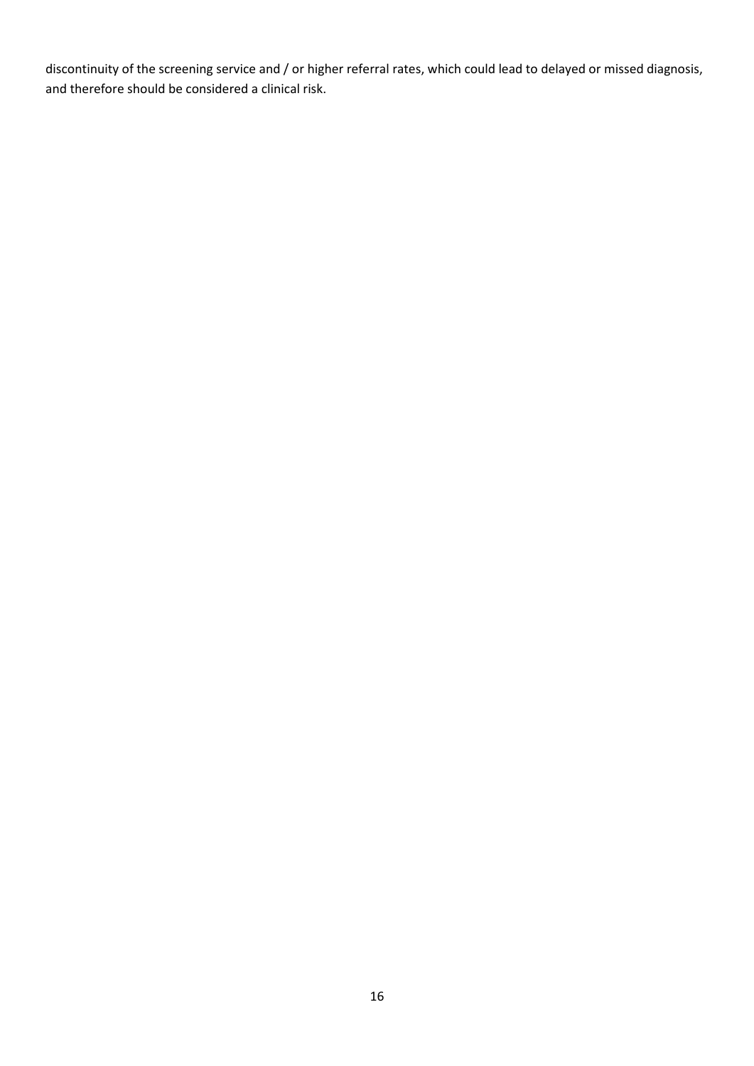discontinuity of the screening service and / or higher referral rates, which could lead to delayed or missed diagnosis, and therefore should be considered a clinical risk.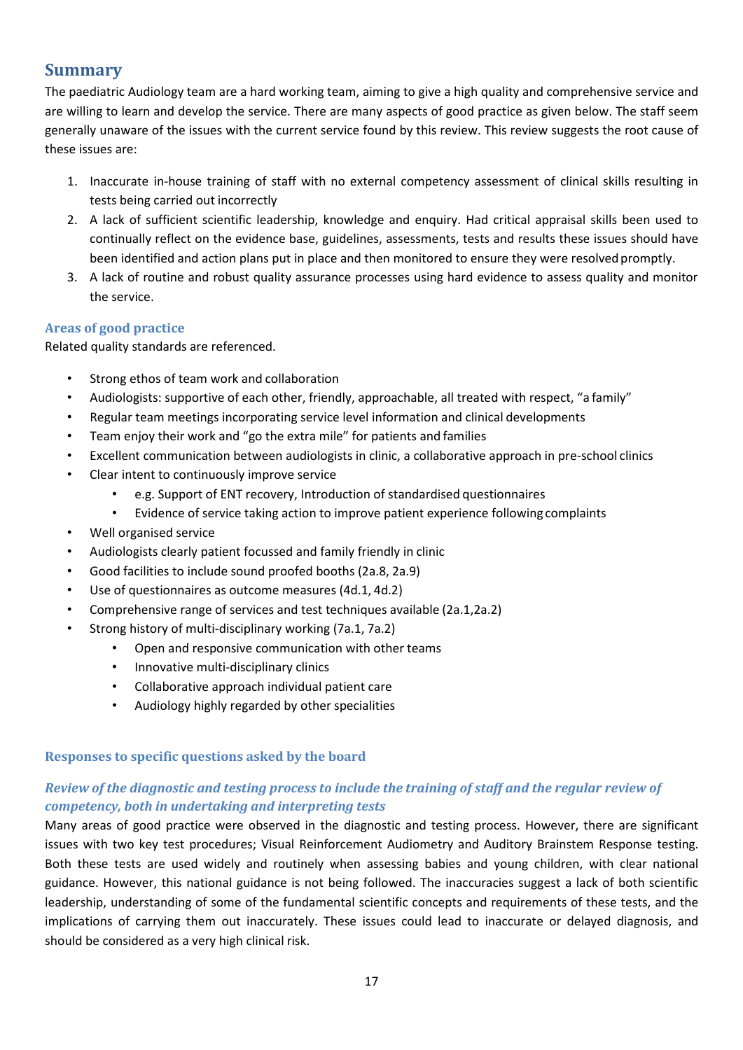## Summary

The paediatric Audiology team are a hard working team, aiming to give a high quality and comprehensive service and are willing to learn and develop the service. There are many aspects of good practice as given below. The staff seem generally unaware of the issues with the current service found by this review. This review suggests the root cause of these issues are:

1. Inaccurate in-house training of staff with no external competency assessment of clinical skills resulting in tests being carried out incorrectly
2. A lack of sufficient scientific leadership, knowledge and enquiry. Had critical appraisal skills been used to continually reflect on the evidence base, guidelines, assessments, tests and results these issues should have been identified and action plans put in place and then monitored to ensure they were resolved promptly.
3. A lack of routine and robust quality assurance processes using hard evidence to assess quality and monitor the service.

### Areas of good practice

Related quality standards are referenced.

- Strong ethos of team work and collaboration
- Audiologists: supportive of each other, friendly, approachable, all treated with respect, "a family"
- Regular team meetings incorporating service level information and clinical developments
- Team enjoy their work and "go the extra mile" for patients and families
- Excellent communication between audiologists in clinic, a collaborative approach in pre-school clinics
- Clear intent to continuously improve service
    - e.g. Support of ENT recovery, Introduction of standardised questionnaires
    - Evidence of service taking action to improve patient experience following complaints
- Well organised service
- Audiologists clearly patient focussed and family friendly in clinic
- Good facilities to include sound proofed booths (2a.8, 2a.9)
- Use of questionnaires as outcome measures (4d.1, 4d.2)
- Comprehensive range of services and test techniques available (2a.1,2a.2)
- Strong history of multi-disciplinary working (7a.1, 7a.2)
    - Open and responsive communication with other teams
    - Innovative multi-disciplinary clinics
    - Collaborative approach individual patient care
    - Audiology highly regarded by other specialities

### Responses to specific questions asked by the board

#### *Review of the diagnostic and testing process to include the training of staff and the regular review of competency, both in undertaking and interpreting tests*

Many areas of good practice were observed in the diagnostic and testing process. However, there are significant issues with two key test procedures; Visual Reinforcement Audiometry and Auditory Brainstem Response testing. Both these tests are used widely and routinely when assessing babies and young children, with clear national guidance. However, this national guidance is not being followed. The inaccuracies suggest a lack of both scientific leadership, understanding of some of the fundamental scientific concepts and requirements of these tests, and the implications of carrying them out inaccurately. These issues could lead to inaccurate or delayed diagnosis, and should be considered as a very high clinical risk.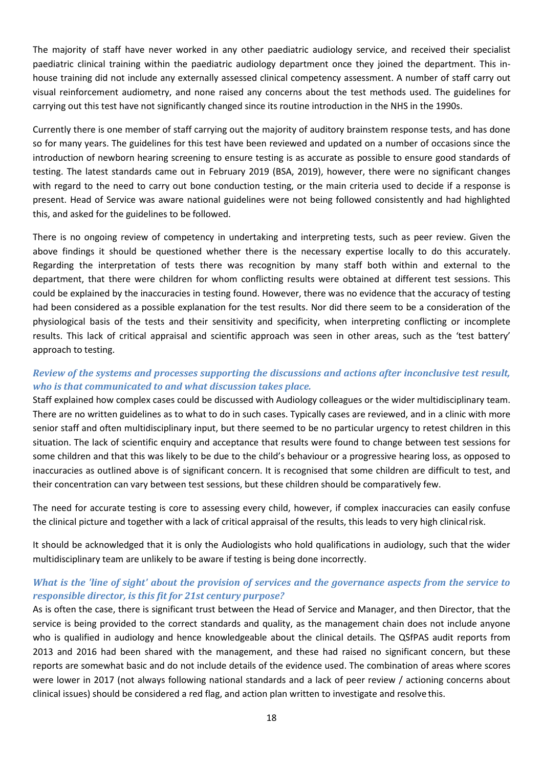The majority of staff have never worked in any other paediatric audiology service, and received their specialist paediatric clinical training within the paediatric audiology department once they joined the department. This in-house training did not include any externally assessed clinical competency assessment. A number of staff carry out visual reinforcement audiometry, and none raised any concerns about the test methods used. The guidelines for carrying out this test have not significantly changed since its routine introduction in the NHS in the 1990s.

Currently there is one member of staff carrying out the majority of auditory brainstem response tests, and has done so for many years. The guidelines for this test have been reviewed and updated on a number of occasions since the introduction of newborn hearing screening to ensure testing is as accurate as possible to ensure good standards of testing. The latest standards came out in February 2019 (BSA, 2019), however, there were no significant changes with regard to the need to carry out bone conduction testing, or the main criteria used to decide if a response is present. Head of Service was aware national guidelines were not being followed consistently and had highlighted this, and asked for the guidelines to be followed.

There is no ongoing review of competency in undertaking and interpreting tests, such as peer review. Given the above findings it should be questioned whether there is the necessary expertise locally to do this accurately. Regarding the interpretation of tests there was recognition by many staff both within and external to the department, that there were children for whom conflicting results were obtained at different test sessions. This could be explained by the inaccuracies in testing found. However, there was no evidence that the accuracy of testing had been considered as a possible explanation for the test results. Nor did there seem to be a consideration of the physiological basis of the tests and their sensitivity and specificity, when interpreting conflicting or incomplete results. This lack of critical appraisal and scientific approach was seen in other areas, such as the 'test battery' approach to testing.

### *Review of the systems and processes supporting the discussions and actions after inconclusive test result, who is that communicated to and what discussion takes place.*

Staff explained how complex cases could be discussed with Audiology colleagues or the wider multidisciplinary team. There are no written guidelines as to what to do in such cases. Typically cases are reviewed, and in a clinic with more senior staff and often multidisciplinary input, but there seemed to be no particular urgency to retest children in this situation. The lack of scientific enquiry and acceptance that results were found to change between test sessions for some children and that this was likely to be due to the child's behaviour or a progressive hearing loss, as opposed to inaccuracies as outlined above is of significant concern. It is recognised that some children are difficult to test, and their concentration can vary between test sessions, but these children should be comparatively few.

The need for accurate testing is core to assessing every child, however, if complex inaccuracies can easily confuse the clinical picture and together with a lack of critical appraisal of the results, this leads to very high clinical risk.

It should be acknowledged that it is only the Audiologists who hold qualifications in audiology, such that the wider multidisciplinary team are unlikely to be aware if testing is being done incorrectly.

### *What is the 'line of sight' about the provision of services and the governance aspects from the service to responsible director, is this fit for 21st century purpose?*

As is often the case, there is significant trust between the Head of Service and Manager, and then Director, that the service is being provided to the correct standards and quality, as the management chain does not include anyone who is qualified in audiology and hence knowledgeable about the clinical details. The QSfPAS audit reports from 2013 and 2016 had been shared with the management, and these had raised no significant concern, but these reports are somewhat basic and do not include details of the evidence used. The combination of areas where scores were lower in 2017 (not always following national standards and a lack of peer review / actioning concerns about clinical issues) should be considered a red flag, and action plan written to investigate and resolve this.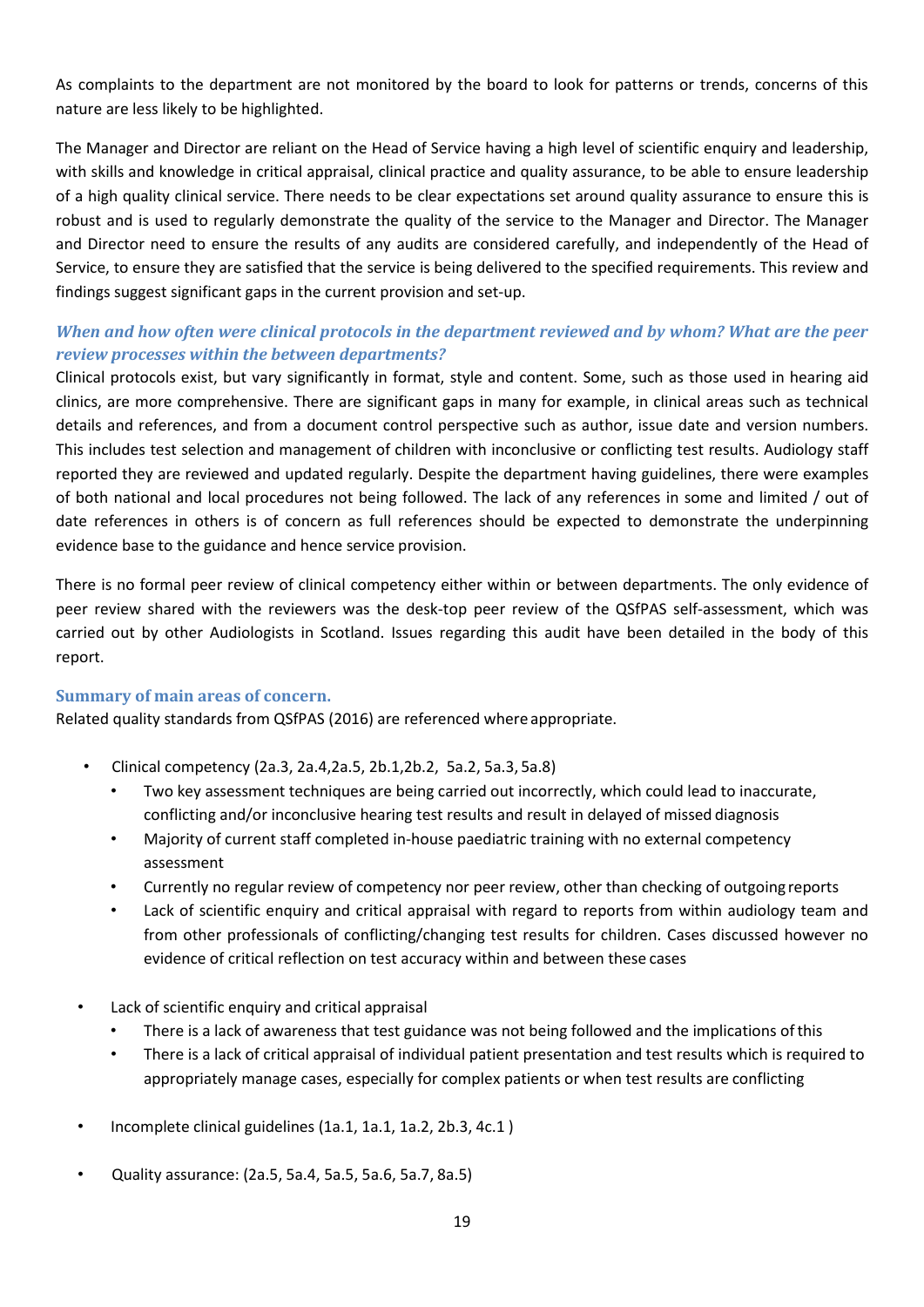As complaints to the department are not monitored by the board to look for patterns or trends, concerns of this nature are less likely to be highlighted.

The Manager and Director are reliant on the Head of Service having a high level of scientific enquiry and leadership, with skills and knowledge in critical appraisal, clinical practice and quality assurance, to be able to ensure leadership of a high quality clinical service. There needs to be clear expectations set around quality assurance to ensure this is robust and is used to regularly demonstrate the quality of the service to the Manager and Director. The Manager and Director need to ensure the results of any audits are considered carefully, and independently of the Head of Service, to ensure they are satisfied that the service is being delivered to the specified requirements. This review and findings suggest significant gaps in the current provision and set-up.

### *When and how often were clinical protocols in the department reviewed and by whom? What are the peer review processes within the between departments?*

Clinical protocols exist, but vary significantly in format, style and content. Some, such as those used in hearing aid clinics, are more comprehensive. There are significant gaps in many for example, in clinical areas such as technical details and references, and from a document control perspective such as author, issue date and version numbers. This includes test selection and management of children with inconclusive or conflicting test results. Audiology staff reported they are reviewed and updated regularly. Despite the department having guidelines, there were examples of both national and local procedures not being followed. The lack of any references in some and limited / out of date references in others is of concern as full references should be expected to demonstrate the underpinning evidence base to the guidance and hence service provision.

There is no formal peer review of clinical competency either within or between departments. The only evidence of peer review shared with the reviewers was the desk-top peer review of the QSfPAS self-assessment, which was carried out by other Audiologists in Scotland. Issues regarding this audit have been detailed in the body of this report.

### Summary of main areas of concern.

Related quality standards from QSfPAS (2016) are referenced where appropriate.

- Clinical competency (2a.3, 2a.4,2a.5, 2b.1,2b.2, 5a.2, 5a.3, 5a.8)
  - Two key assessment techniques are being carried out incorrectly, which could lead to inaccurate, conflicting and/or inconclusive hearing test results and result in delayed of missed diagnosis
  - Majority of current staff completed in-house paediatric training with no external competency assessment
  - Currently no regular review of competency nor peer review, other than checking of outgoing reports
  - Lack of scientific enquiry and critical appraisal with regard to reports from within audiology team and from other professionals of conflicting/changing test results for children. Cases discussed however no evidence of critical reflection on test accuracy within and between these cases
- Lack of scientific enquiry and critical appraisal
  - There is a lack of awareness that test guidance was not being followed and the implications of this
  - There is a lack of critical appraisal of individual patient presentation and test results which is required to appropriately manage cases, especially for complex patients or when test results are conflicting
- Incomplete clinical guidelines (1a.1, 1a.1, 1a.2, 2b.3, 4c.1 )
- Quality assurance: (2a.5, 5a.4, 5a.5, 5a.6, 5a.7, 8a.5)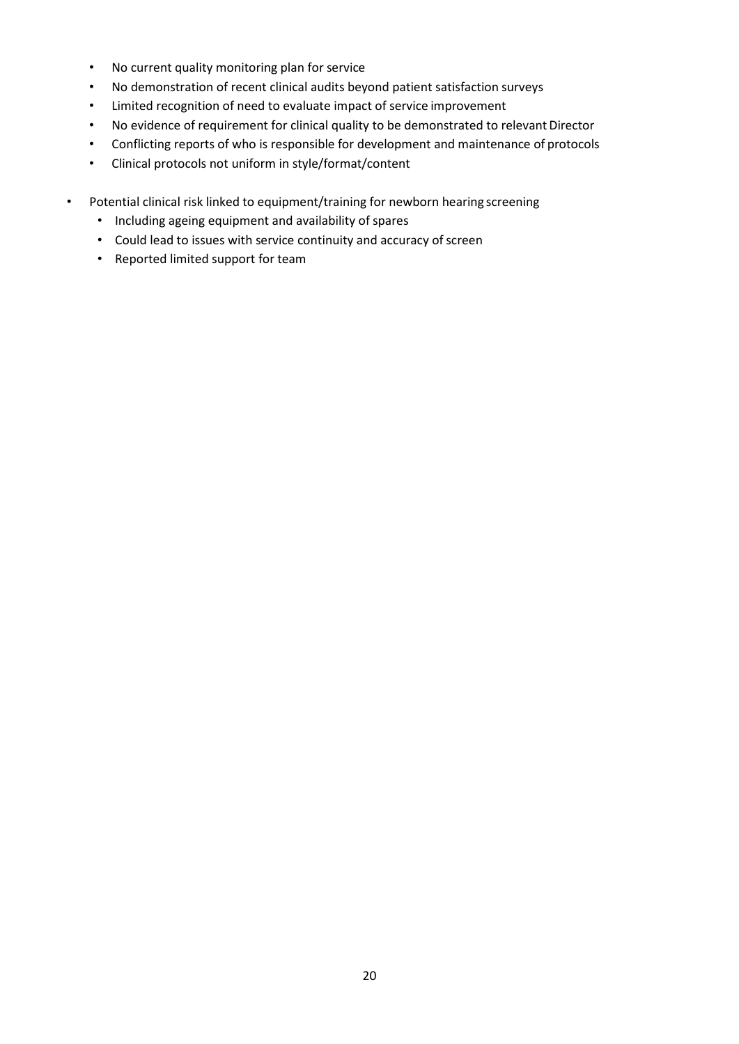- No current quality monitoring plan for service
  - No demonstration of recent clinical audits beyond patient satisfaction surveys
  - Limited recognition of need to evaluate impact of service improvement
  - No evidence of requirement for clinical quality to be demonstrated to relevant Director
  - Conflicting reports of who is responsible for development and maintenance of protocols
  - Clinical protocols not uniform in style/format/content

- Potential clinical risk linked to equipment/training for newborn hearing screening
  - Including ageing equipment and availability of spares
  - Could lead to issues with service continuity and accuracy of screen
  - Reported limited support for team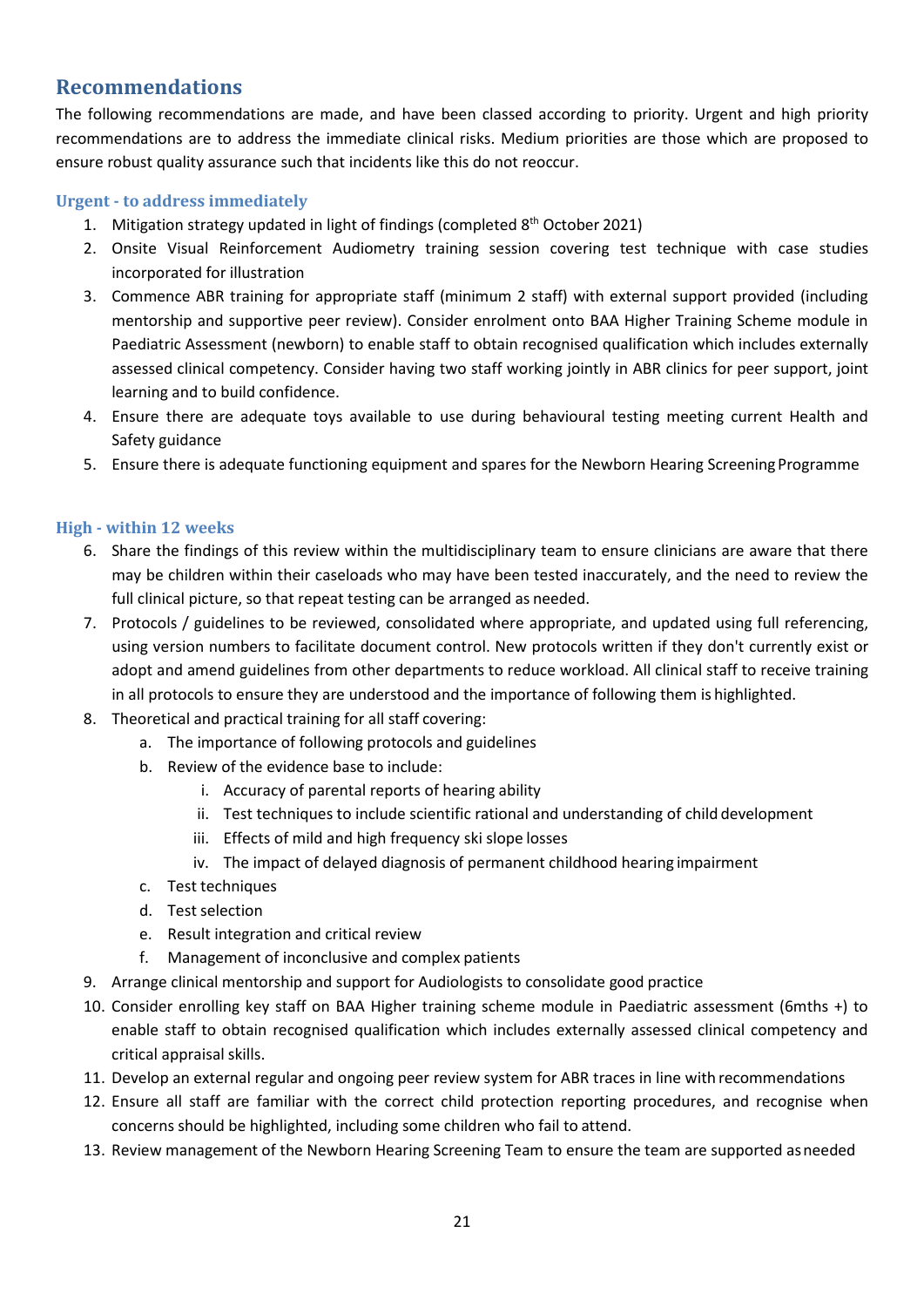## Recommendations

The following recommendations are made, and have been classed according to priority. Urgent and high priority recommendations are to address the immediate clinical risks. Medium priorities are those which are proposed to ensure robust quality assurance such that incidents like this do not reoccur.

### Urgent - to address immediately

1. Mitigation strategy updated in light of findings (completed 8th October 2021)
2. Onsite Visual Reinforcement Audiometry training session covering test technique with case studies incorporated for illustration
3. Commence ABR training for appropriate staff (minimum 2 staff) with external support provided (including mentorship and supportive peer review). Consider enrolment onto BAA Higher Training Scheme module in Paediatric Assessment (newborn) to enable staff to obtain recognised qualification which includes externally assessed clinical competency. Consider having two staff working jointly in ABR clinics for peer support, joint learning and to build confidence.
4. Ensure there are adequate toys available to use during behavioural testing meeting current Health and Safety guidance
5. Ensure there is adequate functioning equipment and spares for the Newborn Hearing Screening Programme

### High - within 12 weeks

6. Share the findings of this review within the multidisciplinary team to ensure clinicians are aware that there may be children within their caseloads who may have been tested inaccurately, and the need to review the full clinical picture, so that repeat testing can be arranged as needed.
7. Protocols / guidelines to be reviewed, consolidated where appropriate, and updated using full referencing, using version numbers to facilitate document control. New protocols written if they don't currently exist or adopt and amend guidelines from other departments to reduce workload. All clinical staff to receive training in all protocols to ensure they are understood and the importance of following them is highlighted.
8. Theoretical and practical training for all staff covering:
    a. The importance of following protocols and guidelines
    b. Review of the evidence base to include:
        i. Accuracy of parental reports of hearing ability
        ii. Test techniques to include scientific rational and understanding of child development
        iii. Effects of mild and high frequency ski slope losses
        iv. The impact of delayed diagnosis of permanent childhood hearing impairment
    c. Test techniques
    d. Test selection
    e. Result integration and critical review
    f. Management of inconclusive and complex patients
9. Arrange clinical mentorship and support for Audiologists to consolidate good practice
10. Consider enrolling key staff on BAA Higher training scheme module in Paediatric assessment (6mths +) to enable staff to obtain recognised qualification which includes externally assessed clinical competency and critical appraisal skills.
11. Develop an external regular and ongoing peer review system for ABR traces in line with recommendations
12. Ensure all staff are familiar with the correct child protection reporting procedures, and recognise when concerns should be highlighted, including some children who fail to attend.
13. Review management of the Newborn Hearing Screening Team to ensure the team are supported as needed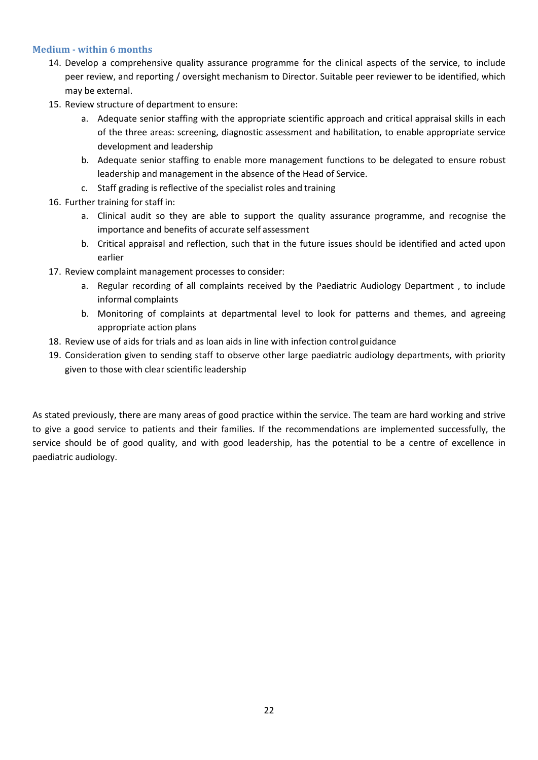### Medium - within 6 months

14. Develop a comprehensive quality assurance programme for the clinical aspects of the service, to include peer review, and reporting / oversight mechanism to Director. Suitable peer reviewer to be identified, which may be external.
15. Review structure of department to ensure:
    a. Adequate senior staffing with the appropriate scientific approach and critical appraisal skills in each of the three areas: screening, diagnostic assessment and habilitation, to enable appropriate service development and leadership
    b. Adequate senior staffing to enable more management functions to be delegated to ensure robust leadership and management in the absence of the Head of Service.
    c. Staff grading is reflective of the specialist roles and training
16. Further training for staff in:
    a. Clinical audit so they are able to support the quality assurance programme, and recognise the importance and benefits of accurate self assessment
    b. Critical appraisal and reflection, such that in the future issues should be identified and acted upon earlier
17. Review complaint management processes to consider:
    a. Regular recording of all complaints received by the Paediatric Audiology Department , to include informal complaints
    b. Monitoring of complaints at departmental level to look for patterns and themes, and agreeing appropriate action plans
18. Review use of aids for trials and as loan aids in line with infection control guidance
19. Consideration given to sending staff to observe other large paediatric audiology departments, with priority given to those with clear scientific leadership

As stated previously, there are many areas of good practice within the service. The team are hard working and strive to give a good service to patients and their families. If the recommendations are implemented successfully, the service should be of good quality, and with good leadership, has the potential to be a centre of excellence in paediatric audiology.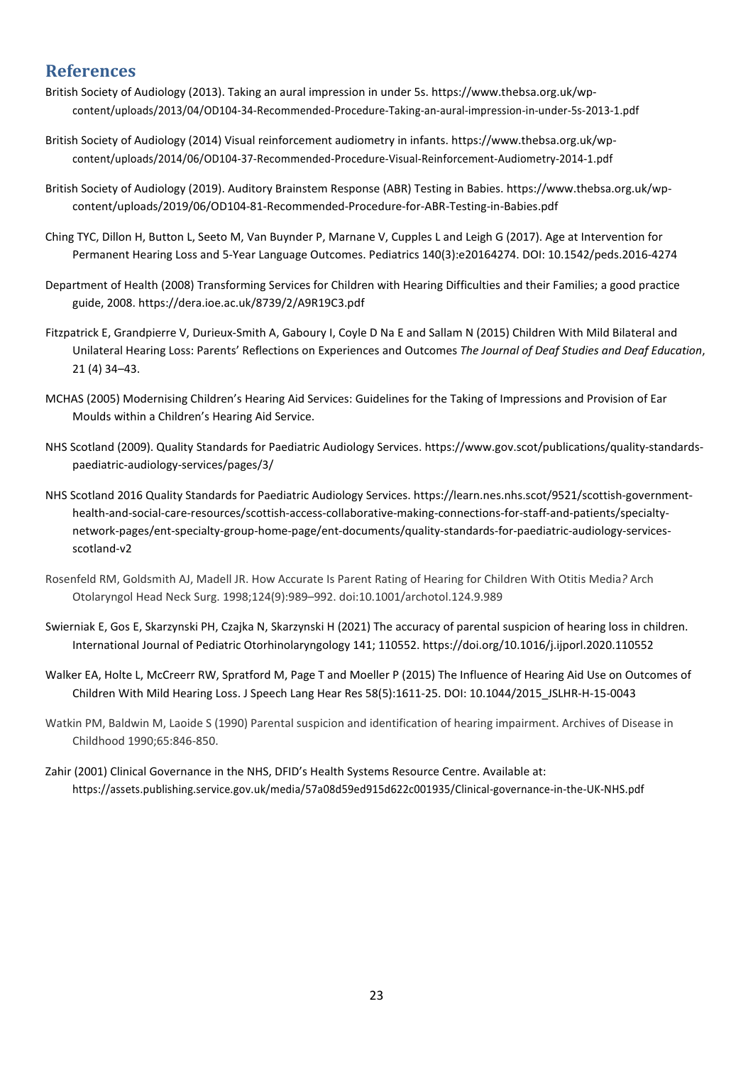## References

British Society of Audiology (2013). Taking an aural impression in under 5s. https://www.thebsa.org.uk/wp-content/uploads/2013/04/OD104-34-Recommended-Procedure-Taking-an-aural-impression-in-under-5s-2013-1.pdf

British Society of Audiology (2014) Visual reinforcement audiometry in infants. https://www.thebsa.org.uk/wp-content/uploads/2014/06/OD104-37-Recommended-Procedure-Visual-Reinforcement-Audiometry-2014-1.pdf

British Society of Audiology (2019). Auditory Brainstem Response (ABR) Testing in Babies. https://www.thebsa.org.uk/wp-content/uploads/2019/06/OD104-81-Recommended-Procedure-for-ABR-Testing-in-Babies.pdf

Ching TYC, Dillon H, Button L, Seeto M, Van Buynder P, Marnane V, Cupples L and Leigh G (2017). Age at Intervention for Permanent Hearing Loss and 5-Year Language Outcomes. Pediatrics 140(3):e20164274. DOI: 10.1542/peds.2016-4274

Department of Health (2008) Transforming Services for Children with Hearing Difficulties and their Families; a good practice guide, 2008. https://dera.ioe.ac.uk/8739/2/A9R19C3.pdf

Fitzpatrick E, Grandpierre V, Durieux-Smith A, Gaboury I, Coyle D Na E and Sallam N (2015) Children With Mild Bilateral and Unilateral Hearing Loss: Parents' Reflections on Experiences and Outcomes *The Journal of Deaf Studies and Deaf Education*, 21 (4) 34–43.

MCHAS (2005) Modernising Children's Hearing Aid Services: Guidelines for the Taking of Impressions and Provision of Ear Moulds within a Children's Hearing Aid Service.

NHS Scotland (2009). Quality Standards for Paediatric Audiology Services. https://www.gov.scot/publications/quality-standards-paediatric-audiology-services/pages/3/

NHS Scotland 2016 Quality Standards for Paediatric Audiology Services. https://learn.nes.nhs.scot/9521/scottish-government-health-and-social-care-resources/scottish-access-collaborative-making-connections-for-staff-and-patients/specialty-network-pages/ent-specialty-group-home-page/ent-documents/quality-standards-for-paediatric-audiology-services-scotland-v2

Rosenfeld RM, Goldsmith AJ, Madell JR. How Accurate Is Parent Rating of Hearing for Children With Otitis Media*?* Arch Otolaryngol Head Neck Surg. 1998;124(9):989–992. doi:10.1001/archotol.124.9.989

Swierniak E, Gos E, Skarzynski PH, Czajka N, Skarzynski H (2021) The accuracy of parental suspicion of hearing loss in children. International Journal of Pediatric Otorhinolaryngology 141; 110552. https://doi.org/10.1016/j.ijporl.2020.110552

Walker EA, Holte L, McCreerr RW, Spratford M, Page T and Moeller P (2015) The Influence of Hearing Aid Use on Outcomes of Children With Mild Hearing Loss. J Speech Lang Hear Res 58(5):1611-25. DOI: 10.1044/2015_JSLHR-H-15-0043

Watkin PM, Baldwin M, Laoide S (1990) Parental suspicion and identification of hearing impairment. Archives of Disease in Childhood 1990;65:846-850.

Zahir (2001) Clinical Governance in the NHS, DFID's Health Systems Resource Centre. Available at: https://assets.publishing.service.gov.uk/media/57a08d59ed915d622c001935/Clinical-governance-in-the-UK-NHS.pdf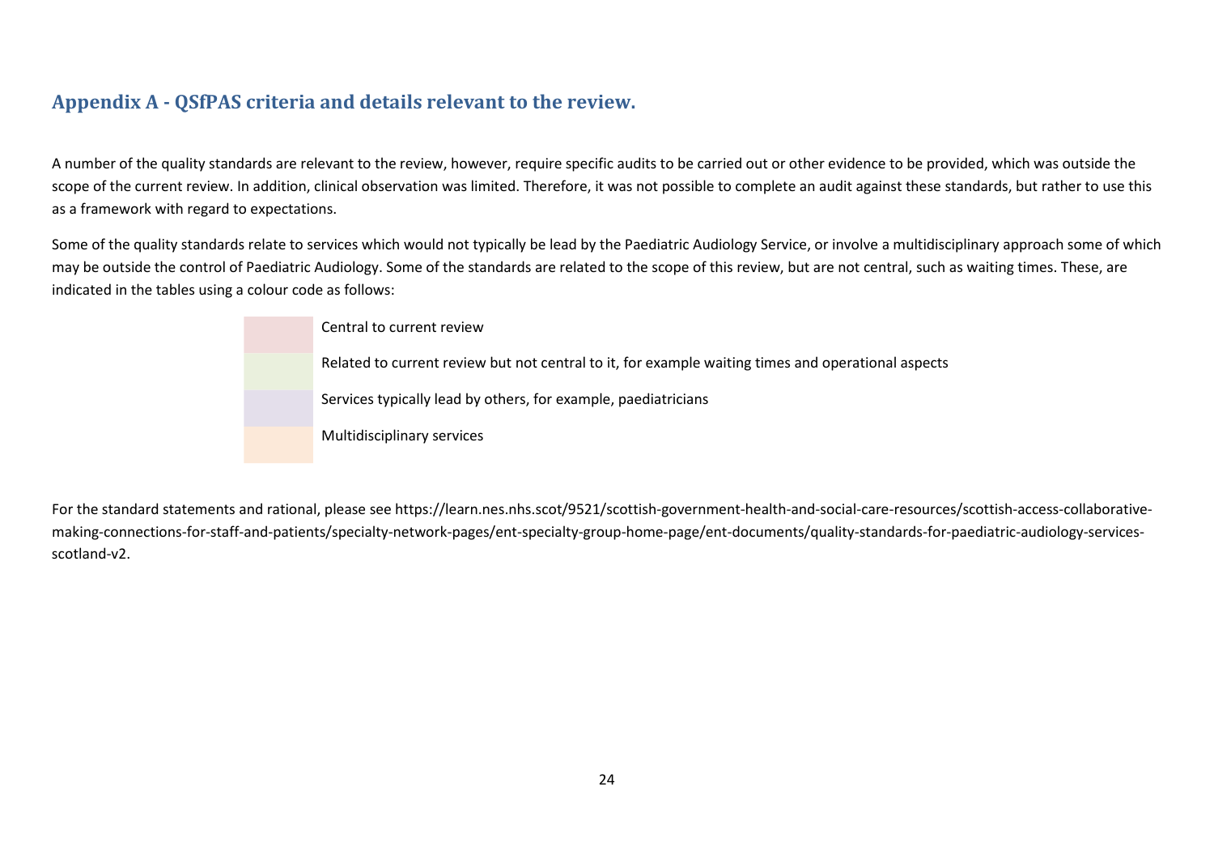## Appendix A - QSfPAS criteria and details relevant to the review.

A number of the quality standards are relevant to the review, however, require specific audits to be carried out or other evidence to be provided, which was outside the scope of the current review. In addition, clinical observation was limited. Therefore, it was not possible to complete an audit against these standards, but rather to use this as a framework with regard to expectations.

Some of the quality standards relate to services which would not typically be lead by the Paediatric Audiology Service, or involve a multidisciplinary approach some of which may be outside the control of Paediatric Audiology. Some of the standards are related to the scope of this review, but are not central, such as waiting times. These, are indicated in the tables using a colour code as follows:

| Colour | Meaning |
|---|---|
| (pink) | Central to current review |
| (green) | Related to current review but not central to it, for example waiting times and operational aspects |
| (lilac) | Services typically lead by others, for example, paediatricians |
| (peach) | Multidisciplinary services |

For the standard statements and rational, please see https://learn.nes.nhs.scot/9521/scottish-government-health-and-social-care-resources/scottish-access-collaborative-making-connections-for-staff-and-patients/specialty-network-pages/ent-specialty-group-home-page/ent-documents/quality-standards-for-paediatric-audiology-services-scotland-v2.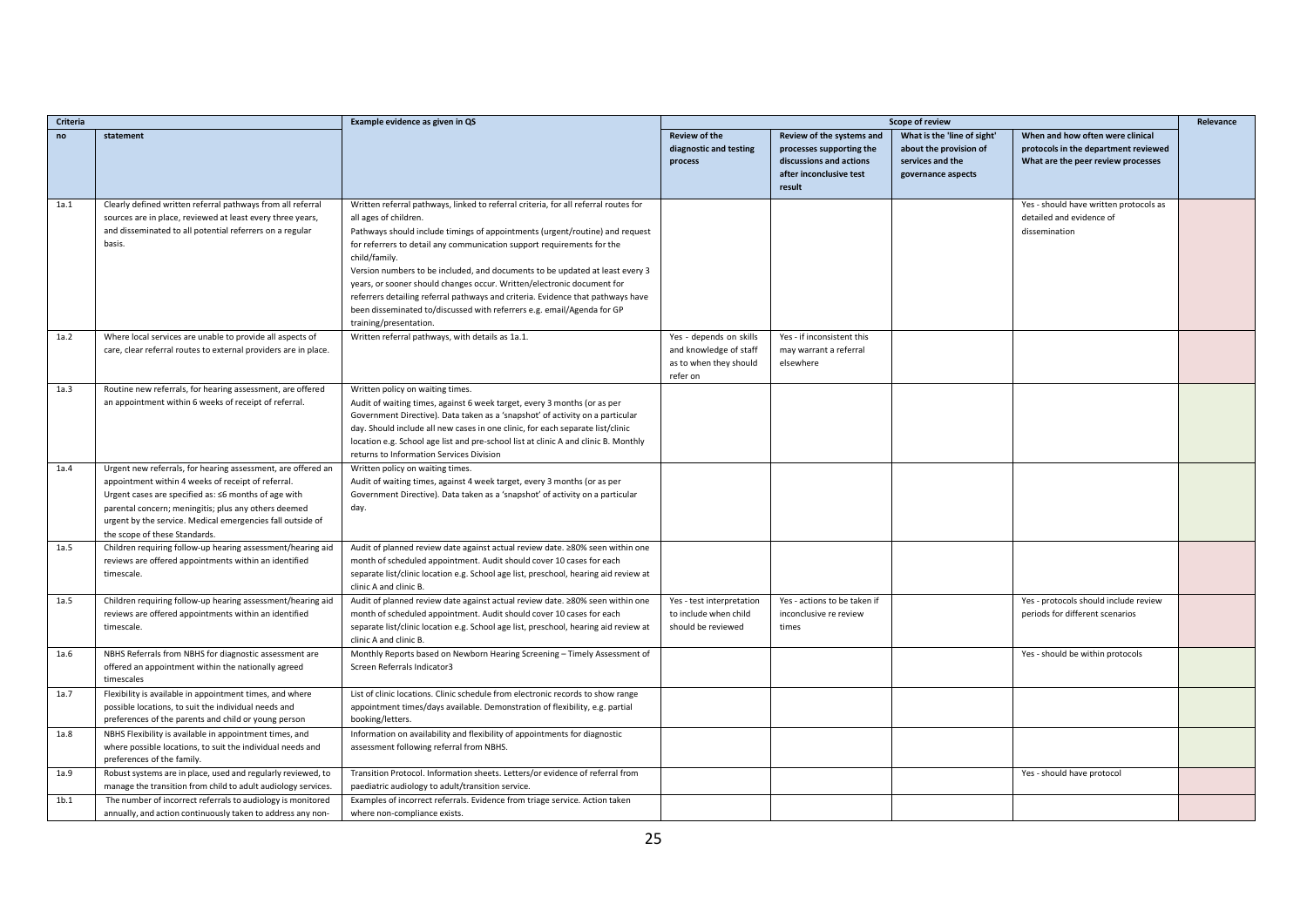| Criteria | | Example evidence as given in QS | Scope of review | | | | Relevance |
|---|---|---|---|---|---|---|---|
| no | statement | | Review of the diagnostic and testing process | Review of the systems and processes supporting the discussions and actions after inconclusive test result | What is the 'line of sight' about the provision of services and the governance aspects | When and how often were clinical protocols in the department reviewed What are the peer review processes | |
| 1a.1 | Clearly defined written referral pathways from all referral sources are in place, reviewed at least every three years, and disseminated to all potential referrers on a regular basis. | Written referral pathways, linked to referral criteria, for all referral routes for all ages of children. Pathways should include timings of appointments (urgent/routine) and request for referrers to detail any communication support requirements for the child/family. Version numbers to be included, and documents to be updated at least every 3 years, or sooner should changes occur. Written/electronic document for referrers detailing referral pathways and criteria. Evidence that pathways have been disseminated to/discussed with referrers e.g. email/Agenda for GP training/presentation. | | | | Yes - should have written protocols as detailed and evidence of dissemination | |
| 1a.2 | Where local services are unable to provide all aspects of care, clear referral routes to external providers are in place. | Written referral pathways, with details as 1a.1. | Yes - depends on skills and knowledge of staff as to when they should refer on | Yes - if inconsistent this may warrant a referral elsewhere | | | |
| 1a.3 | Routine new referrals, for hearing assessment, are offered an appointment within 6 weeks of receipt of referral. | Written policy on waiting times. Audit of waiting times, against 6 week target, every 3 months (or as per Government Directive). Data taken as a 'snapshot' of activity on a particular day. Should include all new cases in one clinic, for each separate list/clinic location e.g. School age list and pre-school list at clinic A and clinic B. Monthly returns to Information Services Division | | | | | |
| 1a.4 | Urgent new referrals, for hearing assessment, are offered an appointment within 4 weeks of receipt of referral. Urgent cases are specified as: ≤6 months of age with parental concern; meningitis; plus any others deemed urgent by the service. Medical emergencies fall outside of the scope of these Standards. | Written policy on waiting times. Audit of waiting times, against 4 week target, every 3 months (or as per Government Directive). Data taken as a 'snapshot' of activity on a particular day. | | | | | |
| 1a.5 | Children requiring follow-up hearing assessment/hearing aid reviews are offered appointments within an identified timescale. | Audit of planned review date against actual review date. ≥80% seen within one month of scheduled appointment. Audit should cover 10 cases for each separate list/clinic location e.g. School age list, preschool, hearing aid review at clinic A and clinic B. | | | | | |
| 1a.5 | Children requiring follow-up hearing assessment/hearing aid reviews are offered appointments within an identified timescale. | Audit of planned review date against actual review date. ≥80% seen within one month of scheduled appointment. Audit should cover 10 cases for each separate list/clinic location e.g. School age list, preschool, hearing aid review at clinic A and clinic B. | Yes - test interpretation to include when child should be reviewed | Yes - actions to be taken if inconclusive re review times | | Yes - protocols should include review periods for different scenarios | |
| 1a.6 | NBHS Referrals from NBHS for diagnostic assessment are offered an appointment within the nationally agreed timescales | Monthly Reports based on Newborn Hearing Screening – Timely Assessment of Screen Referrals Indicator3 | | | | Yes - should be within protocols | |
| 1a.7 | Flexibility is available in appointment times, and where possible locations, to suit the individual needs and preferences of the parents and child or young person | List of clinic locations. Clinic schedule from electronic records to show range appointment times/days available. Demonstration of flexibility, e.g. partial booking/letters. | | | | | |
| 1a.8 | NBHS Flexibility is available in appointment times, and where possible locations, to suit the individual needs and preferences of the family. | Information on availability and flexibility of appointments for diagnostic assessment following referral from NBHS. | | | | | |
| 1a.9 | Robust systems are in place, used and regularly reviewed, to manage the transition from child to adult audiology services. | Transition Protocol. Information sheets. Letters/or evidence of referral from paediatric audiology to adult/transition service. | | | | Yes - should have protocol | |
| 1b.1 | The number of incorrect referrals to audiology is monitored annually, and action continuously taken to address any non- | Examples of incorrect referrals. Evidence from triage service. Action taken where non-compliance exists. | | | | | |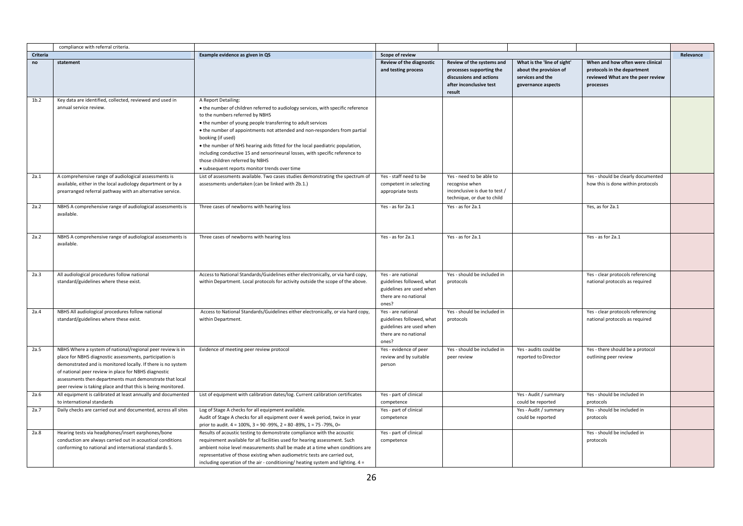| | compliance with referral criteria. | | | | | | |
|---|---|---|---|---|---|---|---|
| **Criteria** | | **Example evidence as given in QS** | **Scope of review** | | | | **Relevance** |
| **no** | **statement** | | **Review of the diagnostic and testing process** | **Review of the systems and processes supporting the discussions and actions after inconclusive test result** | **What is the 'line of sight' about the provision of services and the governance aspects** | **When and how often were clinical protocols in the department reviewed What are the peer review processes** | |
| 1b.2 | Key data are identified, collected, reviewed and used in annual service review. | A Report Detailing:<br>• the number of children referred to audiology services, with specific reference to the numbers referred by NBHS<br>• the number of young people transferring to adult services<br>• the number of appointments not attended and non-responders from partial booking (if used)<br>• the number of NHS hearing aids fitted for the local paediatric population, including conductive 15 and sensorineural losses, with specific reference to those children referred by NBHS<br>• subsequent reports monitor trends over time | | | | | |
| 2a.1 | A comprehensive range of audiological assessments is available, either in the local audiology department or by a prearranged referral pathway with an alternative service. | List of assessments available. Two cases studies demonstrating the spectrum of assessments undertaken (can be linked with 2b.1.) | Yes - staff need to be competent in selecting appropriate tests | Yes - need to be able to recognise when inconclusive is due to test / technique, or due to child | | Yes - should be clearly documented how this is done within protocols | |
| 2a.2 | NBHS A comprehensive range of audiological assessments is available. | Three cases of newborns with hearing loss | Yes - as for 2a.1 | Yes - as for 2a.1 | | Yes, as for 2a.1 | |
| 2a.2 | NBHS A comprehensive range of audiological assessments is available. | Three cases of newborns with hearing loss | Yes - as for 2a.1 | Yes - as for 2a.1 | | Yes - as for 2a.1 | |
| 2a.3 | All audiological procedures follow national standard/guidelines where these exist. | Access to National Standards/Guidelines either electronically, or via hard copy, within Department. Local protocols for activity outside the scope of the above. | Yes - are national guidelines followed, what guidelines are used when there are no national ones? | Yes - should be included in protocols | | Yes - clear protocols referencing national protocols as required | |
| 2a.4 | NBHS All audiological procedures follow national standard/guidelines where these exist. | Access to National Standards/Guidelines either electronically, or via hard copy, within Department. | Yes - are national guidelines followed, what guidelines are used when there are no national ones? | Yes - should be included in protocols | | Yes - clear protocols referencing national protocols as required | |
| 2a.5 | NBHS Where a system of national/regional peer review is in place for NBHS diagnostic assessments, participation is demonstrated and is monitored locally. If there is no system of national peer review in place for NBHS diagnostic assessments then departments must demonstrate that local peer review is taking place and that this is being monitored. | Evidence of meeting peer review protocol | Yes - evidence of peer review and by suitable person | Yes - should be included in peer review | Yes - audits could be reported to Director | Yes - there should be a protocol outlining peer review | |
| 2a.6 | All equipment is calibrated at least annually and documented to international standards | List of equipment with calibration dates/log. Current calibration certificates | Yes - part of clinical competence | | Yes - Audit / summary could be reported | Yes - should be included in protocols | |
| 2a.7 | Daily checks are carried out and documented, across all sites | Log of Stage A checks for all equipment available.<br>Audit of Stage A checks for all equipment over 4 week period, twice in year prior to audit. 4 = 100%, 3 = 90 -99%, 2 = 80 -89%, 1 = 75 -79%, 0= | Yes - part of clinical competence | | Yes - Audit / summary could be reported | Yes - should be included in protocols | |
| 2a.8 | Hearing tests via headphones/insert earphones/bone conduction are always carried out in acoustical conditions conforming to national and international standards 5. | Results of acoustic testing to demonstrate compliance with the acoustic requirement available for all facilities used for hearing assessment. Such ambient noise level measurements shall be made at a time when conditions are representative of those existing when audiometric tests are carried out, including operation of the air - conditioning/ heating system and lighting. 4 = | Yes - part of clinical competence | | | Yes - should be included in protocols | |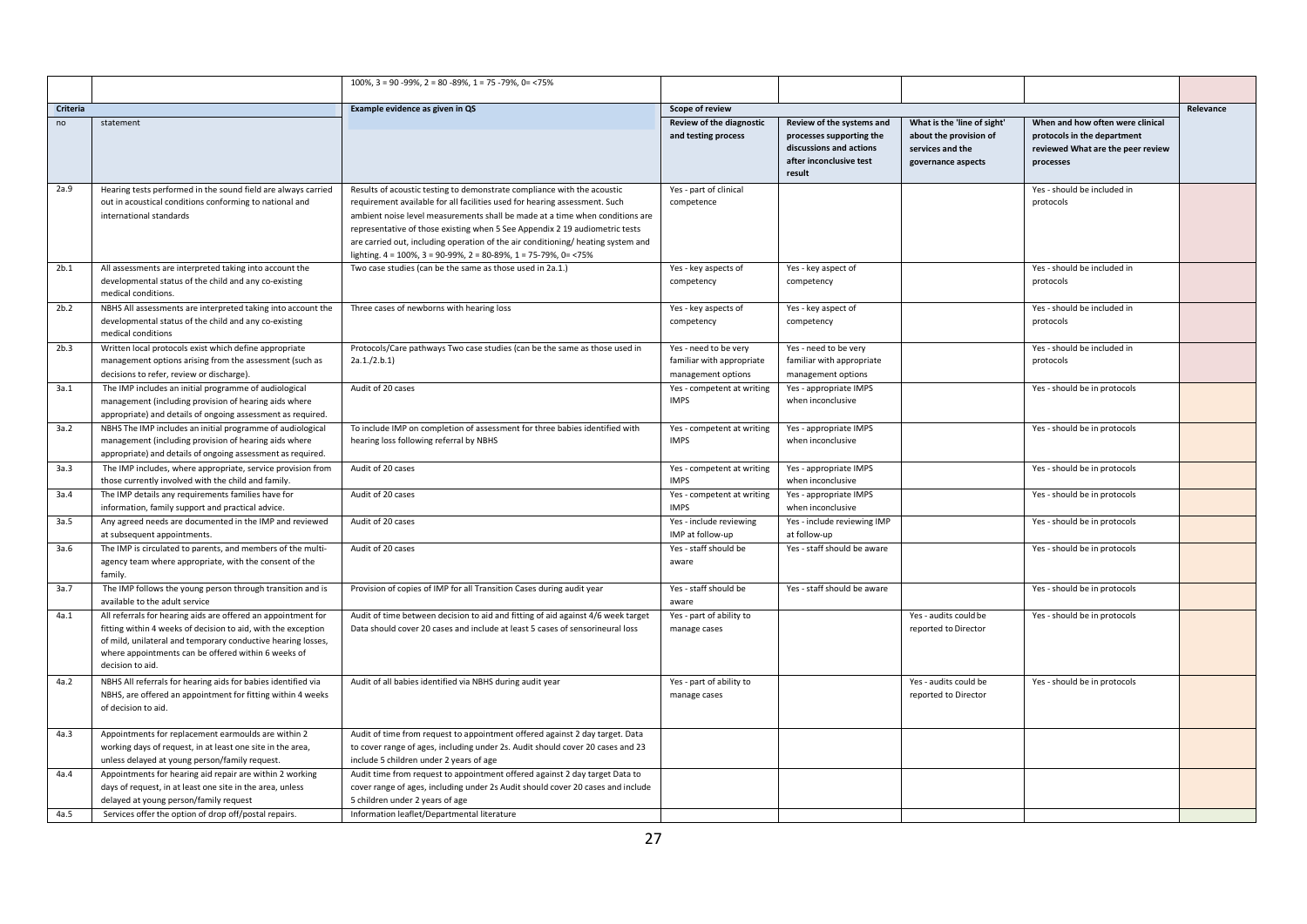| | | 100%, 3 = 90 -99%, 2 = 80 -89%, 1 = 75 -79%, 0= <75% | | | | | |
|---|---|---|---|---|---|---|---|
| **Criteria** | | **Example evidence as given in QS** | **Scope of review** | | | | **Relevance** |
| no | statement | | **Review of the diagnostic and testing process** | **Review of the systems and processes supporting the discussions and actions after inconclusive test result** | **What is the 'line of sight' about the provision of services and the governance aspects** | **When and how often were clinical protocols in the department reviewed What are the peer review processes** | |
| 2a.9 | Hearing tests performed in the sound field are always carried out in acoustical conditions conforming to national and international standards | Results of acoustic testing to demonstrate compliance with the acoustic requirement available for all facilities used for hearing assessment. Such ambient noise level measurements shall be made at a time when conditions are representative of those existing when 5 See Appendix 2 19 audiometric tests are carried out, including operation of the air conditioning/ heating system and lighting. 4 = 100%, 3 = 90-99%, 2 = 80-89%, 1 = 75-79%, 0= <75% | Yes - part of clinical competence | | | Yes - should be included in protocols | |
| 2b.1 | All assessments are interpreted taking into account the developmental status of the child and any co-existing medical conditions. | Two case studies (can be the same as those used in 2a.1.) | Yes - key aspects of competency | Yes - key aspect of competency | | Yes - should be included in protocols | |
| 2b.2 | NBHS All assessments are interpreted taking into account the developmental status of the child and any co-existing medical conditions | Three cases of newborns with hearing loss | Yes - key aspects of competency | Yes - key aspect of competency | | Yes - should be included in protocols | |
| 2b.3 | Written local protocols exist which define appropriate management options arising from the assessment (such as decisions to refer, review or discharge). | Protocols/Care pathways Two case studies (can be the same as those used in 2a.1./2.b.1) | Yes - need to be very familiar with appropriate management options | Yes - need to be very familiar with appropriate management options | | Yes - should be included in protocols | |
| 3a.1 | The IMP includes an initial programme of audiological management (including provision of hearing aids where appropriate) and details of ongoing assessment as required. | Audit of 20 cases | Yes - competent at writing IMPS | Yes - appropriate IMPS when inconclusive | | Yes - should be in protocols | |
| 3a.2 | NBHS The IMP includes an initial programme of audiological management (including provision of hearing aids where appropriate) and details of ongoing assessment as required. | To include IMP on completion of assessment for three babies identified with hearing loss following referral by NBHS | Yes - competent at writing IMPS | Yes - appropriate IMPS when inconclusive | | Yes - should be in protocols | |
| 3a.3 | The IMP includes, where appropriate, service provision from those currently involved with the child and family. | Audit of 20 cases | Yes - competent at writing IMPS | Yes - appropriate IMPS when inconclusive | | Yes - should be in protocols | |
| 3a.4 | The IMP details any requirements families have for information, family support and practical advice. | Audit of 20 cases | Yes - competent at writing IMPS | Yes - appropriate IMPS when inconclusive | | Yes - should be in protocols | |
| 3a.5 | Any agreed needs are documented in the IMP and reviewed at subsequent appointments. | Audit of 20 cases | Yes - include reviewing IMP at follow-up | Yes - include reviewing IMP at follow-up | | Yes - should be in protocols | |
| 3a.6 | The IMP is circulated to parents, and members of the multi-agency team where appropriate, with the consent of the family. | Audit of 20 cases | Yes - staff should be aware | Yes - staff should be aware | | Yes - should be in protocols | |
| 3a.7 | The IMP follows the young person through transition and is available to the adult service | Provision of copies of IMP for all Transition Cases during audit year | Yes - staff should be aware | Yes - staff should be aware | | Yes - should be in protocols | |
| 4a.1 | All referrals for hearing aids are offered an appointment for fitting within 4 weeks of decision to aid, with the exception of mild, unilateral and temporary conductive hearing losses, where appointments can be offered within 6 weeks of decision to aid. | Audit of time between decision to aid and fitting of aid against 4/6 week target Data should cover 20 cases and include at least 5 cases of sensorineural loss | Yes - part of ability to manage cases | | Yes - audits could be reported to Director | Yes - should be in protocols | |
| 4a.2 | NBHS All referrals for hearing aids for babies identified via NBHS, are offered an appointment for fitting within 4 weeks of decision to aid. | Audit of all babies identified via NBHS during audit year | Yes - part of ability to manage cases | | Yes - audits could be reported to Director | Yes - should be in protocols | |
| 4a.3 | Appointments for replacement earmoulds are within 2 working days of request, in at least one site in the area, unless delayed at young person/family request. | Audit of time from request to appointment offered against 2 day target. Data to cover range of ages, including under 2s. Audit should cover 20 cases and 23 include 5 children under 2 years of age | | | | | |
| 4a.4 | Appointments for hearing aid repair are within 2 working days of request, in at least one site in the area, unless delayed at young person/family request | Audit time from request to appointment offered against 2 day target Data to cover range of ages, including under 2s Audit should cover 20 cases and include 5 children under 2 years of age | | | | | |
| 4a.5 | Services offer the option of drop off/postal repairs. | Information leaflet/Departmental literature | | | | | |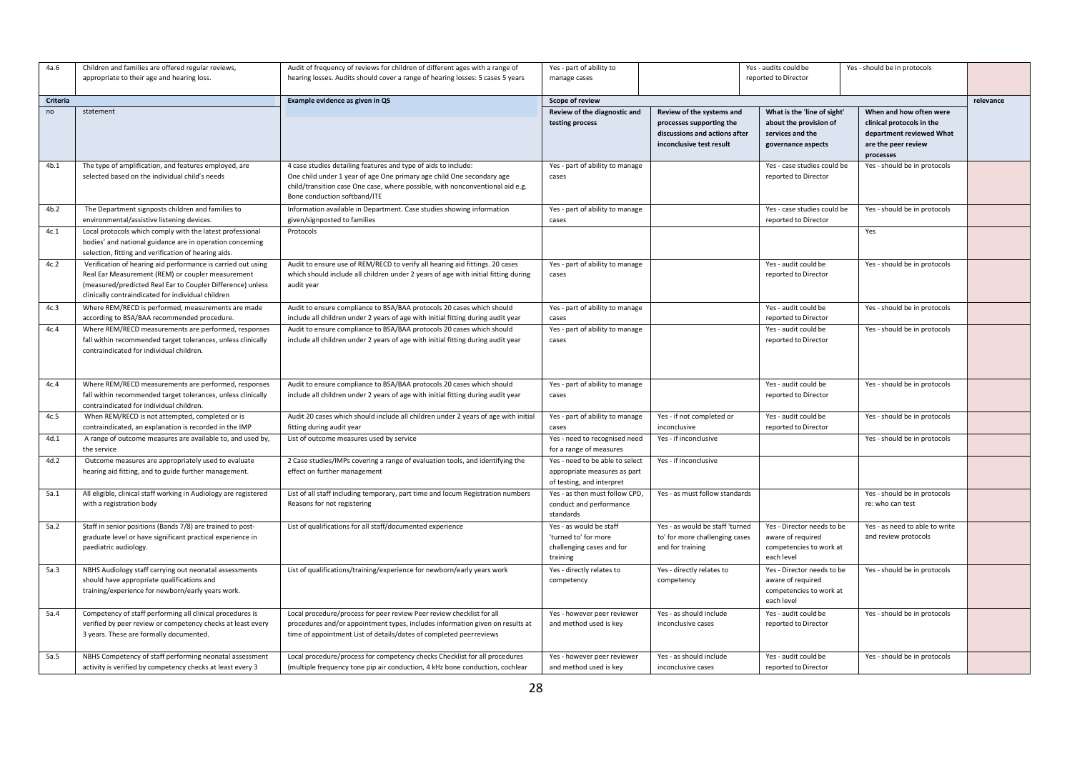| 4a.6 | Children and families are offered regular reviews, appropriate to their age and hearing loss. | Audit of frequency of reviews for children of different ages with a range of hearing losses. Audits should cover a range of hearing losses: 5 cases 5 years | Yes - part of ability to manage cases | | Yes - audits could be reported to Director | Yes - should be in protocols | |
|---|---|---|---|---|---|---|---|
| **Criteria** | | **Example evidence as given in QS** | **Scope of review** | | | | **relevance** |
| no | statement | | **Review of the diagnostic and testing process** | **Review of the systems and processes supporting the discussions and actions after inconclusive test result** | **What is the 'line of sight' about the provision of services and the governance aspects** | **When and how often were clinical protocols in the department reviewed What are the peer review processes** | |
| 4b.1 | The type of amplification, and features employed, are selected based on the individual child's needs | 4 case studies detailing features and type of aids to include: One child under 1 year of age One primary age child One secondary age child/transition case One case, where possible, with nonconventional aid e.g. Bone conduction softband/ITE | Yes - part of ability to manage cases | | Yes - case studies could be reported to Director | Yes - should be in protocols | |
| 4b.2 | The Department signposts children and families to environmental/assistive listening devices. | Information available in Department. Case studies showing information given/signposted to families | Yes - part of ability to manage cases | | Yes - case studies could be reported to Director | Yes - should be in protocols | |
| 4c.1 | Local protocols which comply with the latest professional bodies' and national guidance are in operation concerning selection, fitting and verification of hearing aids. | Protocols | | | | Yes | |
| 4c.2 | Verification of hearing aid performance is carried out using Real Ear Measurement (REM) or coupler measurement (measured/predicted Real Ear to Coupler Difference) unless clinically contraindicated for individual children | Audit to ensure use of REM/RECD to verify all hearing aid fittings. 20 cases which should include all children under 2 years of age with initial fitting during audit year | Yes - part of ability to manage cases | | Yes - audit could be reported to Director | Yes - should be in protocols | |
| 4c.3 | Where REM/RECD is performed, measurements are made according to BSA/BAA recommended procedure. | Audit to ensure compliance to BSA/BAA protocols 20 cases which should include all children under 2 years of age with initial fitting during audit year | Yes - part of ability to manage cases | | Yes - audit could be reported to Director | Yes - should be in protocols | |
| 4c.4 | Where REM/RECD measurements are performed, responses fall within recommended target tolerances, unless clinically contraindicated for individual children. | Audit to ensure compliance to BSA/BAA protocols 20 cases which should include all children under 2 years of age with initial fitting during audit year | Yes - part of ability to manage cases | | Yes - audit could be reported to Director | Yes - should be in protocols | |
| 4c.4 | Where REM/RECD measurements are performed, responses fall within recommended target tolerances, unless clinically contraindicated for individual children. | Audit to ensure compliance to BSA/BAA protocols 20 cases which should include all children under 2 years of age with initial fitting during audit year | Yes - part of ability to manage cases | | Yes - audit could be reported to Director | Yes - should be in protocols | |
| 4c.5 | When REM/RECD is not attempted, completed or is contraindicated, an explanation is recorded in the IMP | Audit 20 cases which should include all children under 2 years of age with initial fitting during audit year | Yes - part of ability to manage cases | Yes - if not completed or inconclusive | Yes - audit could be reported to Director | Yes - should be in protocols | |
| 4d.1 | A range of outcome measures are available to, and used by, the service | List of outcome measures used by service | Yes - need to recognised need for a range of measures | Yes - if inconclusive | | Yes - should be in protocols | |
| 4d.2 | Outcome measures are appropriately used to evaluate hearing aid fitting, and to guide further management. | 2 Case studies/IMPs covering a range of evaluation tools, and identifying the effect on further management | Yes - need to be able to select appropriate measures as part of testing, and interpret | Yes - if inconclusive | | | |
| 5a.1 | All eligible, clinical staff working in Audiology are registered with a registration body | List of all staff including temporary, part time and locum Registration numbers Reasons for not registering | Yes - as then must follow CPD, conduct and performance standards | Yes - as must follow standards | | Yes - should be in protocols re: who can test | |
| 5a.2 | Staff in senior positions (Bands 7/8) are trained to post-graduate level or have significant practical experience in paediatric audiology. | List of qualifications for all staff/documented experience | Yes - as would be staff 'turned to' for more challenging cases and for training | Yes - as would be staff 'turned to' for more challenging cases and for training | Yes - Director needs to be aware of required competencies to work at each level | Yes - as need to be able to write and review protocols | |
| 5a.3 | NBHS Audiology staff carrying out neonatal assessments should have appropriate qualifications and training/experience for newborn/early years work. | List of qualifications/training/experience for newborn/early years work | Yes - directly relates to competency | Yes - directly relates to competency | Yes - Director needs to be aware of required competencies to work at each level | Yes - should be in protocols | |
| 5a.4 | Competency of staff performing all clinical procedures is verified by peer review or competency checks at least every 3 years. These are formally documented. | Local procedure/process for peer review Peer review checklist for all procedures and/or appointment types, includes information given on results at time of appointment List of details/dates of completed peerreviews | Yes - however peer reviewer and method used is key | Yes - as should include inconclusive cases | Yes - audit could be reported to Director | Yes - should be in protocols | |
| 5a.5 | NBHS Competency of staff performing neonatal assessment activity is verified by competency checks at least every 3 | Local procedure/process for competency checks Checklist for all procedures (multiple frequency tone pip air conduction, 4 kHz bone conduction, cochlear | Yes - however peer reviewer and method used is key | Yes - as should include inconclusive cases | Yes - audit could be reported to Director | Yes - should be in protocols | |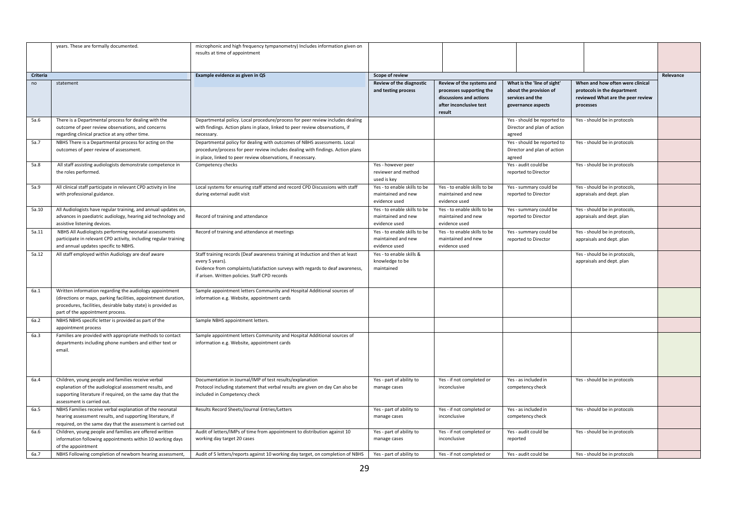| | years. These are formally documented. | microphonic and high frequency tympanometry) Includes information given on results at time of appointment | | | | | |
|---|---|---|---|---|---|---|---|
| **Criteria** | | **Example evidence as given in QS** | **Scope of review** | | | | **Relevance** |
| no | statement | | **Review of the diagnostic and testing process** | **Review of the systems and processes supporting the discussions and actions after inconclusive test result** | **What is the 'line of sight' about the provision of services and the governance aspects** | **When and how often were clinical protocols in the department reviewed What are the peer review processes** | |
| 5a.6 | There is a Departmental process for dealing with the outcome of peer review observations, and concerns regarding clinical practice at any other time. | Departmental policy. Local procedure/process for peer review includes dealing with findings. Action plans in place, linked to peer review observations, if necessary. | | | Yes - should be reported to Director and plan of action agreed | Yes - should be in protocols | |
| 5a.7 | NBHS There is a Departmental process for acting on the outcomes of peer review of assessment. | Departmental policy for dealing with outcomes of NBHS assessments. Local procedure/process for peer review includes dealing with findings. Action plans in place, linked to peer review observations, if necessary. | | | Yes - should be reported to Director and plan of action agreed | Yes - should be in protocols | |
| 5a.8 | All staff assisting audiologists demonstrate competence in the roles performed. | Competency checks | Yes - however peer reviewer and method used is key | | Yes - audit could be reported to Director | Yes - should be in protocols | |
| 5a.9 | All clinical staff participate in relevant CPD activity in line with professional guidance. | Local systems for ensuring staff attend and record CPD Discussions with staff during external audit visit | Yes - to enable skills to be maintained and new evidence used | Yes - to enable skills to be maintained and new evidence used | Yes - summary could be reported to Director | Yes - should be in protocols, appraisals and dept. plan | |
| 5a.10 | All Audiologists have regular training, and annual updates on, advances in paediatric audiology, hearing aid technology and assistive listening devices. | Record of training and attendance | Yes - to enable skills to be maintained and new evidence used | Yes - to enable skills to be maintained and new evidence used | Yes - summary could be reported to Director | Yes - should be in protocols, appraisals and dept. plan | |
| 5a.11 | NBHS All Audiologists performing neonatal assessments participate in relevant CPD activity, including regular training and annual updates specific to NBHS. | Record of training and attendance at meetings | Yes - to enable skills to be maintained and new evidence used | Yes - to enable skills to be maintained and new evidence used | Yes - summary could be reported to Director | Yes - should be in protocols, appraisals and dept. plan | |
| 5a.12 | All staff employed within Audiology are deaf aware | Staff training records (Deaf awareness training at Induction and then at least every 5 years). Evidence from complaints/satisfaction surveys with regards to deaf awareness, if arisen. Written policies. Staff CPD records | Yes - to enable skills & knowledge to be maintained | | | Yes - should be in protocols, appraisals and dept. plan | |
| 6a.1 | Written information regarding the audiology appointment (directions or maps, parking facilities, appointment duration, procedures, facilities, desirable baby state) is provided as part of the appointment process. | Sample appointment letters Community and Hospital Additional sources of information e.g. Website, appointment cards | | | | | |
| 6a.2 | NBHS NBHS specific letter is provided as part of the appointment process | Sample NBHS appointment letters. | | | | | |
| 6a.3 | Families are provided with appropriate methods to contact departments including phone numbers and either text or email. | Sample appointment letters Community and Hospital Additional sources of information e.g. Website, appointment cards | | | | | |
| 6a.4 | Children, young people and families receive verbal explanation of the audiological assessment results, and supporting literature if required, on the same day that the assessment is carried out. | Documentation in Journal/IMP of test results/explanation Protocol including statement that verbal results are given on day Can also be included in Competency check | Yes - part of ability to manage cases | Yes - if not completed or inconclusive | Yes - as included in competency check | Yes - should be in protocols | |
| 6a.5 | NBHS Families receive verbal explanation of the neonatal hearing assessment results, and supporting literature, if required, on the same day the assessment is carried out | Results Record Sheets/Journal Entries/Letters | Yes - part of ability to manage cases | Yes - if not completed or inconclusive | Yes - as included in competency check | Yes - should be in protocols | |
| 6a.6 | Children, young people and families are offered written information following appointments within 10 working days of the appointment | Audit of letters/IMPs of time from appointment to distribution against 10 working day target 20 cases | Yes - part of ability to manage cases | Yes - if not completed or inconclusive | Yes - audit could be reported | Yes - should be in protocols | |
| 6a.7 | NBHS Following completion of newborn hearing assessment, | Audit of 5 letters/reports against 10 working day target, on completion of NBHS | Yes - part of ability to | Yes - if not completed or | Yes - audit could be | Yes - should be in protocols | |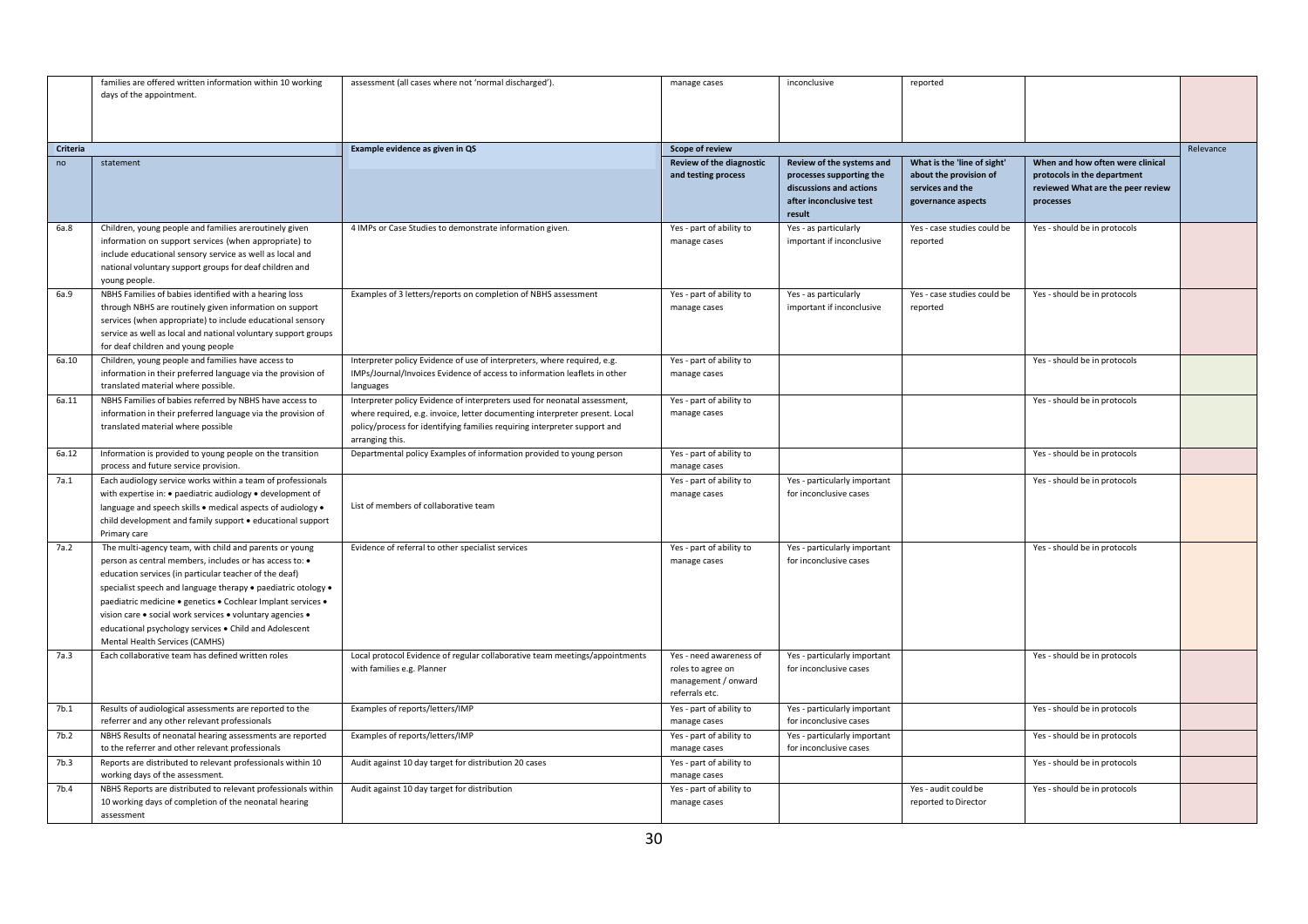|  | families are offered written information within 10 working days of the appointment. | assessment (all cases where not 'normal discharged'). | manage cases | inconclusive | reported |  |  |
|---|---|---|---|---|---|---|---|
| **Criteria** |  | **Example evidence as given in QS** | **Scope of review** |  |  |  | Relevance |
| no | statement |  | **Review of the diagnostic and testing process** | **Review of the systems and processes supporting the discussions and actions after inconclusive test result** | **What is the 'line of sight' about the provision of services and the governance aspects** | **When and how often were clinical protocols in the department reviewed What are the peer review processes** |  |
| 6a.8 | Children, young people and families are routinely given information on support services (when appropriate) to include educational sensory service as well as local and national voluntary support groups for deaf children and young people. | 4 IMPs or Case Studies to demonstrate information given. | Yes - part of ability to manage cases | Yes - as particularly important if inconclusive | Yes - case studies could be reported | Yes - should be in protocols |  |
| 6a.9 | NBHS Families of babies identified with a hearing loss through NBHS are routinely given information on support services (when appropriate) to include educational sensory service as well as local and national voluntary support groups for deaf children and young people | Examples of 3 letters/reports on completion of NBHS assessment | Yes - part of ability to manage cases | Yes - as particularly important if inconclusive | Yes - case studies could be reported | Yes - should be in protocols |  |
| 6a.10 | Children, young people and families have access to information in their preferred language via the provision of translated material where possible. | Interpreter policy Evidence of use of interpreters, where required, e.g. IMPs/Journal/Invoices Evidence of access to information leaflets in other languages | Yes - part of ability to manage cases |  |  | Yes - should be in protocols |  |
| 6a.11 | NBHS Families of babies referred by NBHS have access to information in their preferred language via the provision of translated material where possible | Interpreter policy Evidence of interpreters used for neonatal assessment, where required, e.g. invoice, letter documenting interpreter present. Local policy/process for identifying families requiring interpreter support and arranging this. | Yes - part of ability to manage cases |  |  | Yes - should be in protocols |  |
| 6a.12 | Information is provided to young people on the transition process and future service provision. | Departmental policy Examples of information provided to young person | Yes - part of ability to manage cases |  |  | Yes - should be in protocols |  |
| 7a.1 | Each audiology service works within a team of professionals with expertise in: • paediatric audiology • development of language and speech skills • medical aspects of audiology • child development and family support • educational support Primary care | List of members of collaborative team | Yes - part of ability to manage cases | Yes - particularly important for inconclusive cases |  | Yes - should be in protocols |  |
| 7a.2 | The multi-agency team, with child and parents or young person as central members, includes or has access to: • education services (in particular teacher of the deaf) specialist speech and language therapy • paediatric otology • paediatric medicine • genetics • Cochlear Implant services • vision care • social work services • voluntary agencies • educational psychology services • Child and Adolescent Mental Health Services (CAMHS) | Evidence of referral to other specialist services | Yes - part of ability to manage cases | Yes - particularly important for inconclusive cases |  | Yes - should be in protocols |  |
| 7a.3 | Each collaborative team has defined written roles | Local protocol Evidence of regular collaborative team meetings/appointments with families e.g. Planner | Yes - need awareness of roles to agree on management / onward referrals etc. | Yes - particularly important for inconclusive cases |  | Yes - should be in protocols |  |
| 7b.1 | Results of audiological assessments are reported to the referrer and any other relevant professionals | Examples of reports/letters/IMP | Yes - part of ability to manage cases | Yes - particularly important for inconclusive cases |  | Yes - should be in protocols |  |
| 7b.2 | NBHS Results of neonatal hearing assessments are reported to the referrer and other relevant professionals | Examples of reports/letters/IMP | Yes - part of ability to manage cases | Yes - particularly important for inconclusive cases |  | Yes - should be in protocols |  |
| 7b.3 | Reports are distributed to relevant professionals within 10 working days of the assessment. | Audit against 10 day target for distribution 20 cases | Yes - part of ability to manage cases |  |  | Yes - should be in protocols |  |
| 7b.4 | NBHS Reports are distributed to relevant professionals within 10 working days of completion of the neonatal hearing assessment | Audit against 10 day target for distribution | Yes - part of ability to manage cases |  | Yes - audit could be reported to Director | Yes - should be in protocols |  |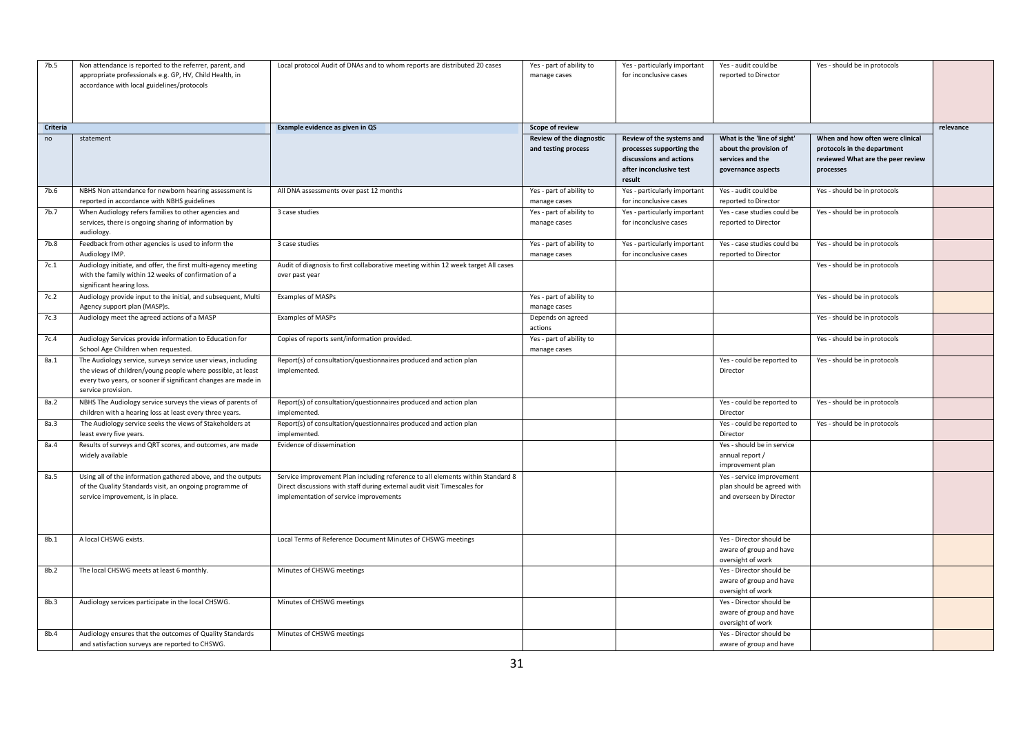| 7b.5 | Non attendance is reported to the referrer, parent, and appropriate professionals e.g. GP, HV, Child Health, in accordance with local guidelines/protocols | Local protocol Audit of DNAs and to whom reports are distributed 20 cases | Yes - part of ability to manage cases | Yes - particularly important for inconclusive cases | Yes - audit could be reported to Director | Yes - should be in protocols | |
|---|---|---|---|---|---|---|---|
| **Criteria** | | **Example evidence as given in QS** | **Scope of review** | | | | **relevance** |
| no | statement | | **Review of the diagnostic and testing process** | **Review of the systems and processes supporting the discussions and actions after inconclusive test result** | **What is the 'line of sight' about the provision of services and the governance aspects** | **When and how often were clinical protocols in the department reviewed What are the peer review processes** | |
| 7b.6 | NBHS Non attendance for newborn hearing assessment is reported in accordance with NBHS guidelines | All DNA assessments over past 12 months | Yes - part of ability to manage cases | Yes - particularly important for inconclusive cases | Yes - audit could be reported to Director | Yes - should be in protocols | |
| 7b.7 | When Audiology refers families to other agencies and services, there is ongoing sharing of information by audiology. | 3 case studies | Yes - part of ability to manage cases | Yes - particularly important for inconclusive cases | Yes - case studies could be reported to Director | Yes - should be in protocols | |
| 7b.8 | Feedback from other agencies is used to inform the Audiology IMP. | 3 case studies | Yes - part of ability to manage cases | Yes - particularly important for inconclusive cases | Yes - case studies could be reported to Director | Yes - should be in protocols | |
| 7c.1 | Audiology initiate, and offer, the first multi-agency meeting with the family within 12 weeks of confirmation of a significant hearing loss. | Audit of diagnosis to first collaborative meeting within 12 week target All cases over past year | | | | Yes - should be in protocols | |
| 7c.2 | Audiology provide input to the initial, and subsequent, Multi Agency support plan (MASP)s. | Examples of MASPs | Yes - part of ability to manage cases | | | Yes - should be in protocols | |
| 7c.3 | Audiology meet the agreed actions of a MASP | Examples of MASPs | Depends on agreed actions | | | Yes - should be in protocols | |
| 7c.4 | Audiology Services provide information to Education for School Age Children when requested. | Copies of reports sent/information provided. | Yes - part of ability to manage cases | | | Yes - should be in protocols | |
| 8a.1 | The Audiology service, surveys service user views, including the views of children/young people where possible, at least every two years, or sooner if significant changes are made in service provision. | Report(s) of consultation/questionnaires produced and action plan implemented. | | | Yes - could be reported to Director | Yes - should be in protocols | |
| 8a.2 | NBHS The Audiology service surveys the views of parents of children with a hearing loss at least every three years. | Report(s) of consultation/questionnaires produced and action plan implemented. | | | Yes - could be reported to Director | Yes - should be in protocols | |
| 8a.3 | The Audiology service seeks the views of Stakeholders at least every five years. | Report(s) of consultation/questionnaires produced and action plan implemented. | | | Yes - could be reported to Director | Yes - should be in protocols | |
| 8a.4 | Results of surveys and QRT scores, and outcomes, are made widely available | Evidence of dissemination | | | Yes - should be in service annual report / improvement plan | | |
| 8a.5 | Using all of the information gathered above, and the outputs of the Quality Standards visit, an ongoing programme of service improvement, is in place. | Service improvement Plan including reference to all elements within Standard 8 Direct discussions with staff during external audit visit Timescales for implementation of service improvements | | | Yes - service improvement plan should be agreed with and overseen by Director | | |
| 8b.1 | A local CHSWG exists. | Local Terms of Reference Document Minutes of CHSWG meetings | | | Yes - Director should be aware of group and have oversight of work | | |
| 8b.2 | The local CHSWG meets at least 6 monthly. | Minutes of CHSWG meetings | | | Yes - Director should be aware of group and have oversight of work | | |
| 8b.3 | Audiology services participate in the local CHSWG. | Minutes of CHSWG meetings | | | Yes - Director should be aware of group and have oversight of work | | |
| 8b.4 | Audiology ensures that the outcomes of Quality Standards and satisfaction surveys are reported to CHSWG. | Minutes of CHSWG meetings | | | Yes - Director should be aware of group and have | | |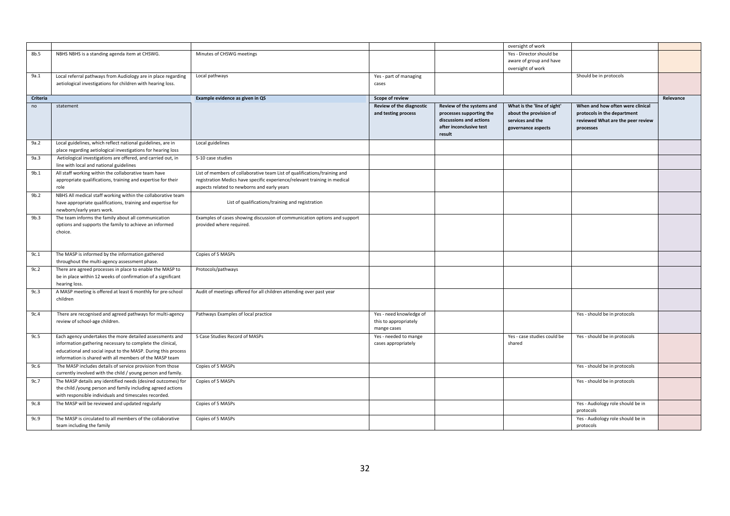| | | | | | oversight of work | | |
|---|---|---|---|---|---|---|---|
| 8b.5 | NBHS NBHS is a standing agenda item at CHSWG. | Minutes of CHSWG meetings | | | Yes - Director should be aware of group and have oversight of work | | |
| 9a.1 | Local referral pathways from Audiology are in place regarding aetiological investigations for children with hearing loss. | Local pathways | Yes - part of managing cases | | | Should be in protocols | |
| **Criteria** | | **Example evidence as given in QS** | **Scope of review** | | | | **Relevance** |
| no | statement | | **Review of the diagnostic and testing process** | **Review of the systems and processes supporting the discussions and actions after inconclusive test result** | **What is the 'line of sight' about the provision of services and the governance aspects** | **When and how often were clinical protocols in the department reviewed What are the peer review processes** | |
| 9a.2 | Local guidelines, which reflect national guidelines, are in place regarding aetiological investigations for hearing loss | Local guidelines | | | | | |
| 9a.3 | Aetiological investigations are offered, and carried out, in line with local and national guidelines | 5-10 case studies | | | | | |
| 9b.1 | All staff working within the collaborative team have appropriate qualifications, training and expertise for their role | List of members of collaborative team List of qualifications/training and registration Medics have specific experience/relevant training in medical aspects related to newborns and early years | | | | | |
| 9b.2 | NBHS All medical staff working within the collaborative team have appropriate qualifications, training and expertise for newborn/early years work. | List of qualifications/training and registration | | | | | |
| 9b.3 | The team informs the family about all communication options and supports the family to achieve an informed choice. | Examples of cases showing discussion of communication options and support provided where required. | | | | | |
| 9c.1 | The MASP is informed by the information gathered throughout the multi-agency assessment phase. | Copies of 5 MASPs | | | | | |
| 9c.2 | There are agreed processes in place to enable the MASP to be in place within 12 weeks of confirmation of a significant hearing loss. | Protocols/pathways | | | | | |
| 9c.3 | A MASP meeting is offered at least 6 monthly for pre-school children | Audit of meetings offered for all children attending over past year | | | | | |
| 9c.4 | There are recognised and agreed pathways for multi-agency review of school-age children. | Pathways Examples of local practice | Yes - need knowledge of this to appropriately mange cases | | | Yes - should be in protocols | |
| 9c.5 | Each agency undertakes the more detailed assessments and information gathering necessary to complete the clinical, educational and social input to the MASP. During this process information is shared with all members of the MASP team | 5 Case Studies Record of MASPs | Yes - needed to mange cases appropriately | | Yes - case studies could be shared | Yes - should be in protocols | |
| 9c.6 | The MASP includes details of service provision from those currently involved with the child / young person and family. | Copies of 5 MASPs | | | | Yes - should be in protocols | |
| 9c.7 | The MASP details any identified needs (desired outcomes) for the child /young person and family including agreed actions with responsible individuals and timescales recorded. | Copies of 5 MASPs | | | | Yes - should be in protocols | |
| 9c.8 | The MASP will be reviewed and updated regularly | Copies of 5 MASPs | | | | Yes - Audiology role should be in protocols | |
| 9c.9 | The MASP is circulated to all members of the collaborative team including the family | Copies of 5 MASPs | | | | Yes - Audiology role should be in protocols | |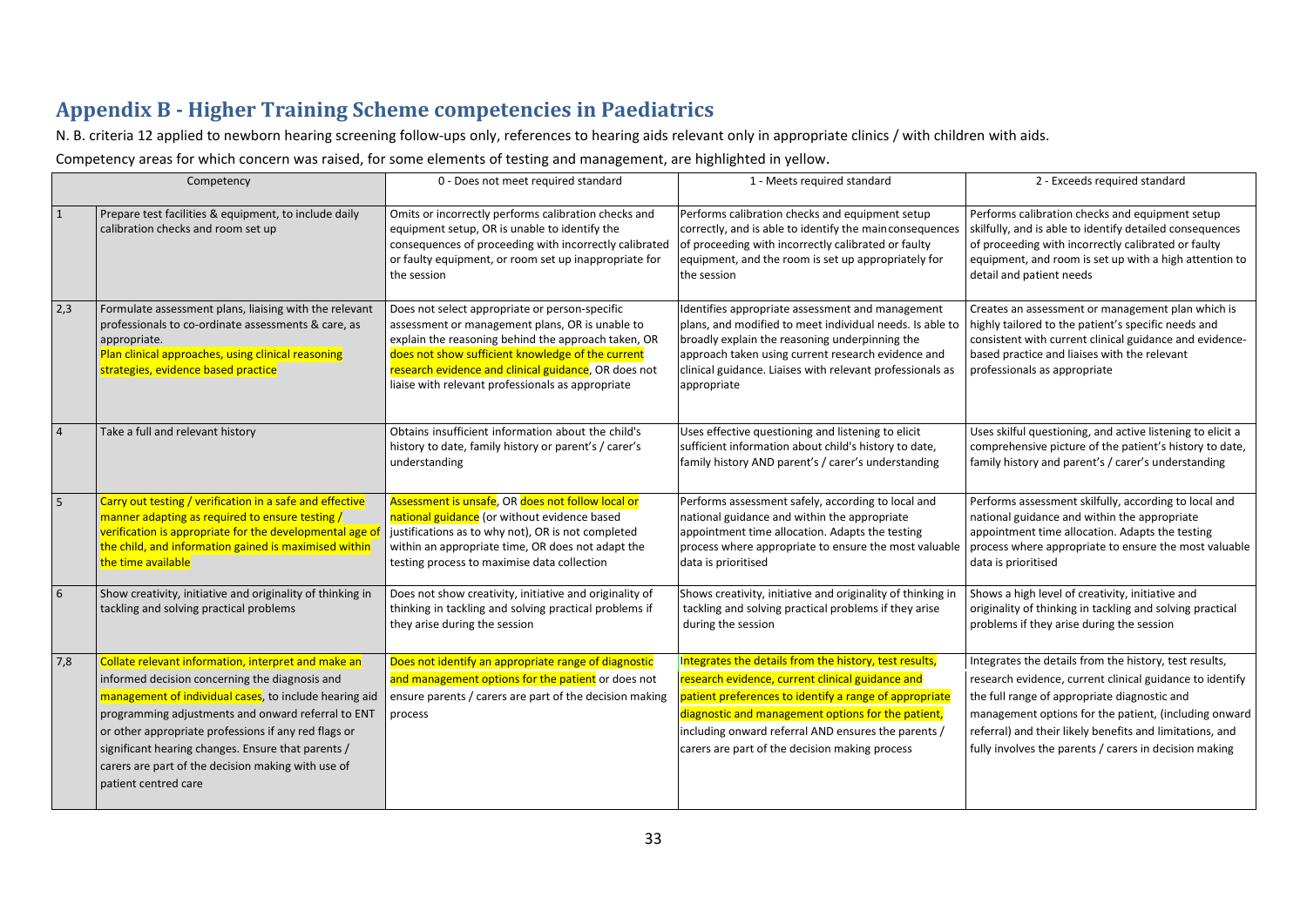## Appendix B - Higher Training Scheme competencies in Paediatrics

N. B. criteria 12 applied to newborn hearing screening follow-ups only, references to hearing aids relevant only in appropriate clinics / with children with aids.

Competency areas for which concern was raised, for some elements of testing and management, are highlighted in yellow.

| Competency | | 0 - Does not meet required standard | 1 - Meets required standard | 2 - Exceeds required standard |
|---|---|---|---|---|
| 1 | Prepare test facilities & equipment, to include daily calibration checks and room set up | Omits or incorrectly performs calibration checks and equipment setup, OR is unable to identify the consequences of proceeding with incorrectly calibrated or faulty equipment, or room set up inappropriate for the session | Performs calibration checks and equipment setup correctly, and is able to identify the main consequences of proceeding with incorrectly calibrated or faulty equipment, and the room is set up appropriately for the session | Performs calibration checks and equipment setup skilfully, and is able to identify detailed consequences of proceeding with incorrectly calibrated or faulty equipment, and room is set up with a high attention to detail and patient needs |
| 2,3 | Formulate assessment plans, liaising with the relevant professionals to co-ordinate assessments & care, as appropriate. Plan clinical approaches, using clinical reasoning strategies, evidence based practice | Does not select appropriate or person-specific assessment or management plans, OR is unable to explain the reasoning behind the approach taken, OR does not show sufficient knowledge of the current research evidence and clinical guidance, OR does not liaise with relevant professionals as appropriate | Identifies appropriate assessment and management plans, and modified to meet individual needs. Is able to broadly explain the reasoning underpinning the approach taken using current research evidence and clinical guidance. Liaises with relevant professionals as appropriate | Creates an assessment or management plan which is highly tailored to the patient's specific needs and consistent with current clinical guidance and evidence-based practice and liaises with the relevant professionals as appropriate |
| 4 | Take a full and relevant history | Obtains insufficient information about the child's history to date, family history or parent's / carer's understanding | Uses effective questioning and listening to elicit sufficient information about child's history to date, family history AND parent's / carer's understanding | Uses skilful questioning, and active listening to elicit a comprehensive picture of the patient's history to date, family history and parent's / carer's understanding |
| 5 | Carry out testing / verification in a safe and effective manner adapting as required to ensure testing / verification is appropriate for the developmental age of the child, and information gained is maximised within the time available | Assessment is unsafe, OR does not follow local or national guidance (or without evidence based justifications as to why not), OR is not completed within an appropriate time, OR does not adapt the testing process to maximise data collection | Performs assessment safely, according to local and national guidance and within the appropriate appointment time allocation. Adapts the testing process where appropriate to ensure the most valuable data is prioritised | Performs assessment skilfully, according to local and national guidance and within the appropriate appointment time allocation. Adapts the testing process where appropriate to ensure the most valuable data is prioritised |
| 6 | Show creativity, initiative and originality of thinking in tackling and solving practical problems | Does not show creativity, initiative and originality of thinking in tackling and solving practical problems if they arise during the session | Shows creativity, initiative and originality of thinking in tackling and solving practical problems if they arise during the session | Shows a high level of creativity, initiative and originality of thinking in tackling and solving practical problems if they arise during the session |
| 7,8 | Collate relevant information, interpret and make an informed decision concerning the diagnosis and management of individual cases, to include hearing aid programming adjustments and onward referral to ENT or other appropriate professions if any red flags or significant hearing changes. Ensure that parents / carers are part of the decision making with use of patient centred care | Does not identify an appropriate range of diagnostic and management options for the patient or does not ensure parents / carers are part of the decision making process | Integrates the details from the history, test results, research evidence, current clinical guidance and patient preferences to identify a range of appropriate diagnostic and management options for the patient, including onward referral AND ensures the parents / carers are part of the decision making process | Integrates the details from the history, test results, research evidence, current clinical guidance to identify the full range of appropriate diagnostic and management options for the patient, (including onward referral) and their likely benefits and limitations, and fully involves the parents / carers in decision making |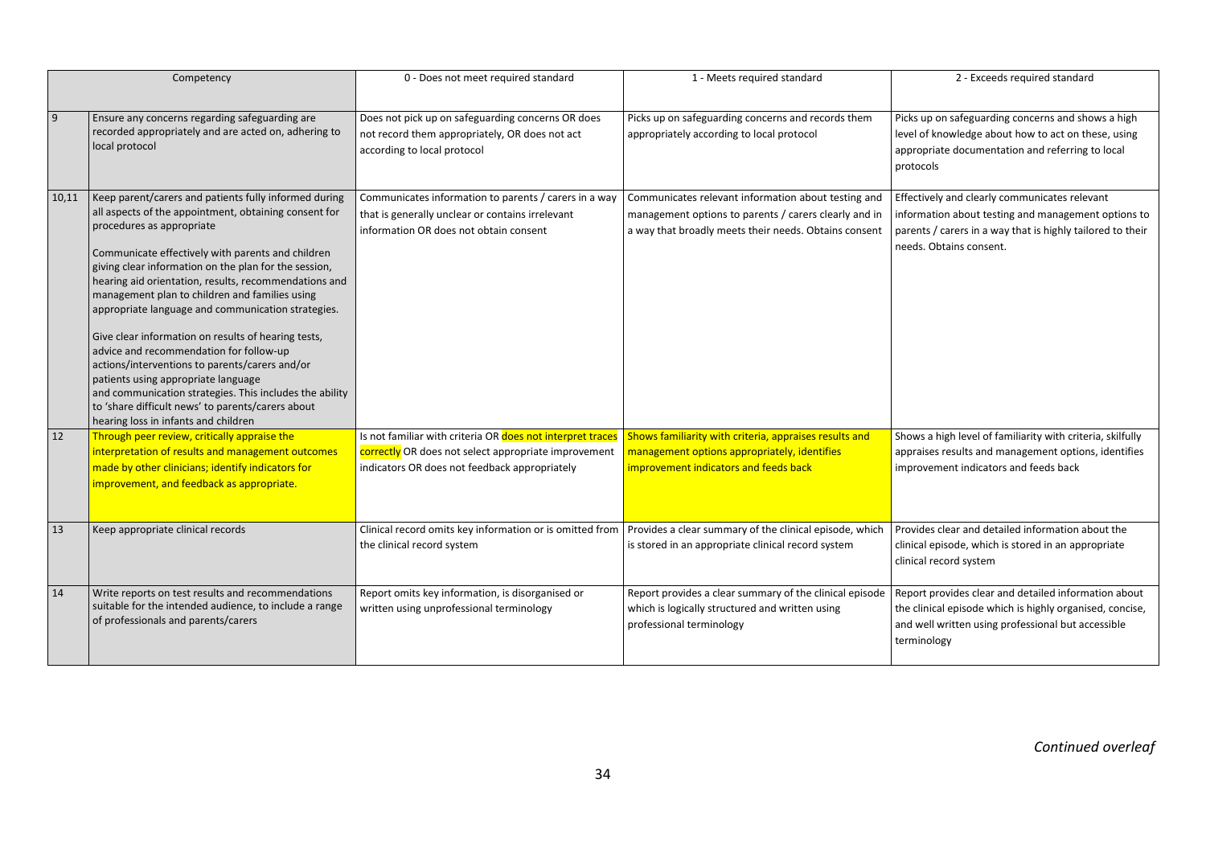| Competency | | 0 - Does not meet required standard | 1 - Meets required standard | 2 - Exceeds required standard |
|---|---|---|---|---|
| 9 | Ensure any concerns regarding safeguarding are recorded appropriately and are acted on, adhering to local protocol | Does not pick up on safeguarding concerns OR does not record them appropriately, OR does not act according to local protocol | Picks up on safeguarding concerns and records them appropriately according to local protocol | Picks up on safeguarding concerns and shows a high level of knowledge about how to act on these, using appropriate documentation and referring to local protocols |
| 10,11 | Keep parent/carers and patients fully informed during all aspects of the appointment, obtaining consent for procedures as appropriate<br><br>Communicate effectively with parents and children giving clear information on the plan for the session, hearing aid orientation, results, recommendations and management plan to children and families using appropriate language and communication strategies.<br><br>Give clear information on results of hearing tests, advice and recommendation for follow-up actions/interventions to parents/carers and/or patients using appropriate language and communication strategies. This includes the ability to 'share difficult news' to parents/carers about hearing loss in infants and children | Communicates information to parents / carers in a way that is generally unclear or contains irrelevant information OR does not obtain consent | Communicates relevant information about testing and management options to parents / carers clearly and in a way that broadly meets their needs. Obtains consent | Effectively and clearly communicates relevant information about testing and management options to parents / carers in a way that is highly tailored to their needs. Obtains consent. |
| 12 | Through peer review, critically appraise the interpretation of results and management outcomes made by other clinicians; identify indicators for improvement, and feedback as appropriate. | Is not familiar with criteria OR does not interpret traces correctly OR does not select appropriate improvement indicators OR does not feedback appropriately | Shows familiarity with criteria, appraises results and management options appropriately, identifies improvement indicators and feeds back | Shows a high level of familiarity with criteria, skilfully appraises results and management options, identifies improvement indicators and feeds back |
| 13 | Keep appropriate clinical records | Clinical record omits key information or is omitted from the clinical record system | Provides a clear summary of the clinical episode, which is stored in an appropriate clinical record system | Provides clear and detailed information about the clinical episode, which is stored in an appropriate clinical record system |
| 14 | Write reports on test results and recommendations suitable for the intended audience, to include a range of professionals and parents/carers | Report omits key information, is disorganised or written using unprofessional terminology | Report provides a clear summary of the clinical episode which is logically structured and written using professional terminology | Report provides clear and detailed information about the clinical episode which is highly organised, concise, and well written using professional but accessible terminology |

*Continued overleaf*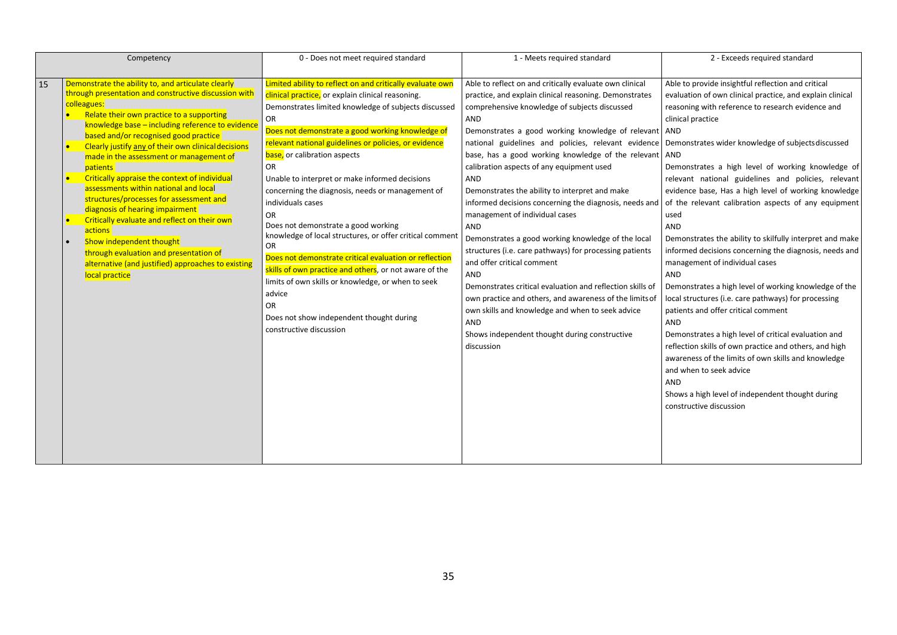| | Competency | 0 - Does not meet required standard | 1 - Meets required standard | 2 - Exceeds required standard |
|---|---|---|---|---|
| 15 | Demonstrate the ability to, and articulate clearly through presentation and constructive discussion with colleagues:<br>• Relate their own practice to a supporting knowledge base – including reference to evidence based and/or recognised good practice<br>• Clearly justify any of their own clinical decisions made in the assessment or management of patients<br>• Critically appraise the context of individual assessments within national and local structures/processes for assessment and diagnosis of hearing impairment<br>• Critically evaluate and reflect on their own actions<br>• Show independent thought through evaluation and presentation of alternative (and justified) approaches to existing local practice | Limited ability to reflect on and critically evaluate own clinical practice, or explain clinical reasoning. Demonstrates limited knowledge of subjects discussed<br>OR<br>Does not demonstrate a good working knowledge of relevant national guidelines or policies, or evidence base, or calibration aspects<br>OR<br>Unable to interpret or make informed decisions concerning the diagnosis, needs or management of individuals cases<br>OR<br>Does not demonstrate a good working knowledge of local structures, or offer critical comment<br>OR<br>Does not demonstrate critical evaluation or reflection skills of own practice and others, or not aware of the limits of own skills or knowledge, or when to seek advice<br>OR<br>Does not show independent thought during constructive discussion | Able to reflect on and critically evaluate own clinical practice, and explain clinical reasoning. Demonstrates comprehensive knowledge of subjects discussed<br>AND<br>Demonstrates a good working knowledge of relevant national guidelines and policies, relevant evidence base, has a good working knowledge of the relevant calibration aspects of any equipment used<br>AND<br>Demonstrates the ability to interpret and make informed decisions concerning the diagnosis, needs and management of individual cases<br>AND<br>Demonstrates a good working knowledge of the local structures (i.e. care pathways) for processing patients and offer critical comment<br>AND<br>Demonstrates critical evaluation and reflection skills of own practice and others, and awareness of the limits of own skills and knowledge and when to seek advice<br>AND<br>Shows independent thought during constructive discussion | Able to provide insightful reflection and critical evaluation of own clinical practice, and explain clinical reasoning with reference to research evidence and clinical practice<br>AND<br>Demonstrates wider knowledge of subjects discussed<br>AND<br>Demonstrates a high level of working knowledge of relevant national guidelines and policies, relevant evidence base, Has a high level of working knowledge of the relevant calibration aspects of any equipment used<br>AND<br>Demonstrates the ability to skilfully interpret and make informed decisions concerning the diagnosis, needs and management of individual cases<br>AND<br>Demonstrates a high level of working knowledge of the local structures (i.e. care pathways) for processing patients and offer critical comment<br>AND<br>Demonstrates a high level of critical evaluation and reflection skills of own practice and others, and high awareness of the limits of own skills and knowledge and when to seek advice<br>AND<br>Shows a high level of independent thought during constructive discussion |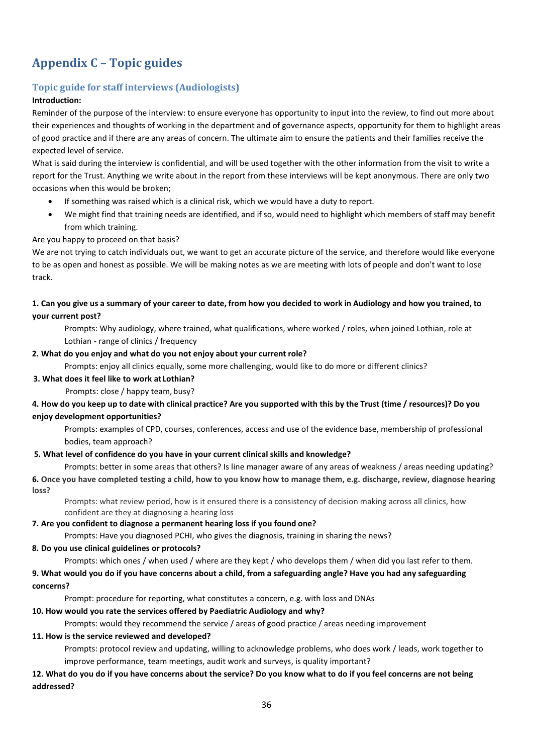# Appendix C – Topic guides

## Topic guide for staff interviews (Audiologists)

**Introduction:**

Reminder of the purpose of the interview: to ensure everyone has opportunity to input into the review, to find out more about their experiences and thoughts of working in the department and of governance aspects, opportunity for them to highlight areas of good practice and if there are any areas of concern. The ultimate aim to ensure the patients and their families receive the expected level of service.

What is said during the interview is confidential, and will be used together with the other information from the visit to write a report for the Trust. Anything we write about in the report from these interviews will be kept anonymous. There are only two occasions when this would be broken;

- If something was raised which is a clinical risk, which we would have a duty to report.
- We might find that training needs are identified, and if so, would need to highlight which members of staff may benefit from which training.

Are you happy to proceed on that basis?

We are not trying to catch individuals out, we want to get an accurate picture of the service, and therefore would like everyone to be as open and honest as possible. We will be making notes as we are meeting with lots of people and don't want to lose track.

**1. Can you give us a summary of your career to date, from how you decided to work in Audiology and how you trained, to your current post?**

Prompts: Why audiology, where trained, what qualifications, where worked / roles, when joined Lothian, role at Lothian - range of clinics / frequency

**2. What do you enjoy and what do you not enjoy about your current role?**

Prompts: enjoy all clinics equally, some more challenging, would like to do more or different clinics?

**3. What does it feel like to work at Lothian?**

Prompts: close / happy team, busy?

**4. How do you keep up to date with clinical practice? Are you supported with this by the Trust (time / resources)? Do you enjoy development opportunities?**

Prompts: examples of CPD, courses, conferences, access and use of the evidence base, membership of professional bodies, team approach?

**5. What level of confidence do you have in your current clinical skills and knowledge?**

Prompts: better in some areas that others? Is line manager aware of any areas of weakness / areas needing updating?

**6. Once you have completed testing a child, how to you know how to manage them, e.g. discharge, review, diagnose hearing loss?**

Prompts: what review period, how is it ensured there is a consistency of decision making across all clinics, how confident are they at diagnosing a hearing loss

**7. Are you confident to diagnose a permanent hearing loss if you found one?**

Prompts: Have you diagnosed PCHI, who gives the diagnosis, training in sharing the news?

**8. Do you use clinical guidelines or protocols?**

Prompts: which ones / when used / where are they kept / who develops them / when did you last refer to them.

**9. What would you do if you have concerns about a child, from a safeguarding angle? Have you had any safeguarding concerns?**

Prompt: procedure for reporting, what constitutes a concern, e.g. with loss and DNAs

**10. How would you rate the services offered by Paediatric Audiology and why?**

Prompts: would they recommend the service / areas of good practice / areas needing improvement

**11. How is the service reviewed and developed?**

Prompts: protocol review and updating, willing to acknowledge problems, who does work / leads, work together to improve performance, team meetings, audit work and surveys, is quality important?

**12. What do you do if you have concerns about the service? Do you know what to do if you feel concerns are not being addressed?**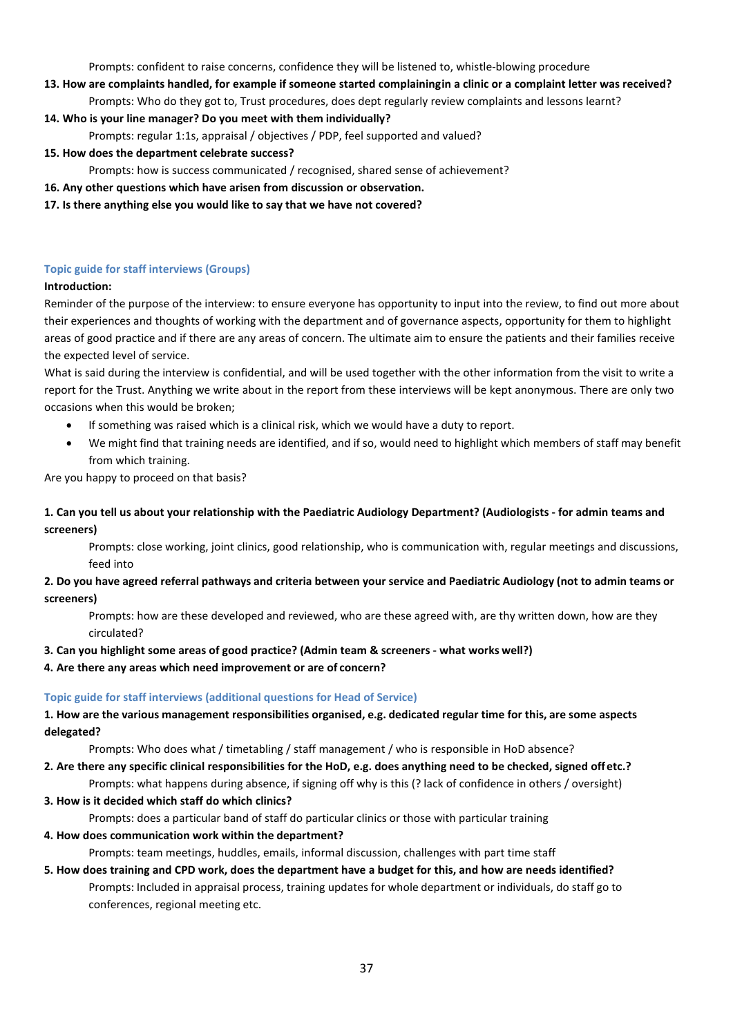Prompts: confident to raise concerns, confidence they will be listened to, whistle-blowing procedure

**13. How are complaints handled, for example if someone started complainingin a clinic or a complaint letter was received?**

Prompts: Who do they got to, Trust procedures, does dept regularly review complaints and lessons learnt?

**14. Who is your line manager? Do you meet with them individually?**

Prompts: regular 1:1s, appraisal / objectives / PDP, feel supported and valued?

**15. How does the department celebrate success?**

Prompts: how is success communicated / recognised, shared sense of achievement?

**16. Any other questions which have arisen from discussion or observation.**

**17. Is there anything else you would like to say that we have not covered?**

### Topic guide for staff interviews (Groups)

**Introduction:**

Reminder of the purpose of the interview: to ensure everyone has opportunity to input into the review, to find out more about their experiences and thoughts of working with the department and of governance aspects, opportunity for them to highlight areas of good practice and if there are any areas of concern. The ultimate aim to ensure the patients and their families receive the expected level of service.

What is said during the interview is confidential, and will be used together with the other information from the visit to write a report for the Trust. Anything we write about in the report from these interviews will be kept anonymous. There are only two occasions when this would be broken;

- If something was raised which is a clinical risk, which we would have a duty to report.
- We might find that training needs are identified, and if so, would need to highlight which members of staff may benefit from which training.

Are you happy to proceed on that basis?

**1. Can you tell us about your relationship with the Paediatric Audiology Department? (Audiologists - for admin teams and screeners)**

Prompts: close working, joint clinics, good relationship, who is communication with, regular meetings and discussions, feed into

**2. Do you have agreed referral pathways and criteria between your service and Paediatric Audiology (not to admin teams or screeners)**

Prompts: how are these developed and reviewed, who are these agreed with, are thy written down, how are they circulated?

**3. Can you highlight some areas of good practice? (Admin team & screeners - what works well?)**

**4. Are there any areas which need improvement or are of concern?**

### Topic guide for staff interviews (additional questions for Head of Service)

**1. How are the various management responsibilities organised, e.g. dedicated regular time for this, are some aspects delegated?**

Prompts: Who does what / timetabling / staff management / who is responsible in HoD absence?

**2. Are there any specific clinical responsibilities for the HoD, e.g. does anything need to be checked, signed offetc.?**

Prompts: what happens during absence, if signing off why is this (? lack of confidence in others / oversight)

**3. How is it decided which staff do which clinics?**

Prompts: does a particular band of staff do particular clinics or those with particular training

**4. How does communication work within the department?**

Prompts: team meetings, huddles, emails, informal discussion, challenges with part time staff

**5. How does training and CPD work, does the department have a budget for this, and how are needs identified?**

Prompts: Included in appraisal process, training updates for whole department or individuals, do staff go to conferences, regional meeting etc.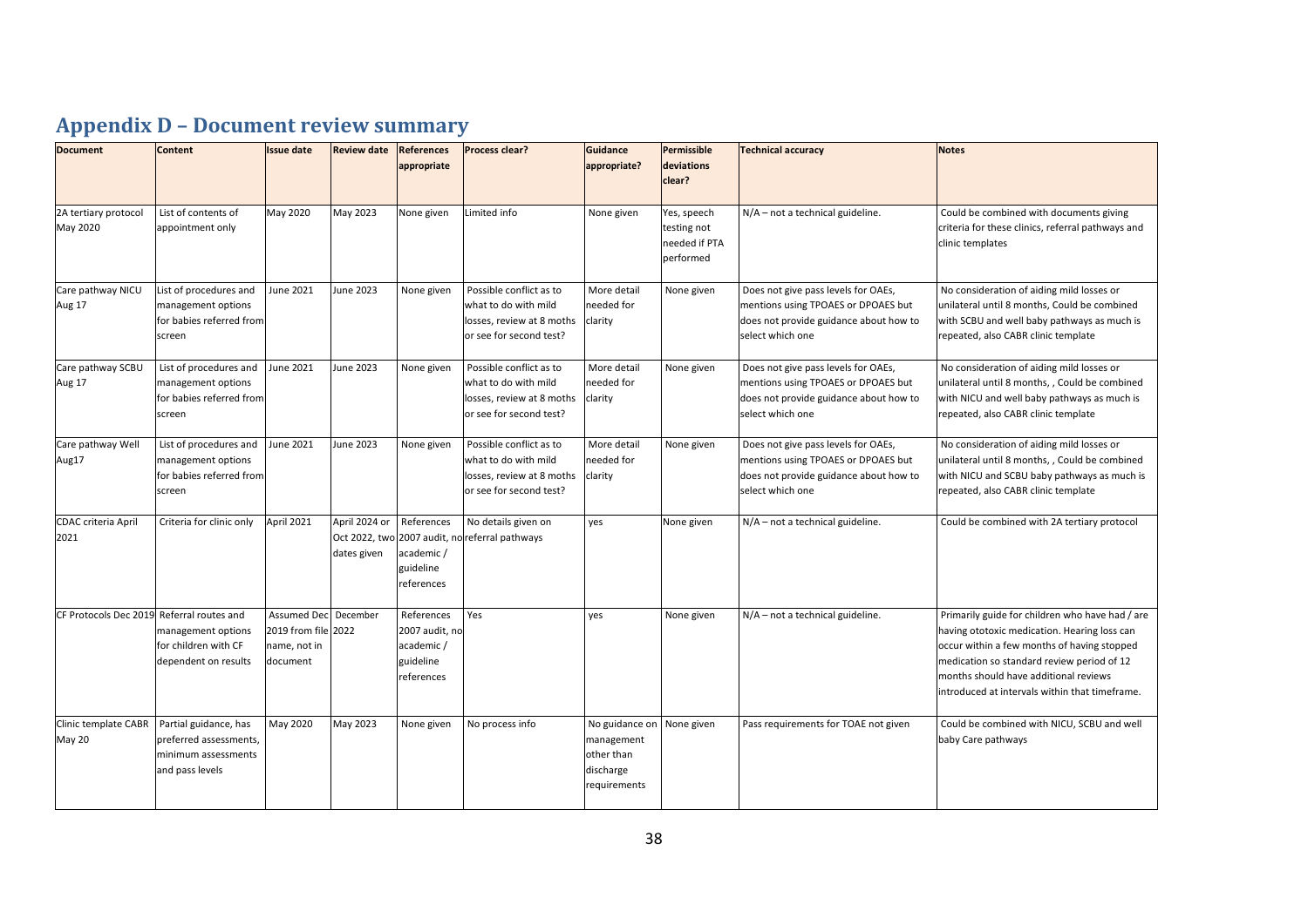## Appendix D – Document review summary

| Document | Content | Issue date | Review date | References appropriate | Process clear? | Guidance appropriate? | Permissible deviations clear? | Technical accuracy | Notes |
|---|---|---|---|---|---|---|---|---|---|
| 2A tertiary protocol May 2020 | List of contents of appointment only | May 2020 | May 2023 | None given | Limited info | None given | Yes, speech testing not needed if PTA performed | N/A – not a technical guideline. | Could be combined with documents giving criteria for these clinics, referral pathways and clinic templates |
| Care pathway NICU Aug 17 | List of procedures and management options for babies referred from screen | June 2021 | June 2023 | None given | Possible conflict as to what to do with mild losses, review at 8 moths or see for second test? | More detail needed for clarity | None given | Does not give pass levels for OAEs, mentions using TPOAES or DPOAES but does not provide guidance about how to select which one | No consideration of aiding mild losses or unilateral until 8 months, Could be combined with SCBU and well baby pathways as much is repeated, also CABR clinic template |
| Care pathway SCBU Aug 17 | List of procedures and management options for babies referred from screen | June 2021 | June 2023 | None given | Possible conflict as to what to do with mild losses, review at 8 moths or see for second test? | More detail needed for clarity | None given | Does not give pass levels for OAEs, mentions using TPOAES or DPOAES but does not provide guidance about how to select which one | No consideration of aiding mild losses or unilateral until 8 months, , Could be combined with NICU and well baby pathways as much is repeated, also CABR clinic template |
| Care pathway Well Aug17 | List of procedures and management options for babies referred from screen | June 2021 | June 2023 | None given | Possible conflict as to what to do with mild losses, review at 8 moths or see for second test? | More detail needed for clarity | None given | Does not give pass levels for OAEs, mentions using TPOAES or DPOAES but does not provide guidance about how to select which one | No consideration of aiding mild losses or unilateral until 8 months, , Could be combined with NICU and SCBU baby pathways as much is repeated, also CABR clinic template |
| CDAC criteria April 2021 | Criteria for clinic only | April 2021 | April 2024 or Oct 2022, two dates given | References 2007 audit, no academic / guideline references | No details given on referral pathways | yes | None given | N/A – not a technical guideline. | Could be combined with 2A tertiary protocol |
| CF Protocols Dec 2019 | Referral routes and management options for children with CF dependent on results | Assumed Dec 2019 from file name, not in document | December 2022 | References 2007 audit, no academic / guideline references | Yes | yes | None given | N/A – not a technical guideline. | Primarily guide for children who have had / are having ototoxic medication. Hearing loss can occur within a few months of having stopped medication so standard review period of 12 months should have additional reviews introduced at intervals within that timeframe. |
| Clinic template CABR May 20 | Partial guidance, has preferred assessments, minimum assessments and pass levels | May 2020 | May 2023 | None given | No process info | No guidance on management other than discharge requirements | None given | Pass requirements for TOAE not given | Could be combined with NICU, SCBU and well baby Care pathways |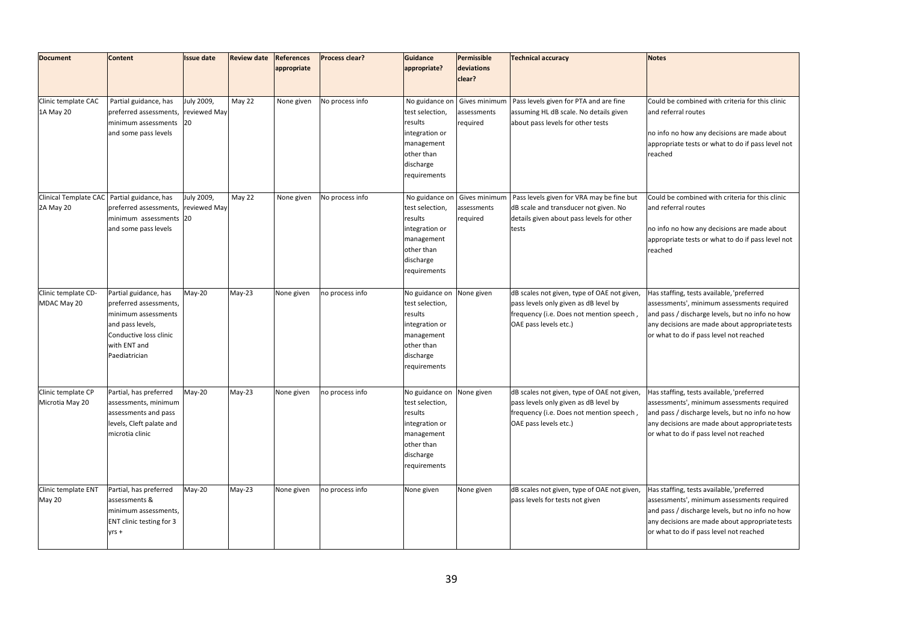| Document | Content | Issue date | Review date | References appropriate | Process clear? | Guidance appropriate? | Permissible deviations clear? | Technical accuracy | Notes |
|---|---|---|---|---|---|---|---|---|---|
| Clinic template CAC 1A May 20 | Partial guidance, has preferred assessments, minimum assessments and some pass levels | July 2009, reviewed May 20 | May 22 | None given | No process info | No guidance on test selection, results integration or management other than discharge requirements | Gives minimum assessments required | Pass levels given for PTA and are fine assuming HL dB scale. No details given about pass levels for other tests | Could be combined with criteria for this clinic and referral routes<br><br>no info no how any decisions are made about appropriate tests or what to do if pass level not reached |
| Clinical Template CAC 2A May 20 | Partial guidance, has preferred assessments, minimum assessments and some pass levels | July 2009, reviewed May 20 | May 22 | None given | No process info | No guidance on test selection, results integration or management other than discharge requirements | Gives minimum assessments required | Pass levels given for VRA may be fine but dB scale and transducer not given. No details given about pass levels for other tests | Could be combined with criteria for this clinic and referral routes<br><br>no info no how any decisions are made about appropriate tests or what to do if pass level not reached |
| Clinic template CD-MDAC May 20 | Partial guidance, has preferred assessments, minimum assessments and pass levels, Conductive loss clinic with ENT and Paediatrician | May-20 | May-23 | None given | no process info | No guidance on test selection, results integration or management other than discharge requirements | None given | dB scales not given, type of OAE not given, pass levels only given as dB level by frequency (i.e. Does not mention speech , OAE pass levels etc.) | Has staffing, tests available, 'preferred assessments', minimum assessments required and pass / discharge levels, but no info no how any decisions are made about appropriate tests or what to do if pass level not reached |
| Clinic template CP Microtia May 20 | Partial, has preferred assessments, minimum assessments and pass levels, Cleft palate and microtia clinic | May-20 | May-23 | None given | no process info | No guidance on test selection, results integration or management other than discharge requirements | None given | dB scales not given, type of OAE not given, pass levels only given as dB level by frequency (i.e. Does not mention speech , OAE pass levels etc.) | Has staffing, tests available, 'preferred assessments', minimum assessments required and pass / discharge levels, but no info no how any decisions are made about appropriate tests or what to do if pass level not reached |
| Clinic template ENT May 20 | Partial, has preferred assessments & minimum assessments, ENT clinic testing for 3 yrs + | May-20 | May-23 | None given | no process info | None given | None given | dB scales not given, type of OAE not given, pass levels for tests not given | Has staffing, tests available, 'preferred assessments', minimum assessments required and pass / discharge levels, but no info no how any decisions are made about appropriate tests or what to do if pass level not reached |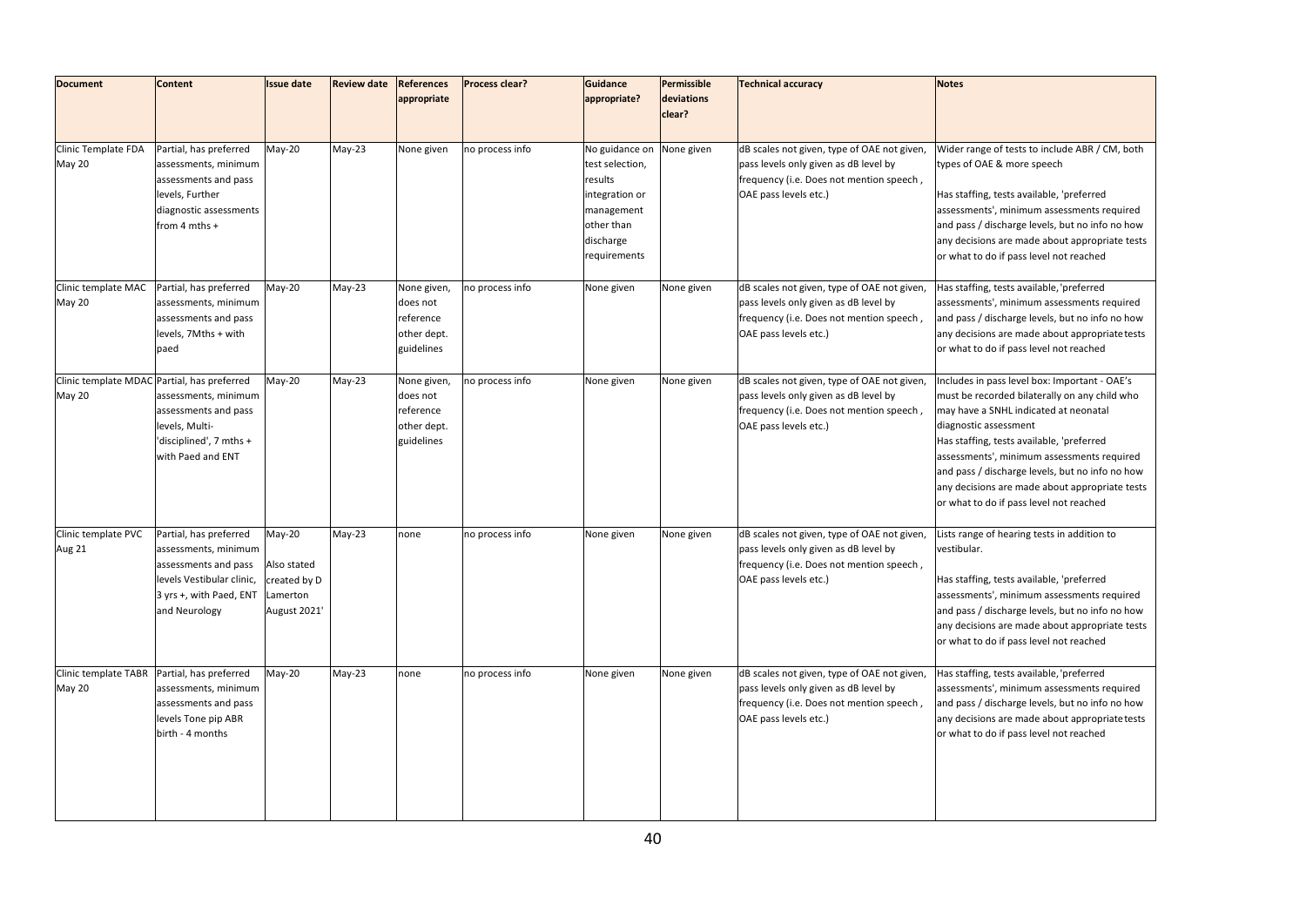| Document | Content | Issue date | Review date | References appropriate | Process clear? | Guidance appropriate? | Permissible deviations clear? | Technical accuracy | Notes |
|---|---|---|---|---|---|---|---|---|---|
| Clinic Template FDA May 20 | Partial, has preferred assessments, minimum assessments and pass levels, Further diagnostic assessments from 4 mths + | May-20 | May-23 | None given | no process info | No guidance on test selection, results integration or management other than discharge requirements | None given | dB scales not given, type of OAE not given, pass levels only given as dB level by frequency (i.e. Does not mention speech , OAE pass levels etc.) | Wider range of tests to include ABR / CM, both types of OAE & more speech<br><br>Has staffing, tests available, 'preferred assessments', minimum assessments required and pass / discharge levels, but no info no how any decisions are made about appropriate tests or what to do if pass level not reached |
| Clinic template MAC May 20 | Partial, has preferred assessments, minimum assessments and pass levels, 7Mths + with paed | May-20 | May-23 | None given, does not reference other dept. guidelines | no process info | None given | None given | dB scales not given, type of OAE not given, pass levels only given as dB level by frequency (i.e. Does not mention speech , OAE pass levels etc.) | Has staffing, tests available, 'preferred assessments', minimum assessments required and pass / discharge levels, but no info no how any decisions are made about appropriate tests or what to do if pass level not reached |
| Clinic template MDAC May 20 | Partial, has preferred assessments, minimum assessments and pass levels, Multi-'disciplined', 7 mths + with Paed and ENT | May-20 | May-23 | None given, does not reference other dept. guidelines | no process info | None given | None given | dB scales not given, type of OAE not given, pass levels only given as dB level by frequency (i.e. Does not mention speech , OAE pass levels etc.) | Includes in pass level box: Important - OAE's must be recorded bilaterally on any child who may have a SNHL indicated at neonatal diagnostic assessment<br>Has staffing, tests available, 'preferred assessments', minimum assessments required and pass / discharge levels, but no info no how any decisions are made about appropriate tests or what to do if pass level not reached |
| Clinic template PVC Aug 21 | Partial, has preferred assessments, minimum assessments and pass levels Vestibular clinic, 3 yrs +, with Paed, ENT and Neurology | May-20<br><br>Also stated created by D Lamerton August 2021' | May-23 | none | no process info | None given | None given | dB scales not given, type of OAE not given, pass levels only given as dB level by frequency (i.e. Does not mention speech , OAE pass levels etc.) | Lists range of hearing tests in addition to vestibular.<br><br>Has staffing, tests available, 'preferred assessments', minimum assessments required and pass / discharge levels, but no info no how any decisions are made about appropriate tests or what to do if pass level not reached |
| Clinic template TABR May 20 | Partial, has preferred assessments, minimum assessments and pass levels Tone pip ABR birth - 4 months | May-20 | May-23 | none | no process info | None given | None given | dB scales not given, type of OAE not given, pass levels only given as dB level by frequency (i.e. Does not mention speech , OAE pass levels etc.) | Has staffing, tests available, 'preferred assessments', minimum assessments required and pass / discharge levels, but no info no how any decisions are made about appropriate tests or what to do if pass level not reached |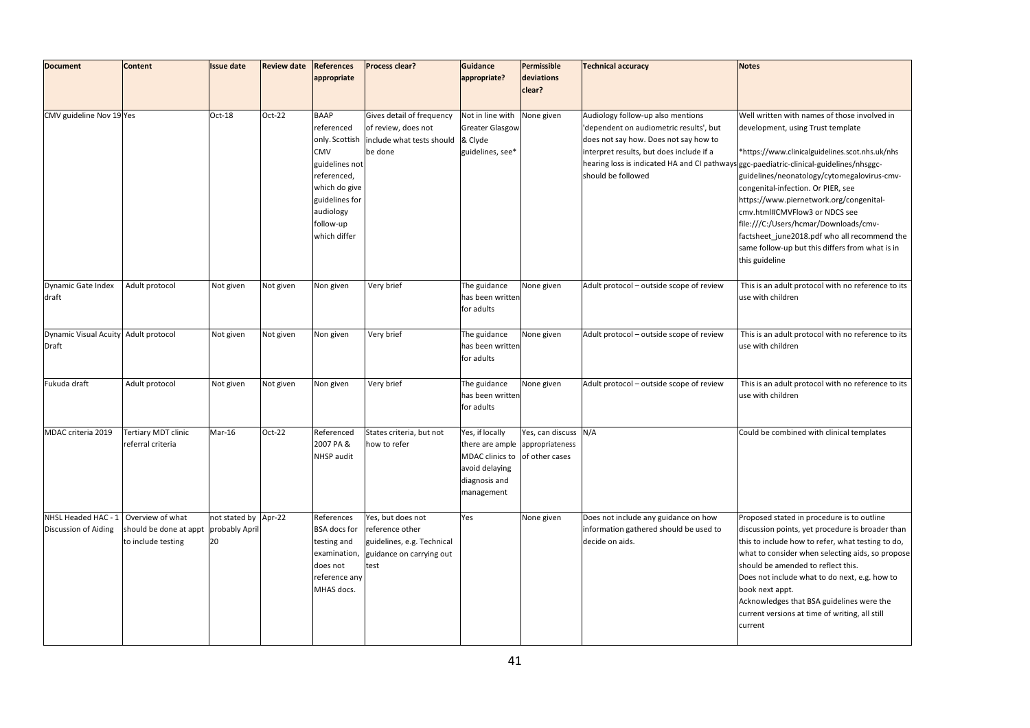| Document | Content | Issue date | Review date | References appropriate | Process clear? | Guidance appropriate? | Permissible deviations clear? | Technical accuracy | Notes |
|---|---|---|---|---|---|---|---|---|---|
| CMV guideline Nov 19 | Yes | Oct-18 | Oct-22 | BAAP referenced only. Scottish CMV guidelines not referenced, which do give guidelines for audiology follow-up which differ | Gives detail of frequency of review, does not include what tests should be done | Not in line with Greater Glasgow & Clyde guidelines, see* | None given | Audiology follow-up also mentions 'dependent on audiometric results', but does not say how. Does not say how to interpret results, but does include if a hearing loss is indicated HA and CI pathways should be followed | Well written with names of those involved in development, using Trust template<br><br>*https://www.clinicalguidelines.scot.nhs.uk/nhs ggc-paediatric-clinical-guidelines/nhsggc-guidelines/neonatology/cytomegalovirus-cmv-congenital-infection. Or PIER, see https://www.piernetwork.org/congenital-cmv.html#CMVFlow3 or NDCS see file:///C:/Users/hcmar/Downloads/cmv-factsheet_june2018.pdf who all recommend the same follow-up but this differs from what is in this guideline |
| Dynamic Gate Index draft | Adult protocol | Not given | Not given | Non given | Very brief | The guidance has been written for adults | None given | Adult protocol – outside scope of review | This is an adult protocol with no reference to its use with children |
| Dynamic Visual Acuity Draft | Adult protocol | Not given | Not given | Non given | Very brief | The guidance has been written for adults | None given | Adult protocol – outside scope of review | This is an adult protocol with no reference to its use with children |
| Fukuda draft | Adult protocol | Not given | Not given | Non given | Very brief | The guidance has been written for adults | None given | Adult protocol – outside scope of review | This is an adult protocol with no reference to its use with children |
| MDAC criteria 2019 | Tertiary MDT clinic referral criteria | Mar-16 | Oct-22 | Referenced 2007 PA & NHSP audit | States criteria, but not how to refer | Yes, if locally there are ample MDAC clinics to avoid delaying diagnosis and management | Yes, can discuss appropriateness of other cases | N/A | Could be combined with clinical templates |
| NHSL Headed HAC - 1 Discussion of Aiding | Overview of what should be done at appt to include testing | not stated by probably April 20 | Apr-22 | References BSA docs for testing and examination, does not reference any MHAS docs. | Yes, but does not reference other guidelines, e.g. Technical guidance on carrying out test | Yes | None given | Does not include any guidance on how information gathered should be used to decide on aids. | Proposed stated in procedure is to outline discussion points, yet procedure is broader than this to include how to refer, what testing to do, what to consider when selecting aids, so propose should be amended to reflect this.<br>Does not include what to do next, e.g. how to book next appt.<br>Acknowledges that BSA guidelines were the current versions at time of writing, all still current |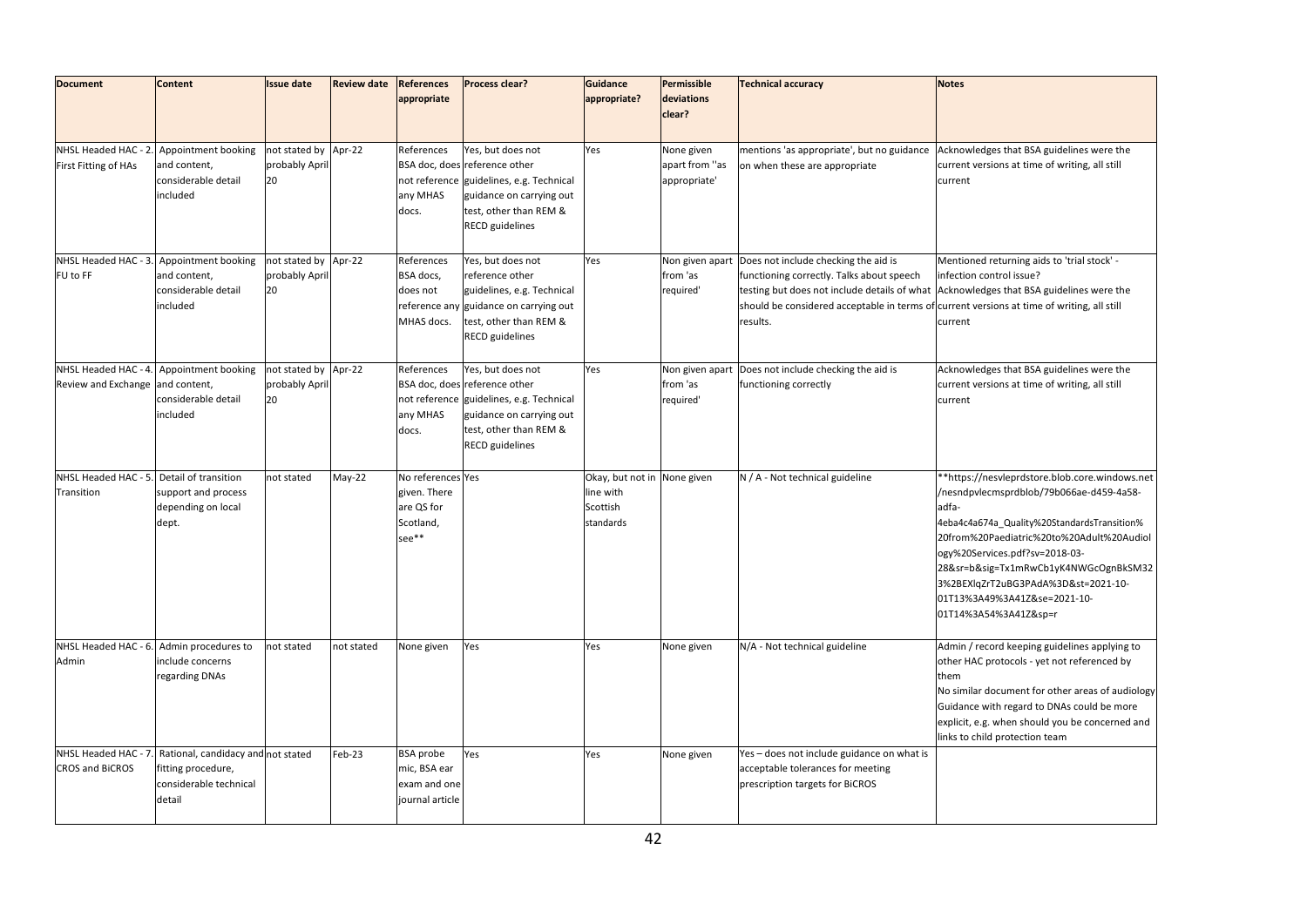| Document | Content | Issue date | Review date | References appropriate | Process clear? | Guidance appropriate? | Permissible deviations clear? | Technical accuracy | Notes |
|---|---|---|---|---|---|---|---|---|---|
| NHSL Headed HAC - 2. First Fitting of HAs | Appointment booking and content, considerable detail included | not stated by probably April 20 | Apr-22 | References BSA doc, does not reference any MHAS docs. | Yes, but does not reference other guidelines, e.g. Technical guidance on carrying out test, other than REM & RECD guidelines | Yes | None given apart from ''as appropriate' | mentions 'as appropriate', but no guidance on when these are appropriate | Acknowledges that BSA guidelines were the current versions at time of writing, all still current |
| NHSL Headed HAC - 3. FU to FF | Appointment booking and content, considerable detail included | not stated by probably April 20 | Apr-22 | References BSA docs, does not reference any MHAS docs. | Yes, but does not reference other guidelines, e.g. Technical guidance on carrying out test, other than REM & RECD guidelines | Yes | Non given apart from 'as required' | Does not include checking the aid is functioning correctly. Talks about speech testing but does not include details of what should be considered acceptable in terms of results. | Mentioned returning aids to 'trial stock' - infection control issue? Acknowledges that BSA guidelines were the current versions at time of writing, all still current |
| NHSL Headed HAC - 4. Review and Exchange | Appointment booking and content, considerable detail included | not stated by probably April 20 | Apr-22 | References BSA doc, does not reference any MHAS docs. | Yes, but does not reference other guidelines, e.g. Technical guidance on carrying out test, other than REM & RECD guidelines | Yes | Non given apart from 'as required' | Does not include checking the aid is functioning correctly | Acknowledges that BSA guidelines were the current versions at time of writing, all still current |
| NHSL Headed HAC - 5. Transition | Detail of transition support and process depending on local dept. | not stated | May-22 | No references given. There are QS for Scotland, see** | Yes | Okay, but not in line with Scottish standards | None given | N / A - Not technical guideline | **https://nesvleprdstore.blob.core.windows.net/nesndpvlecmsprdblob/79b066ae-d459-4a58-adfa-4eba4c4a674a_Quality%20StandardsTransition%20from%20Paediatric%20to%20Adult%20Audiology%20Services.pdf?sv=2018-03-28&sr=b&sig=Tx1mRwCb1yK4NWGcOgnBkSM323%2BEXlqZrT2uBG3PAdA%3D&st=2021-10-01T13%3A49%3A41Z&se=2021-10-01T14%3A54%3A41Z&sp=r |
| NHSL Headed HAC - 6. Admin | Admin procedures to include concerns regarding DNAs | not stated | not stated | None given | Yes | Yes | None given | N/A - Not technical guideline | Admin / record keeping guidelines applying to other HAC protocols - yet not referenced by them<br>No similar document for other areas of audiology<br>Guidance with regard to DNAs could be more explicit, e.g. when should you be concerned and links to child protection team |
| NHSL Headed HAC - 7. CROS and BiCROS | Rational, candidacy and fitting procedure, considerable technical detail | not stated | Feb-23 | BSA probe mic, BSA ear exam and one journal article | Yes | Yes | None given | Yes – does not include guidance on what is acceptable tolerances for meeting prescription targets for BiCROS | |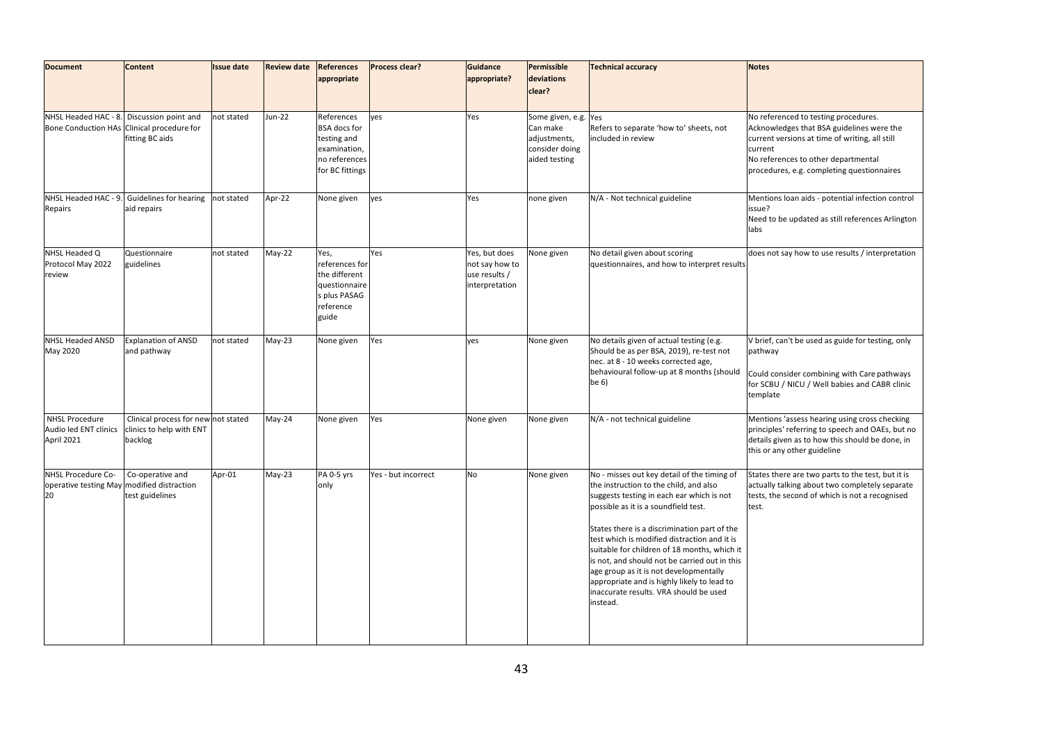| Document | Content | Issue date | Review date | References appropriate | Process clear? | Guidance appropriate? | Permissible deviations clear? | Technical accuracy | Notes |
|---|---|---|---|---|---|---|---|---|---|
| NHSL Headed HAC - 8. Bone Conduction HAs | Discussion point and Clinical procedure for fitting BC aids | not stated | Jun-22 | References BSA docs for testing and examination, no references for BC fittings | yes | Yes | Some given, e.g. Can make adjustments, consider doing aided testing | Yes<br>Refers to separate 'how to' sheets, not included in review | No referenced to testing procedures.<br>Acknowledges that BSA guidelines were the current versions at time of writing, all still current<br>No references to other departmental procedures, e.g. completing questionnaires |
| NHSL Headed HAC - 9. Repairs | Guidelines for hearing aid repairs | not stated | Apr-22 | None given | yes | Yes | none given | N/A - Not technical guideline | Mentions loan aids - potential infection control issue?<br>Need to be updated as still references Arlington labs |
| NHSL Headed Q Protocol May 2022 review | Questionnaire guidelines | not stated | May-22 | Yes, references for the different questionnaires plus PASAG reference guide | Yes | Yes, but does not say how to use results / interpretation | None given | No detail given about scoring questionnaires, and how to interpret results | does not say how to use results / interpretation |
| NHSL Headed ANSD May 2020 | Explanation of ANSD and pathway | not stated | May-23 | None given | Yes | yes | None given | No details given of actual testing (e.g. Should be as per BSA, 2019), re-test not nec. at 8 - 10 weeks corrected age, behavioural follow-up at 8 months (should be 6) | V brief, can't be used as guide for testing, only pathway<br><br>Could consider combining with Care pathways for SCBU / NICU / Well babies and CABR clinic template |
| NHSL Procedure Audio led ENT clinics April 2021 | Clinical process for new clinics to help with ENT backlog | not stated | May-24 | None given | Yes | None given | None given | N/A - not technical guideline | Mentions 'assess hearing using cross checking principles' referring to speech and OAEs, but no details given as to how this should be done, in this or any other guideline |
| NHSL Procedure Co-operative testing May 20 | Co-operative and modified distraction test guidelines | Apr-01 | May-23 | PA 0-5 yrs only | Yes - but incorrect | No | None given | No - misses out key detail of the timing of the instruction to the child, and also suggests testing in each ear which is not possible as it is a soundfield test.<br><br>States there is a discrimination part of the test which is modified distraction and it is suitable for children of 18 months, which it is not, and should not be carried out in this age group as it is not developmentally appropriate and is highly likely to lead to inaccurate results. VRA should be used instead. | States there are two parts to the test, but it is actually talking about two completely separate tests, the second of which is not a recognised test. |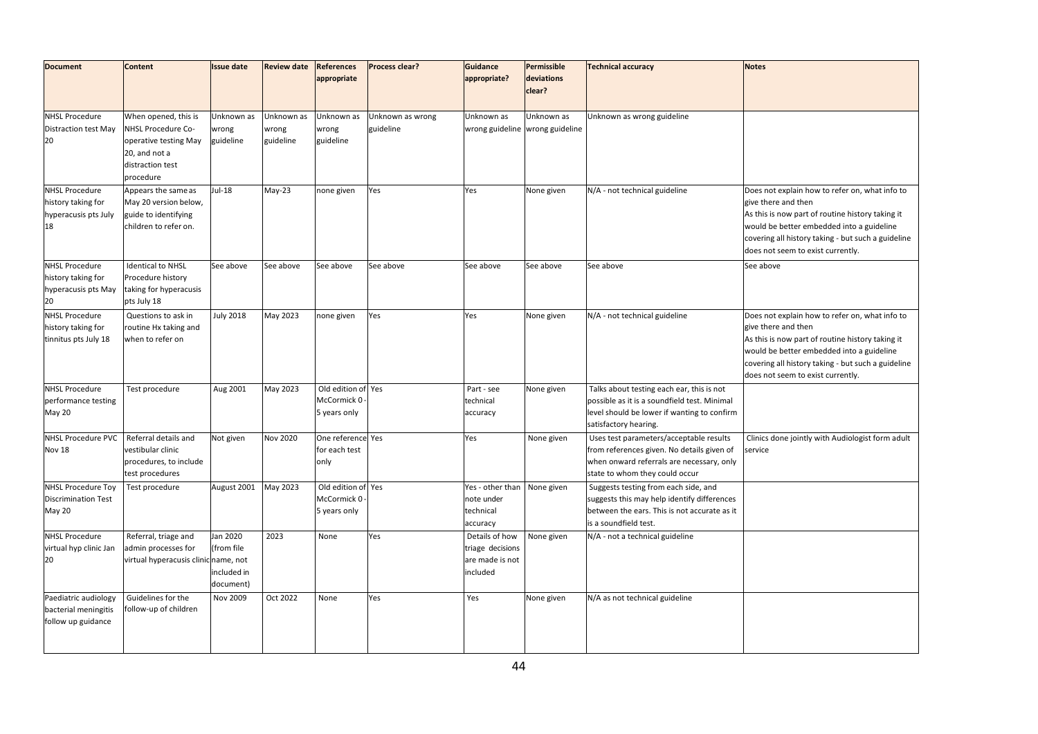| Document | Content | Issue date | Review date | References appropriate | Process clear? | Guidance appropriate? | Permissible deviations clear? | Technical accuracy | Notes |
|---|---|---|---|---|---|---|---|---|---|
| NHSL Procedure Distraction test May 20 | When opened, this is NHSL Procedure Co-operative testing May 20, and not a distraction test procedure | Unknown as wrong guideline | Unknown as wrong guideline | Unknown as wrong guideline | Unknown as wrong guideline | Unknown as wrong guideline | Unknown as wrong guideline | Unknown as wrong guideline | |
| NHSL Procedure history taking for hyperacusis pts July 18 | Appears the same as May 20 version below, guide to identifying children to refer on. | Jul-18 | May-23 | none given | Yes | Yes | None given | N/A - not technical guideline | Does not explain how to refer on, what info to give there and then<br>As this is now part of routine history taking it would be better embedded into a guideline covering all history taking - but such a guideline does not seem to exist currently. |
| NHSL Procedure history taking for hyperacusis pts May 20 | Identical to NHSL Procedure history taking for hyperacusis pts July 18 | See above | See above | See above | See above | See above | See above | See above | See above |
| NHSL Procedure history taking for tinnitus pts July 18 | Questions to ask in routine Hx taking and when to refer on | July 2018 | May 2023 | none given | Yes | Yes | None given | N/A - not technical guideline | Does not explain how to refer on, what info to give there and then<br>As this is now part of routine history taking it would be better embedded into a guideline covering all history taking - but such a guideline does not seem to exist currently. |
| NHSL Procedure performance testing May 20 | Test procedure | Aug 2001 | May 2023 | Old edition of McCormick 0 - 5 years only | Yes | Part - see technical accuracy | None given | Talks about testing each ear, this is not possible as it is a soundfield test. Minimal level should be lower if wanting to confirm satisfactory hearing. | |
| NHSL Procedure PVC Nov 18 | Referral details and vestibular clinic procedures, to include test procedures | Not given | Nov 2020 | One reference for each test only | Yes | Yes | None given | Uses test parameters/acceptable results from references given. No details given of when onward referrals are necessary, only state to whom they could occur | Clinics done jointly with Audiologist form adult service |
| NHSL Procedure Toy Discrimination Test May 20 | Test procedure | August 2001 | May 2023 | Old edition of McCormick 0 - 5 years only | Yes | Yes - other than note under technical accuracy | None given | Suggests testing from each side, and suggests this may help identify differences between the ears. This is not accurate as it is a soundfield test. | |
| NHSL Procedure virtual hyp clinic Jan 20 | Referral, triage and admin processes for virtual hyperacusis clinic | Jan 2020 (from file name, not included in document) | 2023 | None | Yes | Details of how triage decisions are made is not included | None given | N/A - not a technical guideline | |
| Paediatric audiology bacterial meningitis follow up guidance | Guidelines for the follow-up of children | Nov 2009 | Oct 2022 | None | Yes | Yes | None given | N/A as not technical guideline | |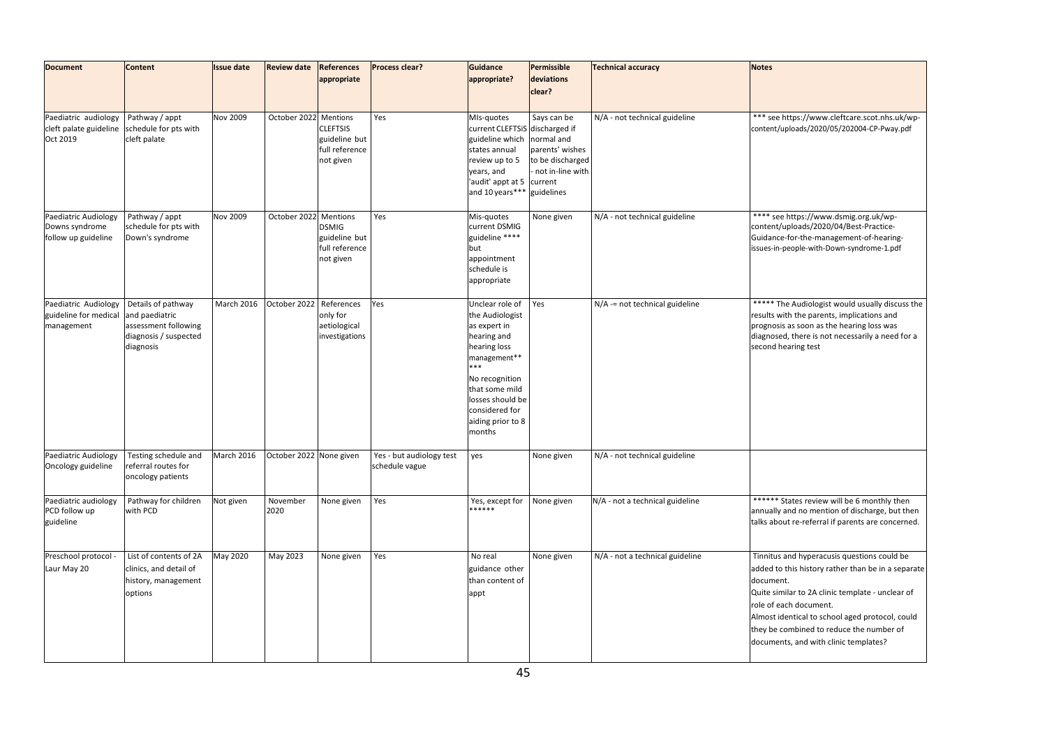| Document | Content | Issue date | Review date | References appropriate | Process clear? | Guidance appropriate? | Permissible deviations clear? | Technical accuracy | Notes |
|---|---|---|---|---|---|---|---|---|---|
| Paediatric audiology cleft palate guideline Oct 2019 | Pathway / appt schedule for pts with cleft palate | Nov 2009 | October 2022 | Mentions CLEFTSIS guideline but full reference not given | Yes | MIs-quotes current CLEFTSIS guideline which states annual review up to 5 years, and 'audit' appt at 5 and 10 years*** | Says can be discharged if normal and parents' wishes to be discharged - not in-line with current guidelines | N/A - not technical guideline | *** see https://www.cleftcare.scot.nhs.uk/wp-content/uploads/2020/05/202004-CP-Pway.pdf |
| Paediatric Audiology Downs syndrome follow up guideline | Pathway / appt schedule for pts with Down's syndrome | Nov 2009 | October 2022 | Mentions DSMIG guideline but full reference not given | Yes | Mis-quotes current DSMIG guideline **** but appointment schedule is appropriate | None given | N/A - not technical guideline | **** see https://www.dsmig.org.uk/wp-content/uploads/2020/04/Best-Practice-Guidance-for-the-management-of-hearing-issues-in-people-with-Down-syndrome-1.pdf |
| Paediatric Audiology guideline for medical management | Details of pathway and paediatric assessment following diagnosis / suspected diagnosis | March 2016 | October 2022 | References only for aetiological investigations | Yes | Unclear role of the Audiologist as expert in hearing and hearing loss management***** No recognition that some mild losses should be considered for aiding prior to 8 months | Yes | N/A -= not technical guideline | ***** The Audiologist would usually discuss the results with the parents, implications and prognosis as soon as the hearing loss was diagnosed, there is not necessarily a need for a second hearing test |
| Paediatric Audiology Oncology guideline | Testing schedule and referral routes for oncology patients | March 2016 | October 2022 | None given | Yes - but audiology test schedule vague | yes | None given | N/A - not technical guideline | |
| Paediatric audiology PCD follow up guideline | Pathway for children with PCD | Not given | November 2020 | None given | Yes | Yes, except for ****** | None given | N/A - not a technical guideline | ****** States review will be 6 monthly then annually and no mention of discharge, but then talks about re-referral if parents are concerned. |
| Preschool protocol - Laur May 20 | List of contents of 2A clinics, and detail of history, management options | May 2020 | May 2023 | None given | Yes | No real guidance other than content of appt | None given | N/A - not a technical guideline | Tinnitus and hyperacusis questions could be added to this history rather than be in a separate document.<br>Quite similar to 2A clinic template - unclear of role of each document.<br>Almost identical to school aged protocol, could they be combined to reduce the number of documents, and with clinic templates? |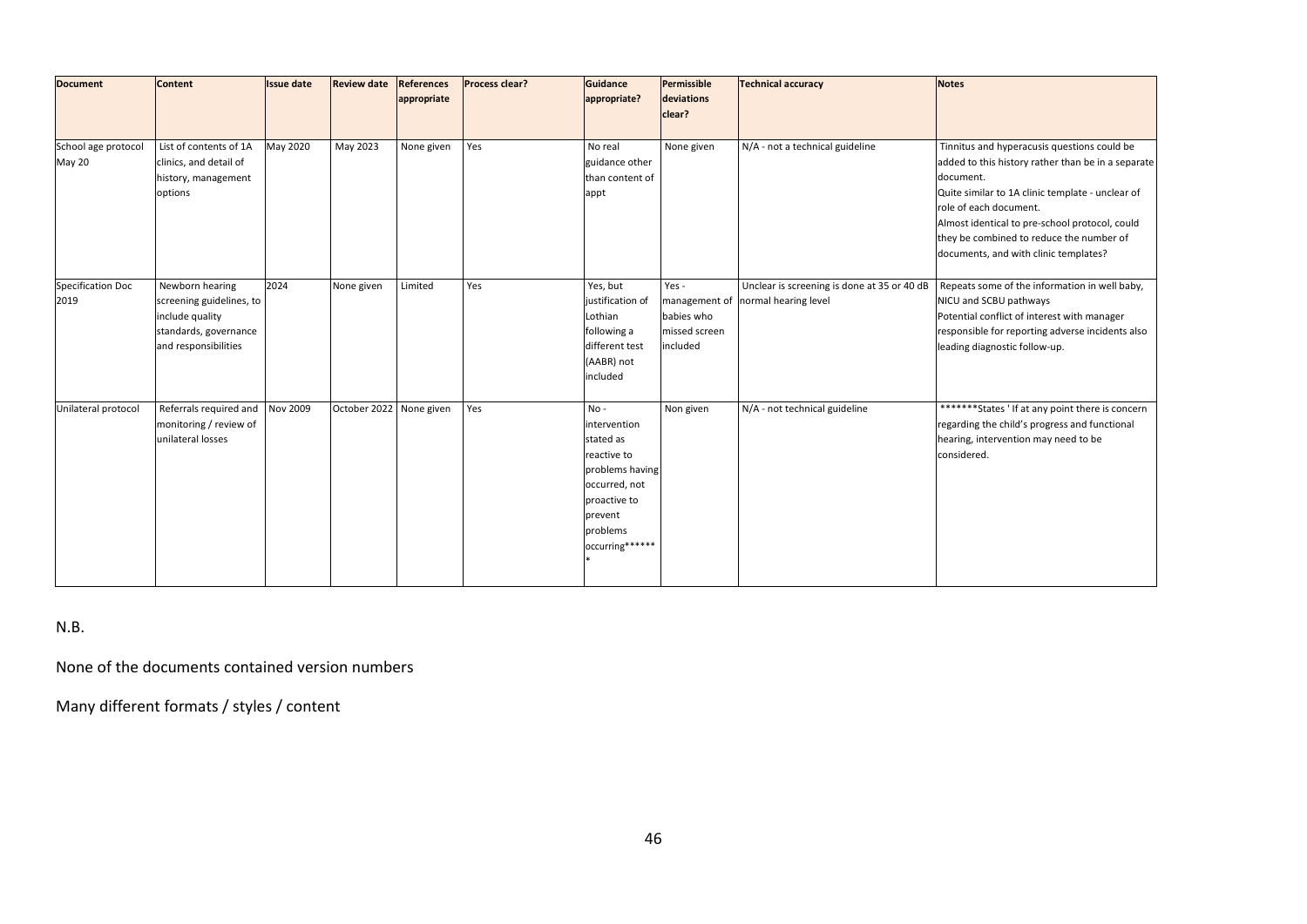| Document | Content | Issue date | Review date | References appropriate | Process clear? | Guidance appropriate? | Permissible deviations clear? | Technical accuracy | Notes |
| --- | --- | --- | --- | --- | --- | --- | --- | --- | --- |
| School age protocol May 20 | List of contents of 1A clinics, and detail of history, management options | May 2020 | May 2023 | None given | Yes | No real guidance other than content of appt | None given | N/A - not a technical guideline | Tinnitus and hyperacusis questions could be added to this history rather than be in a separate document. Quite similar to 1A clinic template - unclear of role of each document. Almost identical to pre-school protocol, could they be combined to reduce the number of documents, and with clinic templates? |
| Specification Doc 2019 | Newborn hearing screening guidelines, to include quality standards, governance and responsibilities | 2024 | None given | Limited | Yes | Yes, but justification of Lothian following a different test (AABR) not included | Yes - management of babies who missed screen included | Unclear is screening is done at 35 or 40 dB normal hearing level | Repeats some of the information in well baby, NICU and SCBU pathways Potential conflict of interest with manager responsible for reporting adverse incidents also leading diagnostic follow-up. |
| Unilateral protocol | Referrals required and monitoring / review of unilateral losses | Nov 2009 | October 2022 | None given | Yes | No - intervention stated as reactive to problems having occurred, not proactive to prevent problems occurring******* | Non given | N/A - not technical guideline | *******States ' If at any point there is concern regarding the child's progress and functional hearing, intervention may need to be considered. |

N.B.

None of the documents contained version numbers

Many different formats / styles / content